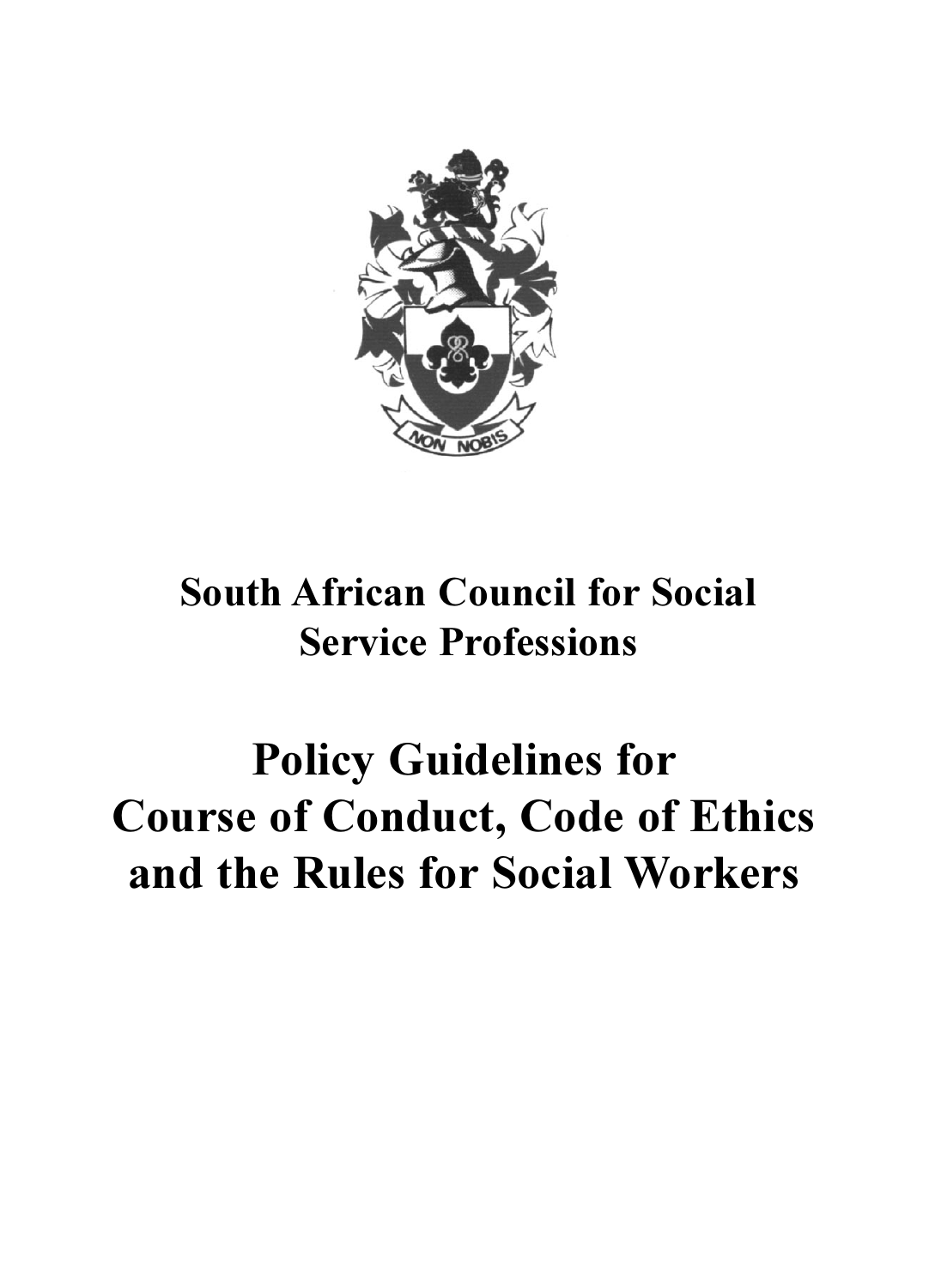**South African Council for Social Service Professions**

# Policy Guidelines for Course of Conduct, Code of Ethics and the Rules for Social Workers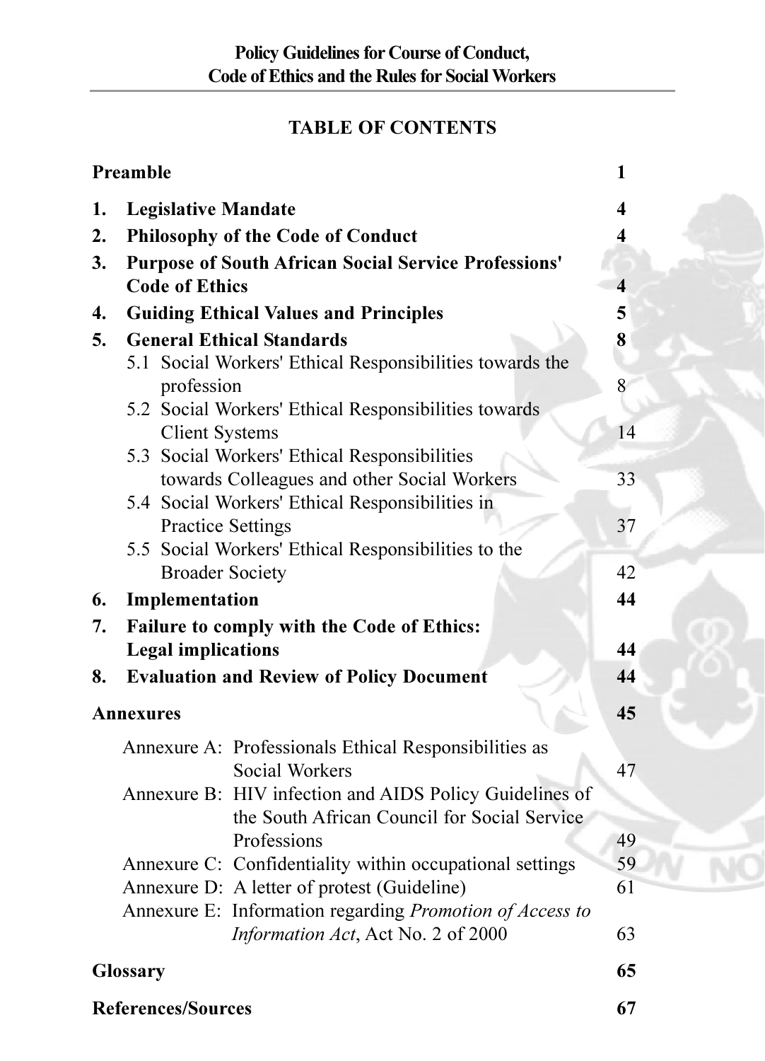## TABLE OF CONTENTS

| | | |
|---|---|---|
| **Preamble** | | **1** |
| **1.** | **Legislative Mandate** | **4** |
| **2.** | **Philosophy of the Code of Conduct** | **4** |
| **3.** | **Purpose of South African Social Service Professions' Code of Ethics** | **4** |
| **4.** | **Guiding Ethical Values and Principles** | **5** |
| **5.** | **General Ethical Standards** | **8** |
| | 5.1 Social Workers' Ethical Responsibilities towards the profession | 8 |
| | 5.2 Social Workers' Ethical Responsibilities towards Client Systems | 14 |
| | 5.3 Social Workers' Ethical Responsibilities towards Colleagues and other Social Workers | 33 |
| | 5.4 Social Workers' Ethical Responsibilities in Practice Settings | 37 |
| | 5.5 Social Workers' Ethical Responsibilities to the Broader Society | 42 |
| **6.** | **Implementation** | **44** |
| **7.** | **Failure to comply with the Code of Ethics: Legal implications** | **44** |
| **8.** | **Evaluation and Review of Policy Document** | **44** |
| **Annexures** | | **45** |
| | Annexure A: Professionals Ethical Responsibilities as Social Workers | 47 |
| | Annexure B: HIV infection and AIDS Policy Guidelines of the South African Council for Social Service Professions | 49 |
| | Annexure C: Confidentiality within occupational settings | 59 |
| | Annexure D: A letter of protest (Guideline) | 61 |
| | Annexure E: Information regarding *Promotion of Access to Information Act*, Act No. 2 of 2000 | 63 |
| **Glossary** | | **65** |
| **References/Sources** | | **67** |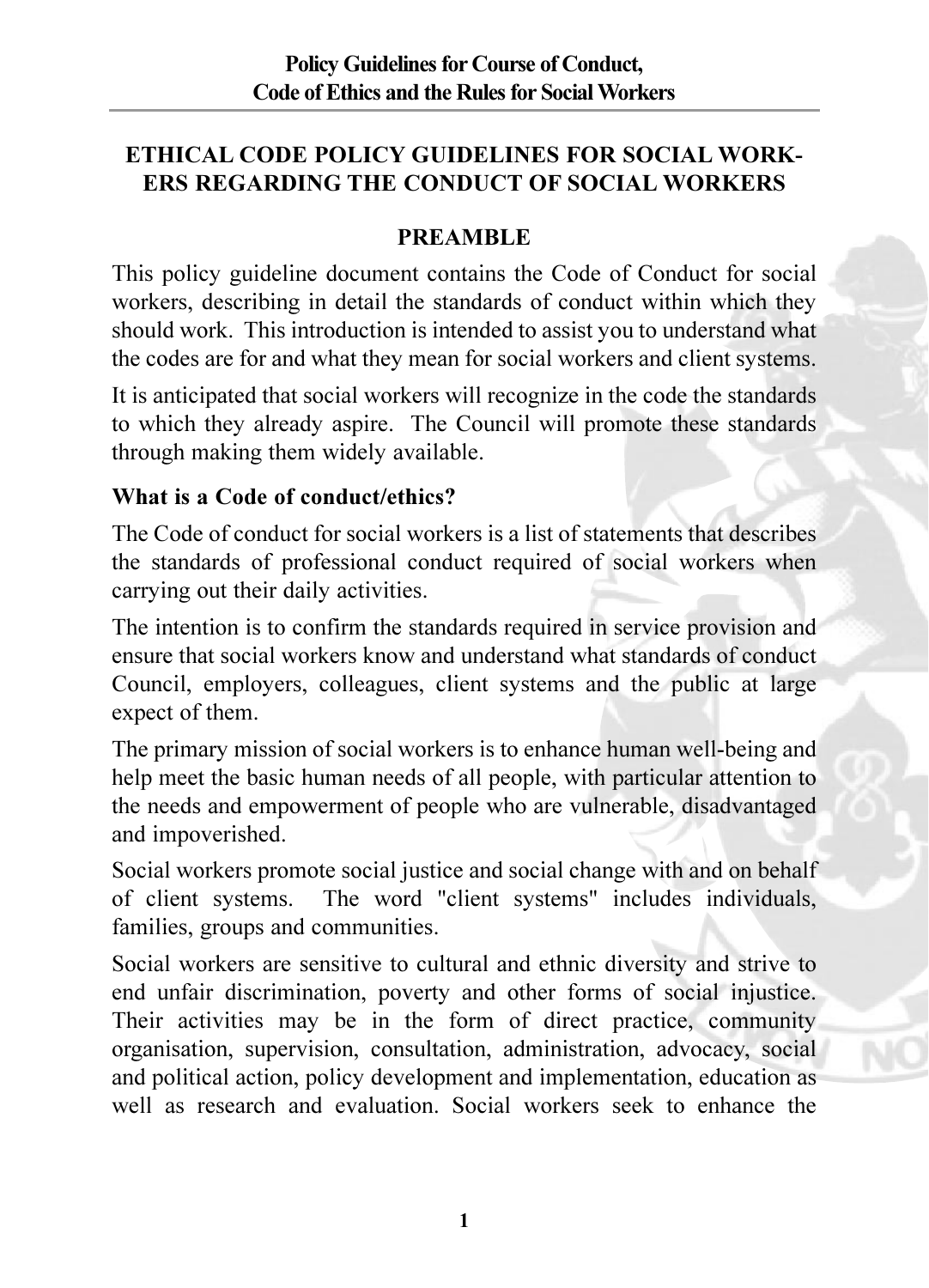## ETHICAL CODE POLICY GUIDELINES FOR SOCIAL WORKERS REGARDING THE CONDUCT OF SOCIAL WORKERS

### PREAMBLE

This policy guideline document contains the Code of Conduct for social workers, describing in detail the standards of conduct within which they should work. This introduction is intended to assist you to understand what the codes are for and what they mean for social workers and client systems.

It is anticipated that social workers will recognize in the code the standards to which they already aspire. The Council will promote these standards through making them widely available.

### What is a Code of conduct/ethics?

The Code of conduct for social workers is a list of statements that describes the standards of professional conduct required of social workers when carrying out their daily activities.

The intention is to confirm the standards required in service provision and ensure that social workers know and understand what standards of conduct Council, employers, colleagues, client systems and the public at large expect of them.

The primary mission of social workers is to enhance human well-being and help meet the basic human needs of all people, with particular attention to the needs and empowerment of people who are vulnerable, disadvantaged and impoverished.

Social workers promote social justice and social change with and on behalf of client systems. The word "client systems" includes individuals, families, groups and communities.

Social workers are sensitive to cultural and ethnic diversity and strive to end unfair discrimination, poverty and other forms of social injustice. Their activities may be in the form of direct practice, community organisation, supervision, consultation, administration, advocacy, social and political action, policy development and implementation, education as well as research and evaluation. Social workers seek to enhance the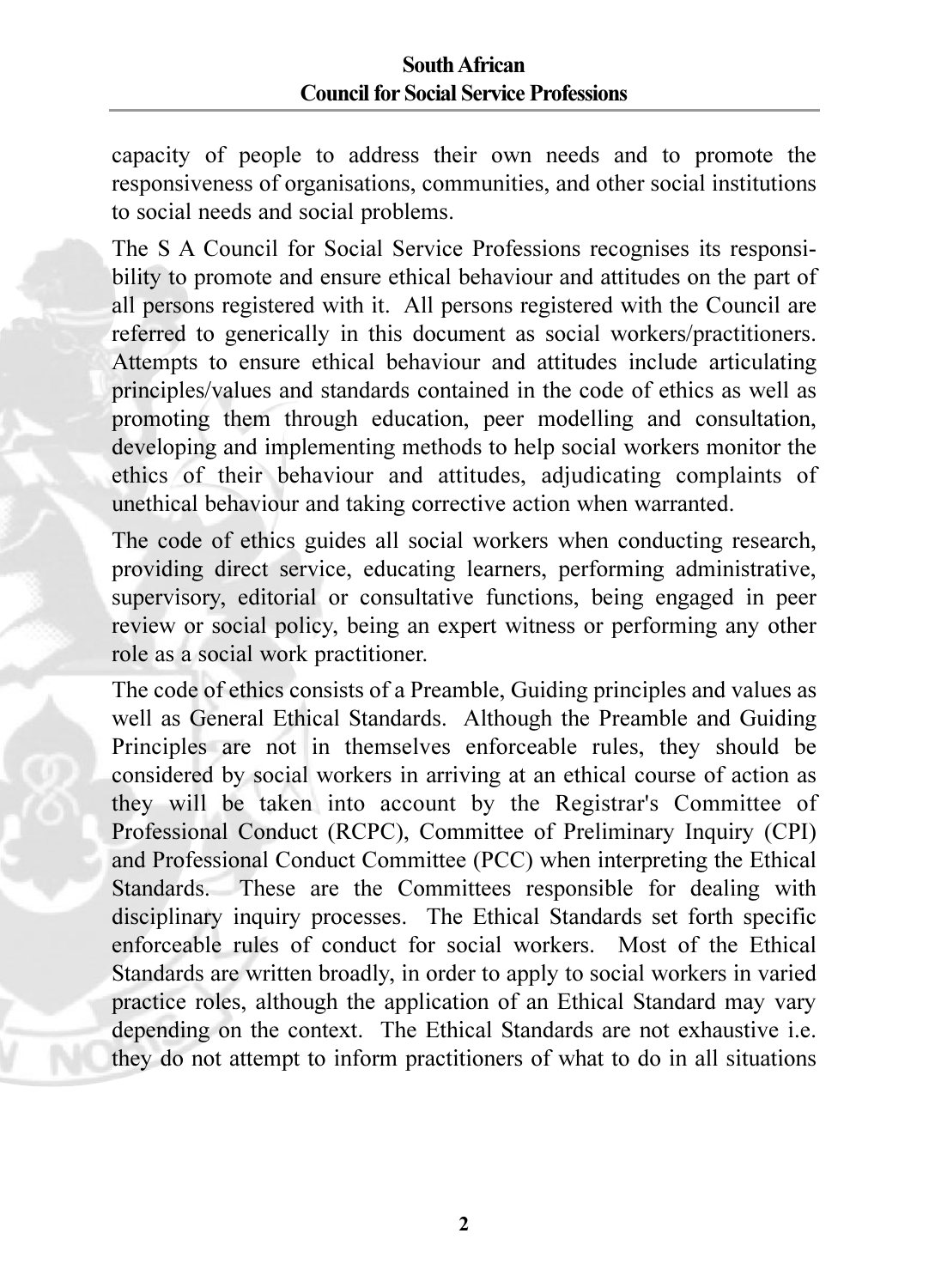capacity of people to address their own needs and to promote the responsiveness of organisations, communities, and other social institutions to social needs and social problems.

The S A Council for Social Service Professions recognises its responsibility to promote and ensure ethical behaviour and attitudes on the part of all persons registered with it. All persons registered with the Council are referred to generically in this document as social workers/practitioners. Attempts to ensure ethical behaviour and attitudes include articulating principles/values and standards contained in the code of ethics as well as promoting them through education, peer modelling and consultation, developing and implementing methods to help social workers monitor the ethics of their behaviour and attitudes, adjudicating complaints of unethical behaviour and taking corrective action when warranted.

The code of ethics guides all social workers when conducting research, providing direct service, educating learners, performing administrative, supervisory, editorial or consultative functions, being engaged in peer review or social policy, being an expert witness or performing any other role as a social work practitioner.

The code of ethics consists of a Preamble, Guiding principles and values as well as General Ethical Standards. Although the Preamble and Guiding Principles are not in themselves enforceable rules, they should be considered by social workers in arriving at an ethical course of action as they will be taken into account by the Registrar's Committee of Professional Conduct (RCPC), Committee of Preliminary Inquiry (CPI) and Professional Conduct Committee (PCC) when interpreting the Ethical Standards. These are the Committees responsible for dealing with disciplinary inquiry processes. The Ethical Standards set forth specific enforceable rules of conduct for social workers. Most of the Ethical Standards are written broadly, in order to apply to social workers in varied practice roles, although the application of an Ethical Standard may vary depending on the context. The Ethical Standards are not exhaustive i.e. they do not attempt to inform practitioners of what to do in all situations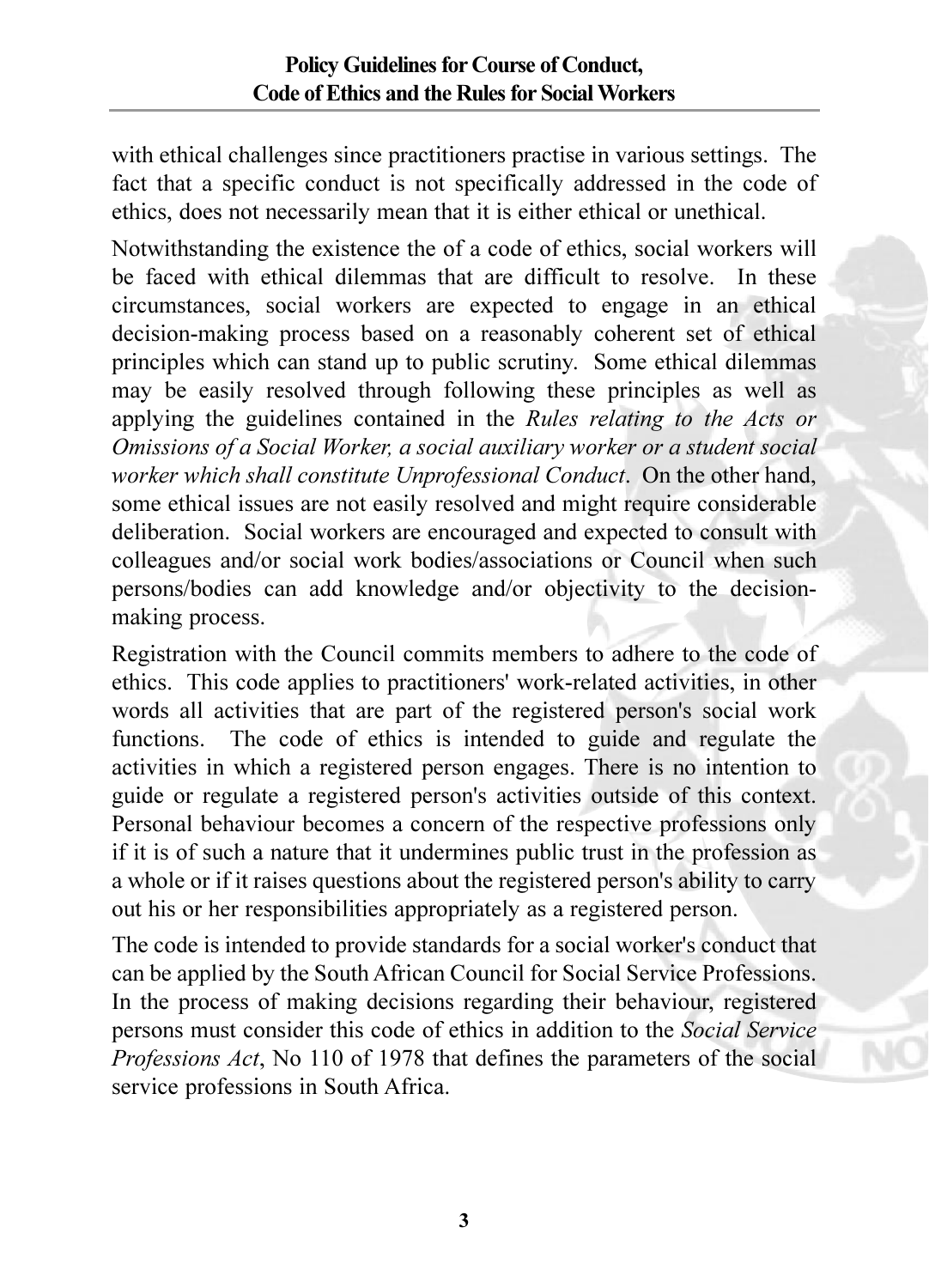with ethical challenges since practitioners practise in various settings. The fact that a specific conduct is not specifically addressed in the code of ethics, does not necessarily mean that it is either ethical or unethical.

Notwithstanding the existence the of a code of ethics, social workers will be faced with ethical dilemmas that are difficult to resolve. In these circumstances, social workers are expected to engage in an ethical decision-making process based on a reasonably coherent set of ethical principles which can stand up to public scrutiny. Some ethical dilemmas may be easily resolved through following these principles as well as applying the guidelines contained in the *Rules relating to the Acts or Omissions of a Social Worker, a social auxiliary worker or a student social worker which shall constitute Unprofessional Conduct*. On the other hand, some ethical issues are not easily resolved and might require considerable deliberation. Social workers are encouraged and expected to consult with colleagues and/or social work bodies/associations or Council when such persons/bodies can add knowledge and/or objectivity to the decision-making process.

Registration with the Council commits members to adhere to the code of ethics. This code applies to practitioners' work-related activities, in other words all activities that are part of the registered person's social work functions. The code of ethics is intended to guide and regulate the activities in which a registered person engages. There is no intention to guide or regulate a registered person's activities outside of this context. Personal behaviour becomes a concern of the respective professions only if it is of such a nature that it undermines public trust in the profession as a whole or if it raises questions about the registered person's ability to carry out his or her responsibilities appropriately as a registered person.

The code is intended to provide standards for a social worker's conduct that can be applied by the South African Council for Social Service Professions. In the process of making decisions regarding their behaviour, registered persons must consider this code of ethics in addition to the *Social Service Professions Act*, No 110 of 1978 that defines the parameters of the social service professions in South Africa.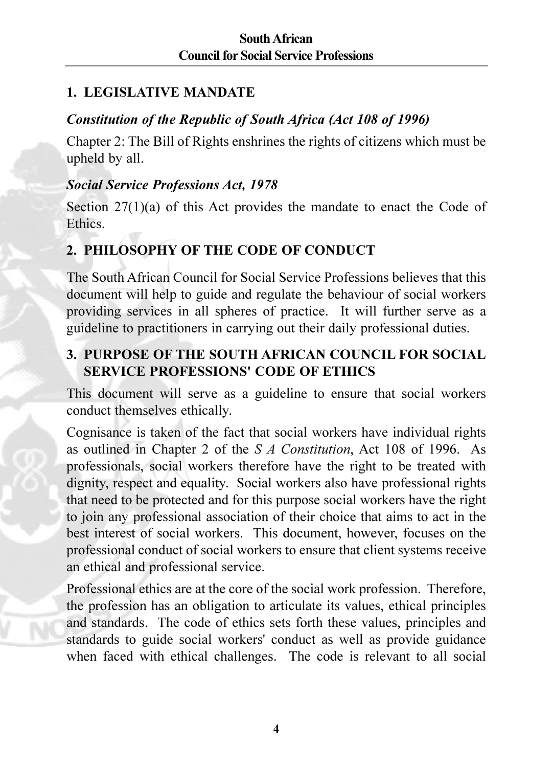## 1. LEGISLATIVE MANDATE

### *Constitution of the Republic of South Africa (Act 108 of 1996)*

Chapter 2: The Bill of Rights enshrines the rights of citizens which must be upheld by all.

### *Social Service Professions Act, 1978*

Section 27(1)(a) of this Act provides the mandate to enact the Code of Ethics.

## 2. PHILOSOPHY OF THE CODE OF CONDUCT

The South African Council for Social Service Professions believes that this document will help to guide and regulate the behaviour of social workers providing services in all spheres of practice. It will further serve as a guideline to practitioners in carrying out their daily professional duties.

## 3. PURPOSE OF THE SOUTH AFRICAN COUNCIL FOR SOCIAL SERVICE PROFESSIONS' CODE OF ETHICS

This document will serve as a guideline to ensure that social workers conduct themselves ethically.

Cognisance is taken of the fact that social workers have individual rights as outlined in Chapter 2 of the *S A Constitution*, Act 108 of 1996. As professionals, social workers therefore have the right to be treated with dignity, respect and equality. Social workers also have professional rights that need to be protected and for this purpose social workers have the right to join any professional association of their choice that aims to act in the best interest of social workers. This document, however, focuses on the professional conduct of social workers to ensure that client systems receive an ethical and professional service.

Professional ethics are at the core of the social work profession. Therefore, the profession has an obligation to articulate its values, ethical principles and standards. The code of ethics sets forth these values, principles and standards to guide social workers' conduct as well as provide guidance when faced with ethical challenges. The code is relevant to all social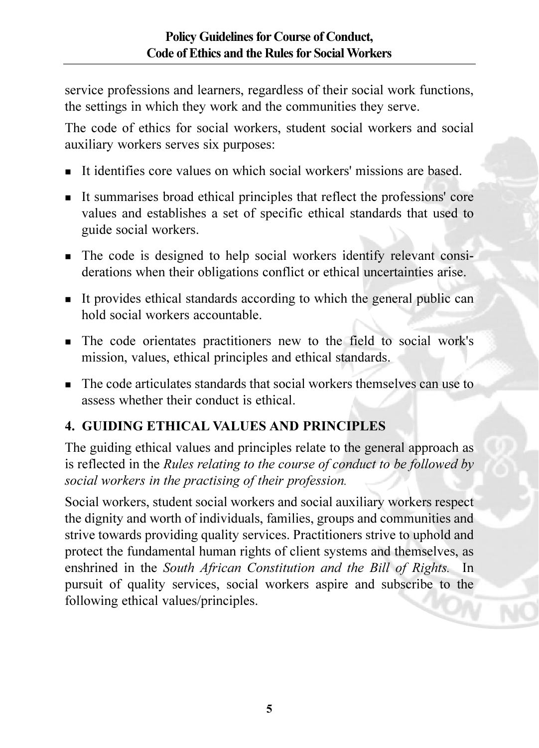service professions and learners, regardless of their social work functions, the settings in which they work and the communities they serve.

The code of ethics for social workers, student social workers and social auxiliary workers serves six purposes:

- It identifies core values on which social workers' missions are based.
- It summarises broad ethical principles that reflect the professions' core values and establishes a set of specific ethical standards that used to guide social workers.
- The code is designed to help social workers identify relevant considerations when their obligations conflict or ethical uncertainties arise.
- It provides ethical standards according to which the general public can hold social workers accountable.
- The code orientates practitioners new to the field to social work's mission, values, ethical principles and ethical standards.
- The code articulates standards that social workers themselves can use to assess whether their conduct is ethical.

## 4. GUIDING ETHICAL VALUES AND PRINCIPLES

The guiding ethical values and principles relate to the general approach as is reflected in the *Rules relating to the course of conduct to be followed by social workers in the practising of their profession.*

Social workers, student social workers and social auxiliary workers respect the dignity and worth of individuals, families, groups and communities and strive towards providing quality services. Practitioners strive to uphold and protect the fundamental human rights of client systems and themselves, as enshrined in the *South African Constitution and the Bill of Rights.* In pursuit of quality services, social workers aspire and subscribe to the following ethical values/principles.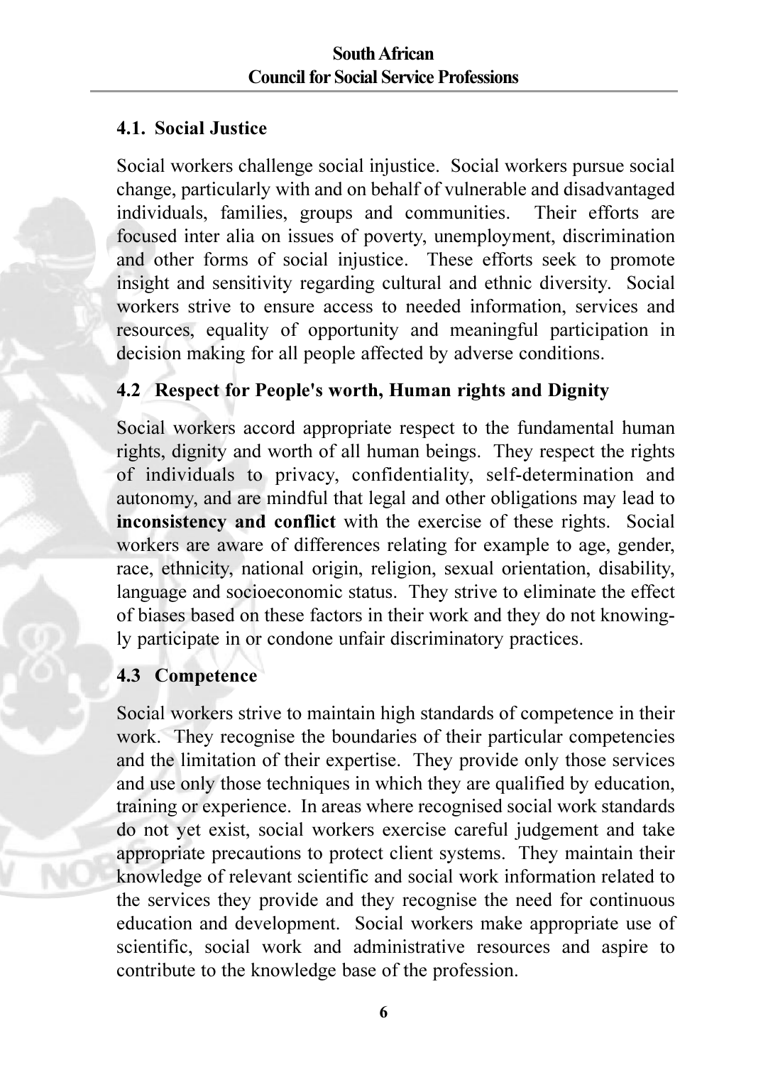### 4.1. Social Justice

Social workers challenge social injustice. Social workers pursue social change, particularly with and on behalf of vulnerable and disadvantaged individuals, families, groups and communities. Their efforts are focused inter alia on issues of poverty, unemployment, discrimination and other forms of social injustice. These efforts seek to promote insight and sensitivity regarding cultural and ethnic diversity. Social workers strive to ensure access to needed information, services and resources, equality of opportunity and meaningful participation in decision making for all people affected by adverse conditions.

### 4.2 Respect for People's worth, Human rights and Dignity

Social workers accord appropriate respect to the fundamental human rights, dignity and worth of all human beings. They respect the rights of individuals to privacy, confidentiality, self-determination and autonomy, and are mindful that legal and other obligations may lead to **inconsistency and conflict** with the exercise of these rights. Social workers are aware of differences relating for example to age, gender, race, ethnicity, national origin, religion, sexual orientation, disability, language and socioeconomic status. They strive to eliminate the effect of biases based on these factors in their work and they do not knowingly participate in or condone unfair discriminatory practices.

### 4.3 Competence

Social workers strive to maintain high standards of competence in their work. They recognise the boundaries of their particular competencies and the limitation of their expertise. They provide only those services and use only those techniques in which they are qualified by education, training or experience. In areas where recognised social work standards do not yet exist, social workers exercise careful judgement and take appropriate precautions to protect client systems. They maintain their knowledge of relevant scientific and social work information related to the services they provide and they recognise the need for continuous education and development. Social workers make appropriate use of scientific, social work and administrative resources and aspire to contribute to the knowledge base of the profession.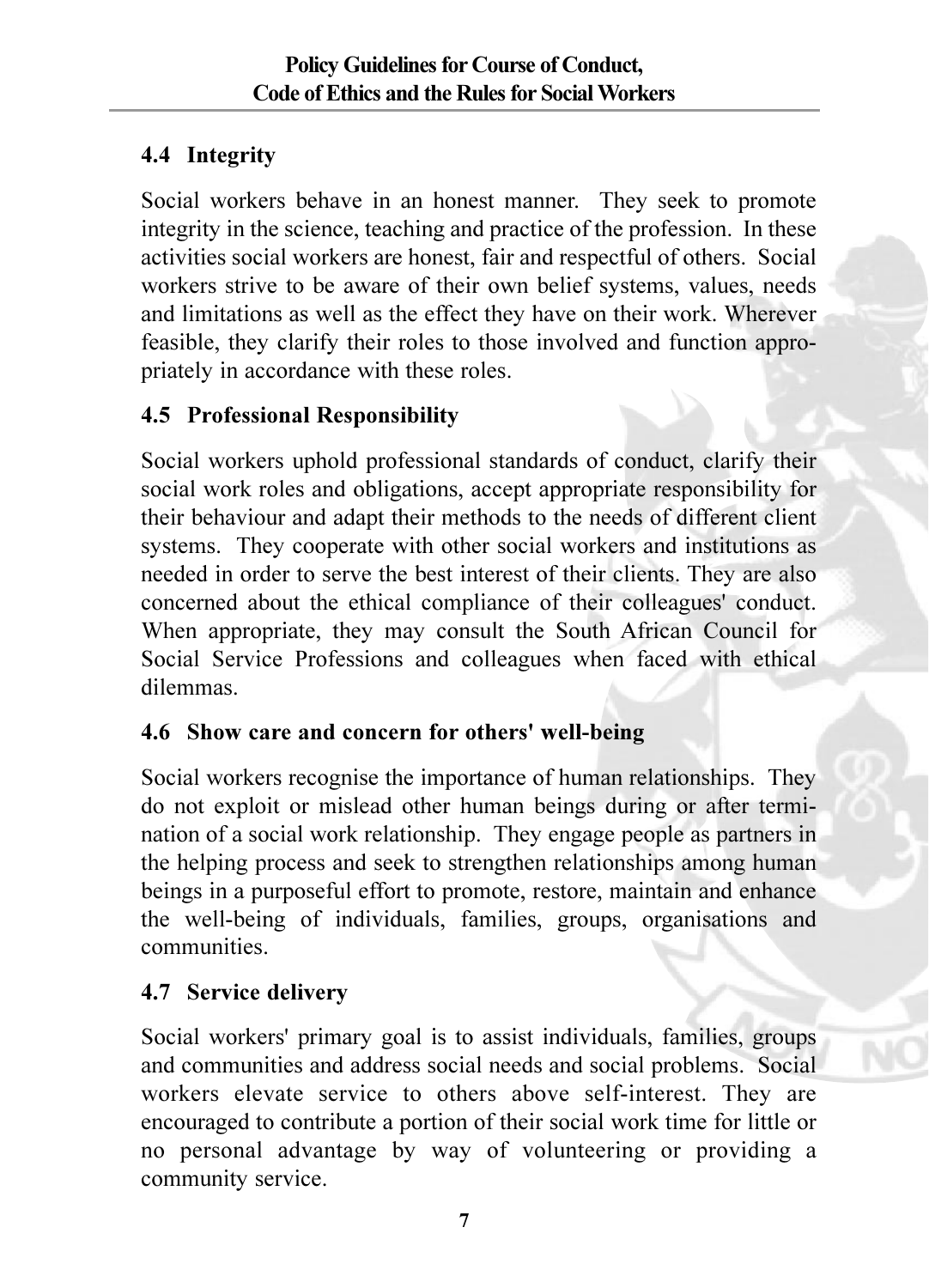### 4.4 Integrity

Social workers behave in an honest manner. They seek to promote integrity in the science, teaching and practice of the profession. In these activities social workers are honest, fair and respectful of others. Social workers strive to be aware of their own belief systems, values, needs and limitations as well as the effect they have on their work. Wherever feasible, they clarify their roles to those involved and function appropriately in accordance with these roles.

### 4.5 Professional Responsibility

Social workers uphold professional standards of conduct, clarify their social work roles and obligations, accept appropriate responsibility for their behaviour and adapt their methods to the needs of different client systems. They cooperate with other social workers and institutions as needed in order to serve the best interest of their clients. They are also concerned about the ethical compliance of their colleagues' conduct. When appropriate, they may consult the South African Council for Social Service Professions and colleagues when faced with ethical dilemmas.

### 4.6 Show care and concern for others' well-being

Social workers recognise the importance of human relationships. They do not exploit or mislead other human beings during or after termination of a social work relationship. They engage people as partners in the helping process and seek to strengthen relationships among human beings in a purposeful effort to promote, restore, maintain and enhance the well-being of individuals, families, groups, organisations and communities.

### 4.7 Service delivery

Social workers' primary goal is to assist individuals, families, groups and communities and address social needs and social problems. Social workers elevate service to others above self-interest. They are encouraged to contribute a portion of their social work time for little or no personal advantage by way of volunteering or providing a community service.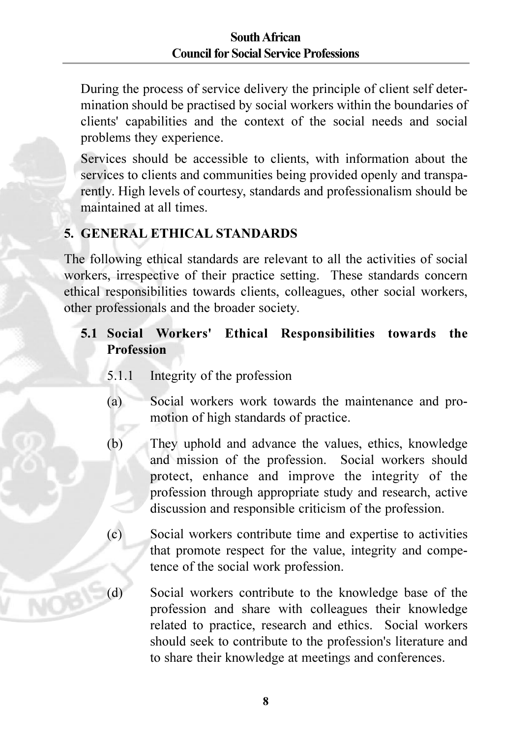During the process of service delivery the principle of client self determination should be practised by social workers within the boundaries of clients' capabilities and the context of the social needs and social problems they experience.

Services should be accessible to clients, with information about the services to clients and communities being provided openly and transparently. High levels of courtesy, standards and professionalism should be maintained at all times.

## 5. GENERAL ETHICAL STANDARDS

The following ethical standards are relevant to all the activities of social workers, irrespective of their practice setting. These standards concern ethical responsibilities towards clients, colleagues, other social workers, other professionals and the broader society.

### 5.1 Social Workers' Ethical Responsibilities towards the Profession

5.1.1 Integrity of the profession

(a) Social workers work towards the maintenance and promotion of high standards of practice.

(b) They uphold and advance the values, ethics, knowledge and mission of the profession. Social workers should protect, enhance and improve the integrity of the profession through appropriate study and research, active discussion and responsible criticism of the profession.

(c) Social workers contribute time and expertise to activities that promote respect for the value, integrity and competence of the social work profession.

(d) Social workers contribute to the knowledge base of the profession and share with colleagues their knowledge related to practice, research and ethics. Social workers should seek to contribute to the profession's literature and to share their knowledge at meetings and conferences.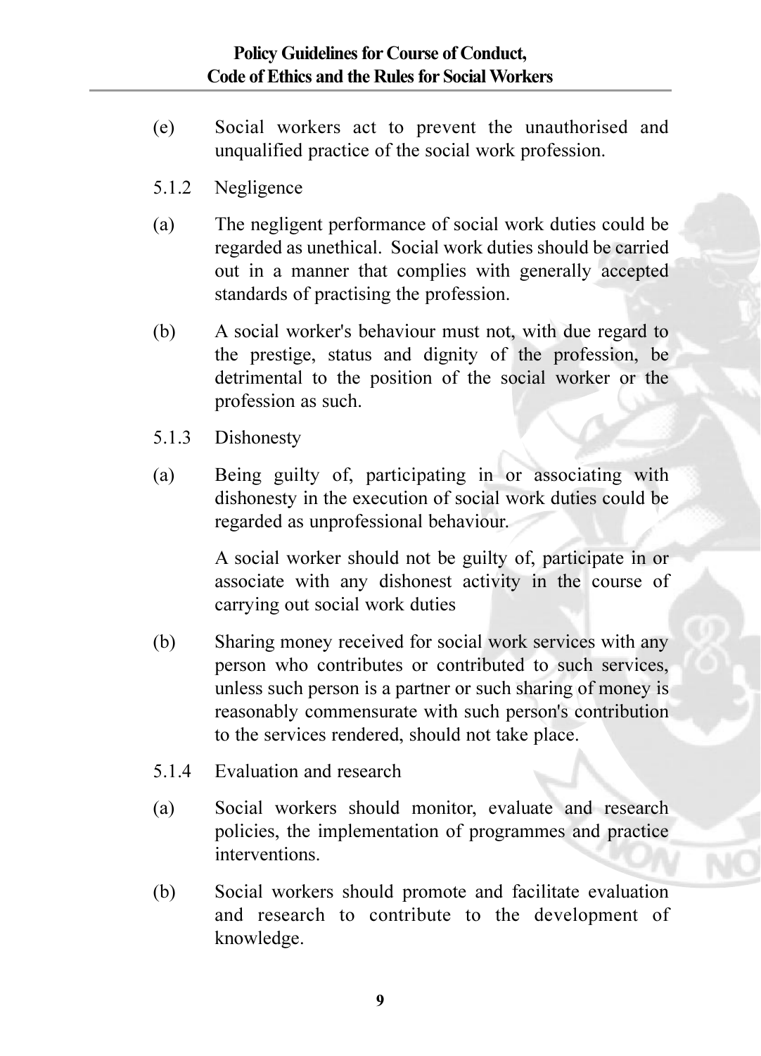(e) Social workers act to prevent the unauthorised and unqualified practice of the social work profession.

5.1.2 Negligence

(a) The negligent performance of social work duties could be regarded as unethical. Social work duties should be carried out in a manner that complies with generally accepted standards of practising the profession.

(b) A social worker's behaviour must not, with due regard to the prestige, status and dignity of the profession, be detrimental to the position of the social worker or the profession as such.

5.1.3 Dishonesty

(a) Being guilty of, participating in or associating with dishonesty in the execution of social work duties could be regarded as unprofessional behaviour.

A social worker should not be guilty of, participate in or associate with any dishonest activity in the course of carrying out social work duties

(b) Sharing money received for social work services with any person who contributes or contributed to such services, unless such person is a partner or such sharing of money is reasonably commensurate with such person's contribution to the services rendered, should not take place.

5.1.4 Evaluation and research

(a) Social workers should monitor, evaluate and research policies, the implementation of programmes and practice interventions.

(b) Social workers should promote and facilitate evaluation and research to contribute to the development of knowledge.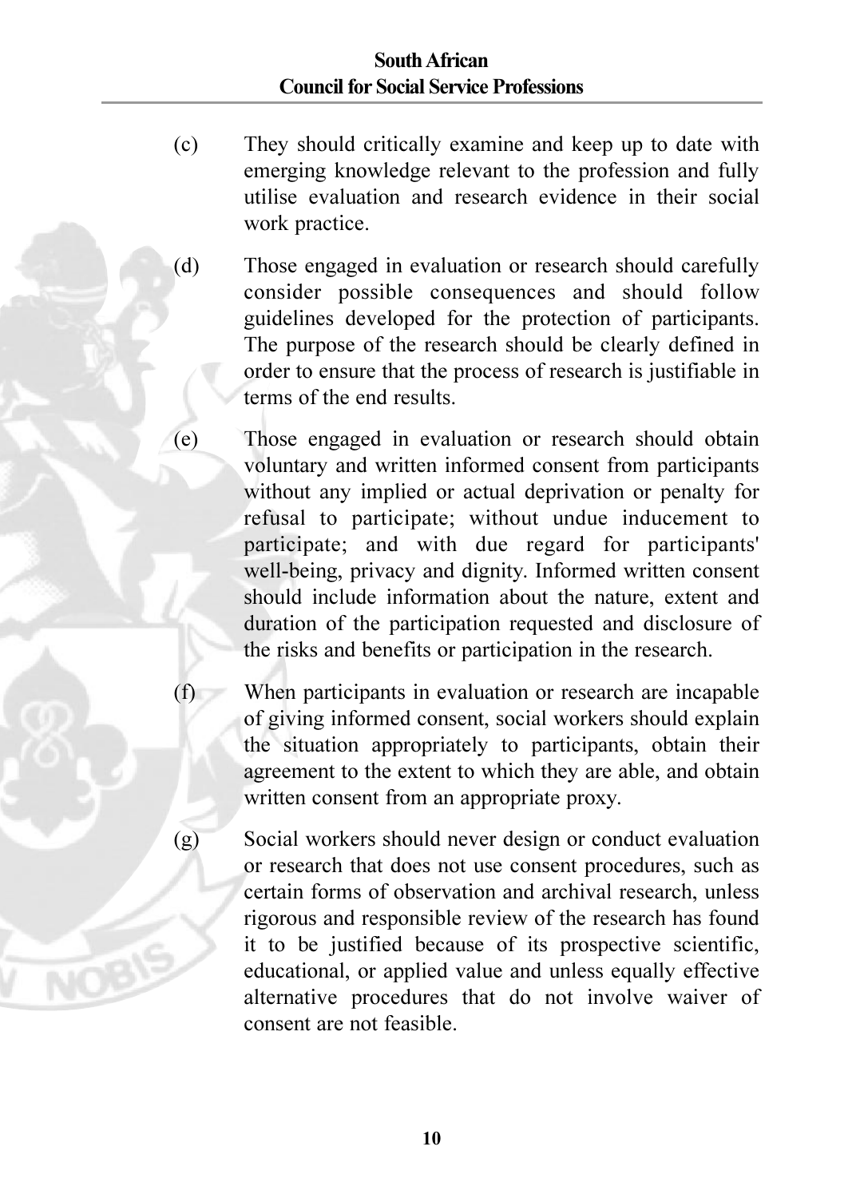(c) They should critically examine and keep up to date with emerging knowledge relevant to the profession and fully utilise evaluation and research evidence in their social work practice.

(d) Those engaged in evaluation or research should carefully consider possible consequences and should follow guidelines developed for the protection of participants. The purpose of the research should be clearly defined in order to ensure that the process of research is justifiable in terms of the end results.

(e) Those engaged in evaluation or research should obtain voluntary and written informed consent from participants without any implied or actual deprivation or penalty for refusal to participate; without undue inducement to participate; and with due regard for participants' well-being, privacy and dignity. Informed written consent should include information about the nature, extent and duration of the participation requested and disclosure of the risks and benefits or participation in the research.

(f) When participants in evaluation or research are incapable of giving informed consent, social workers should explain the situation appropriately to participants, obtain their agreement to the extent to which they are able, and obtain written consent from an appropriate proxy.

(g) Social workers should never design or conduct evaluation or research that does not use consent procedures, such as certain forms of observation and archival research, unless rigorous and responsible review of the research has found it to be justified because of its prospective scientific, educational, or applied value and unless equally effective alternative procedures that do not involve waiver of consent are not feasible.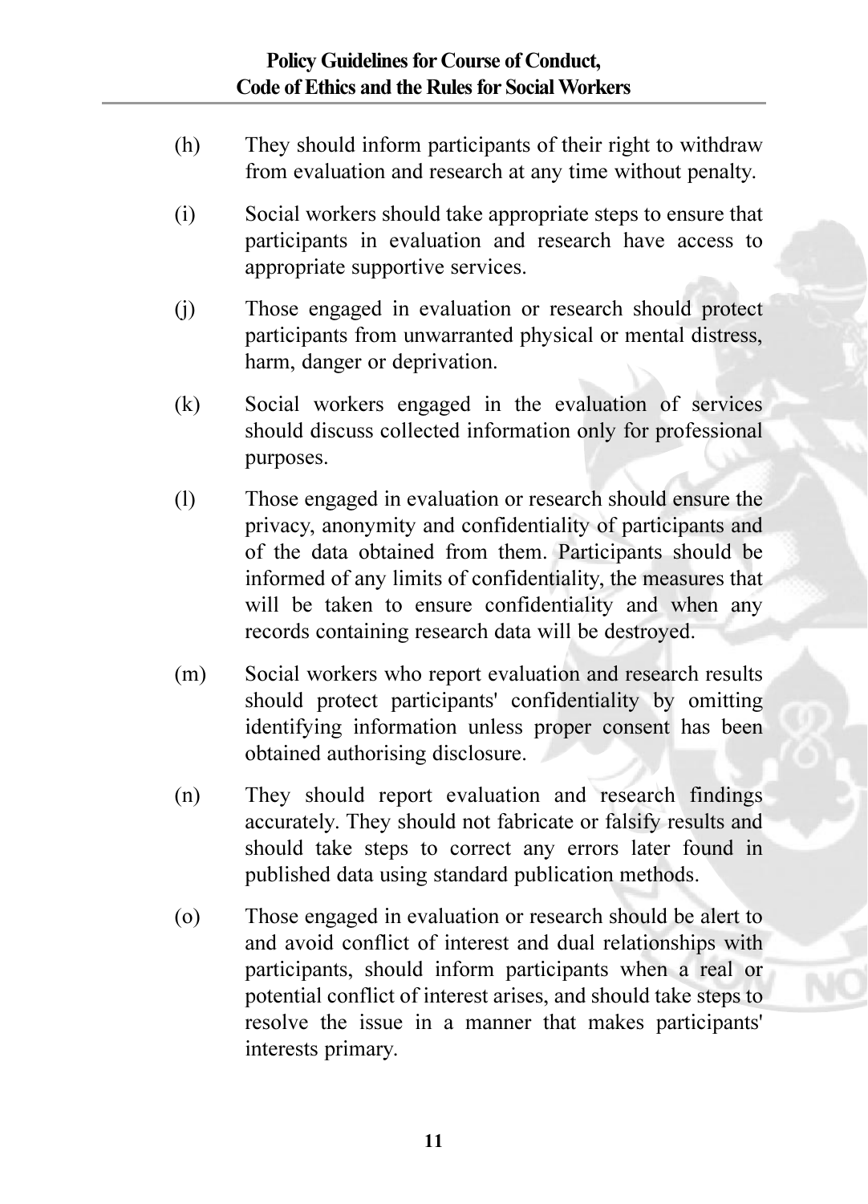(h) They should inform participants of their right to withdraw from evaluation and research at any time without penalty.

(i) Social workers should take appropriate steps to ensure that participants in evaluation and research have access to appropriate supportive services.

(j) Those engaged in evaluation or research should protect participants from unwarranted physical or mental distress, harm, danger or deprivation.

(k) Social workers engaged in the evaluation of services should discuss collected information only for professional purposes.

(l) Those engaged in evaluation or research should ensure the privacy, anonymity and confidentiality of participants and of the data obtained from them. Participants should be informed of any limits of confidentiality, the measures that will be taken to ensure confidentiality and when any records containing research data will be destroyed.

(m) Social workers who report evaluation and research results should protect participants' confidentiality by omitting identifying information unless proper consent has been obtained authorising disclosure.

(n) They should report evaluation and research findings accurately. They should not fabricate or falsify results and should take steps to correct any errors later found in published data using standard publication methods.

(o) Those engaged in evaluation or research should be alert to and avoid conflict of interest and dual relationships with participants, should inform participants when a real or potential conflict of interest arises, and should take steps to resolve the issue in a manner that makes participants' interests primary.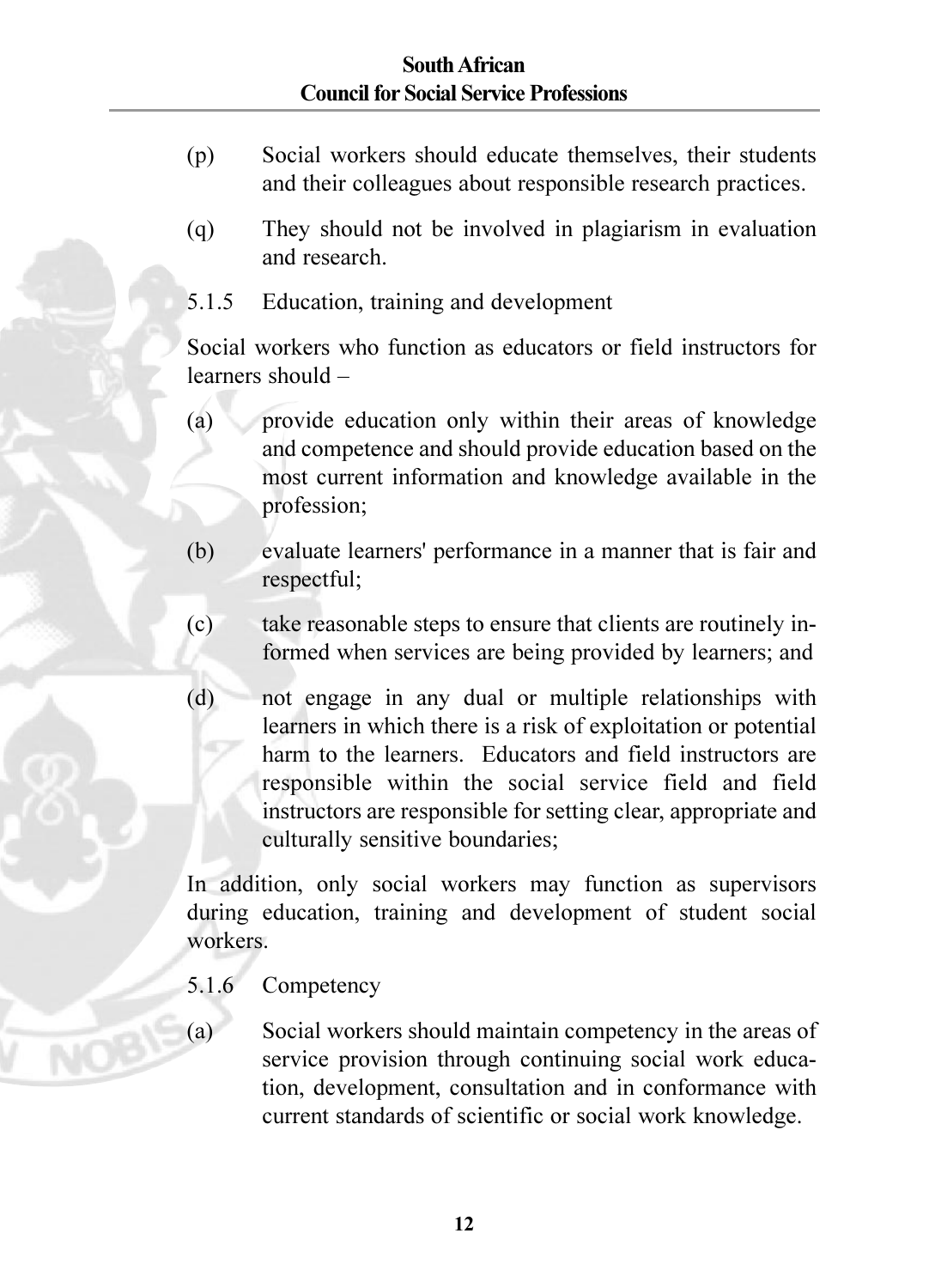(p) Social workers should educate themselves, their students and their colleagues about responsible research practices.

(q) They should not be involved in plagiarism in evaluation and research.

5.1.5 Education, training and development

Social workers who function as educators or field instructors for learners should –

(a) provide education only within their areas of knowledge and competence and should provide education based on the most current information and knowledge available in the profession;

(b) evaluate learners' performance in a manner that is fair and respectful;

(c) take reasonable steps to ensure that clients are routinely informed when services are being provided by learners; and

(d) not engage in any dual or multiple relationships with learners in which there is a risk of exploitation or potential harm to the learners. Educators and field instructors are responsible within the social service field and field instructors are responsible for setting clear, appropriate and culturally sensitive boundaries;

In addition, only social workers may function as supervisors during education, training and development of student social workers.

5.1.6 Competency

(a) Social workers should maintain competency in the areas of service provision through continuing social work education, development, consultation and in conformance with current standards of scientific or social work knowledge.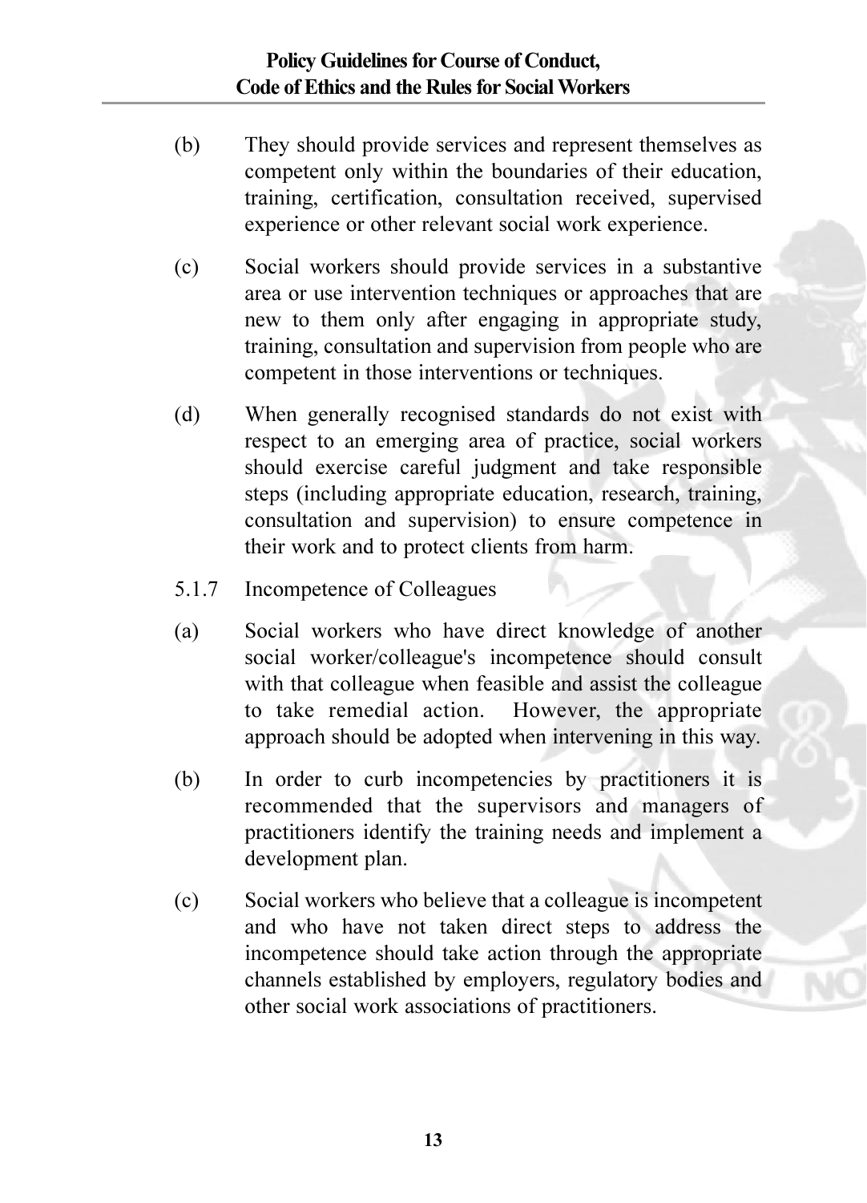(b) They should provide services and represent themselves as competent only within the boundaries of their education, training, certification, consultation received, supervised experience or other relevant social work experience.

(c) Social workers should provide services in a substantive area or use intervention techniques or approaches that are new to them only after engaging in appropriate study, training, consultation and supervision from people who are competent in those interventions or techniques.

(d) When generally recognised standards do not exist with respect to an emerging area of practice, social workers should exercise careful judgment and take responsible steps (including appropriate education, research, training, consultation and supervision) to ensure competence in their work and to protect clients from harm.

5.1.7 Incompetence of Colleagues

(a) Social workers who have direct knowledge of another social worker/colleague's incompetence should consult with that colleague when feasible and assist the colleague to take remedial action. However, the appropriate approach should be adopted when intervening in this way.

(b) In order to curb incompetencies by practitioners it is recommended that the supervisors and managers of practitioners identify the training needs and implement a development plan.

(c) Social workers who believe that a colleague is incompetent and who have not taken direct steps to address the incompetence should take action through the appropriate channels established by employers, regulatory bodies and other social work associations of practitioners.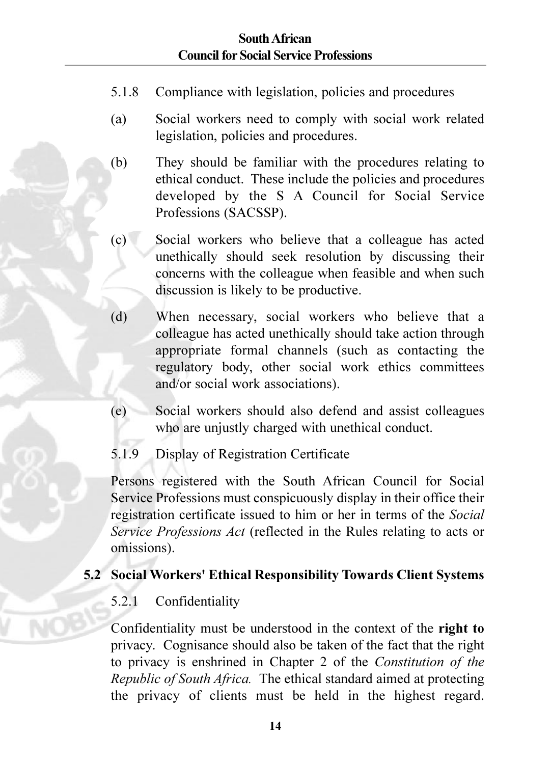5.1.8 Compliance with legislation, policies and procedures

(a) Social workers need to comply with social work related legislation, policies and procedures.

(b) They should be familiar with the procedures relating to ethical conduct. These include the policies and procedures developed by the S A Council for Social Service Professions (SACSSP).

(c) Social workers who believe that a colleague has acted unethically should seek resolution by discussing their concerns with the colleague when feasible and when such discussion is likely to be productive.

(d) When necessary, social workers who believe that a colleague has acted unethically should take action through appropriate formal channels (such as contacting the regulatory body, other social work ethics committees and/or social work associations).

(e) Social workers should also defend and assist colleagues who are unjustly charged with unethical conduct.

5.1.9 Display of Registration Certificate

Persons registered with the South African Council for Social Service Professions must conspicuously display in their office their registration certificate issued to him or her in terms of the *Social Service Professions Act* (reflected in the Rules relating to acts or omissions).

## 5.2 Social Workers' Ethical Responsibility Towards Client Systems

5.2.1 Confidentiality

Confidentiality must be understood in the context of the **right to** privacy. Cognisance should also be taken of the fact that the right to privacy is enshrined in Chapter 2 of the *Constitution of the Republic of South Africa.* The ethical standard aimed at protecting the privacy of clients must be held in the highest regard.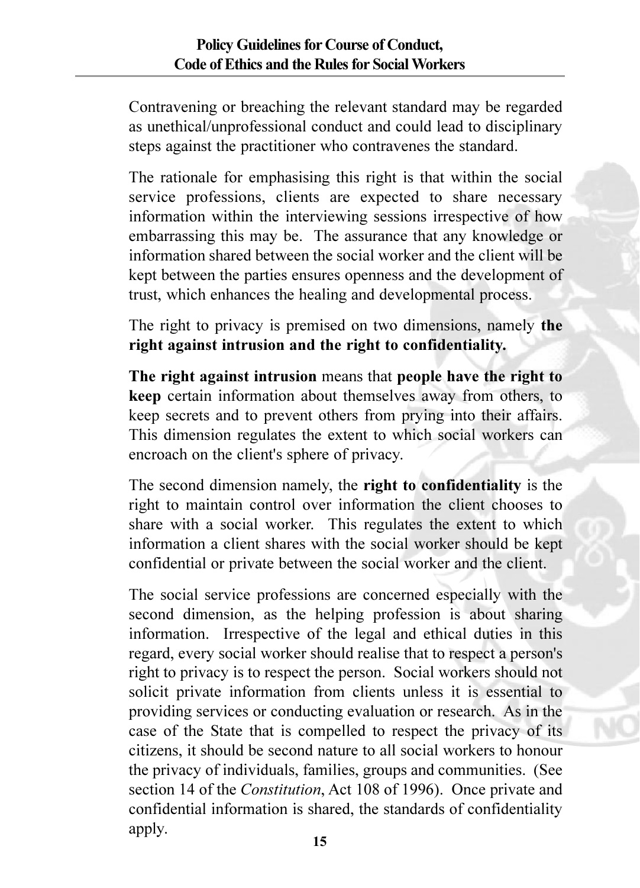Contravening or breaching the relevant standard may be regarded as unethical/unprofessional conduct and could lead to disciplinary steps against the practitioner who contravenes the standard.

The rationale for emphasising this right is that within the social service professions, clients are expected to share necessary information within the interviewing sessions irrespective of how embarrassing this may be. The assurance that any knowledge or information shared between the social worker and the client will be kept between the parties ensures openness and the development of trust, which enhances the healing and developmental process.

The right to privacy is premised on two dimensions, namely **the right against intrusion and the right to confidentiality.**

**The right against intrusion** means that **people have the right to keep** certain information about themselves away from others, to keep secrets and to prevent others from prying into their affairs. This dimension regulates the extent to which social workers can encroach on the client's sphere of privacy.

The second dimension namely, the **right to confidentiality** is the right to maintain control over information the client chooses to share with a social worker. This regulates the extent to which information a client shares with the social worker should be kept confidential or private between the social worker and the client.

The social service professions are concerned especially with the second dimension, as the helping profession is about sharing information. Irrespective of the legal and ethical duties in this regard, every social worker should realise that to respect a person's right to privacy is to respect the person. Social workers should not solicit private information from clients unless it is essential to providing services or conducting evaluation or research. As in the case of the State that is compelled to respect the privacy of its citizens, it should be second nature to all social workers to honour the privacy of individuals, families, groups and communities. (See section 14 of the *Constitution*, Act 108 of 1996). Once private and confidential information is shared, the standards of confidentiality apply.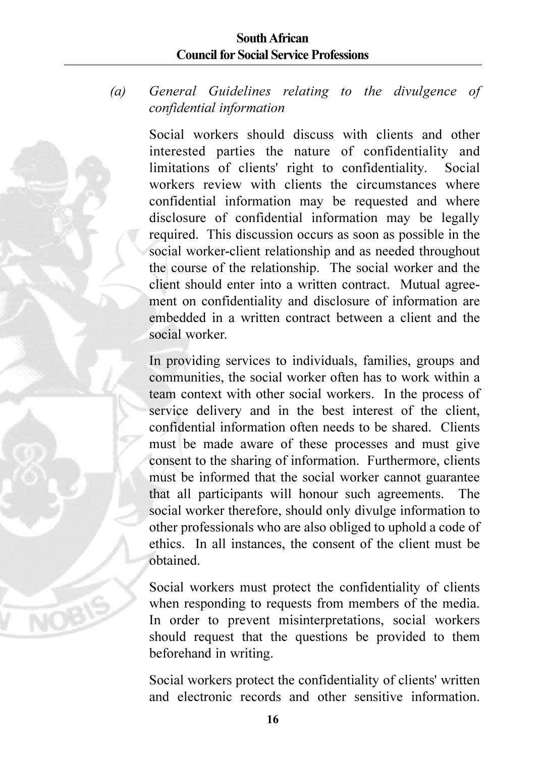*(a) General Guidelines relating to the divulgence of confidential information*

Social workers should discuss with clients and other interested parties the nature of confidentiality and limitations of clients' right to confidentiality. Social workers review with clients the circumstances where confidential information may be requested and where disclosure of confidential information may be legally required. This discussion occurs as soon as possible in the social worker-client relationship and as needed throughout the course of the relationship. The social worker and the client should enter into a written contract. Mutual agreement on confidentiality and disclosure of information are embedded in a written contract between a client and the social worker.

In providing services to individuals, families, groups and communities, the social worker often has to work within a team context with other social workers. In the process of service delivery and in the best interest of the client, confidential information often needs to be shared. Clients must be made aware of these processes and must give consent to the sharing of information. Furthermore, clients must be informed that the social worker cannot guarantee that all participants will honour such agreements. The social worker therefore, should only divulge information to other professionals who are also obliged to uphold a code of ethics. In all instances, the consent of the client must be obtained.

Social workers must protect the confidentiality of clients when responding to requests from members of the media. In order to prevent misinterpretations, social workers should request that the questions be provided to them beforehand in writing.

Social workers protect the confidentiality of clients' written and electronic records and other sensitive information.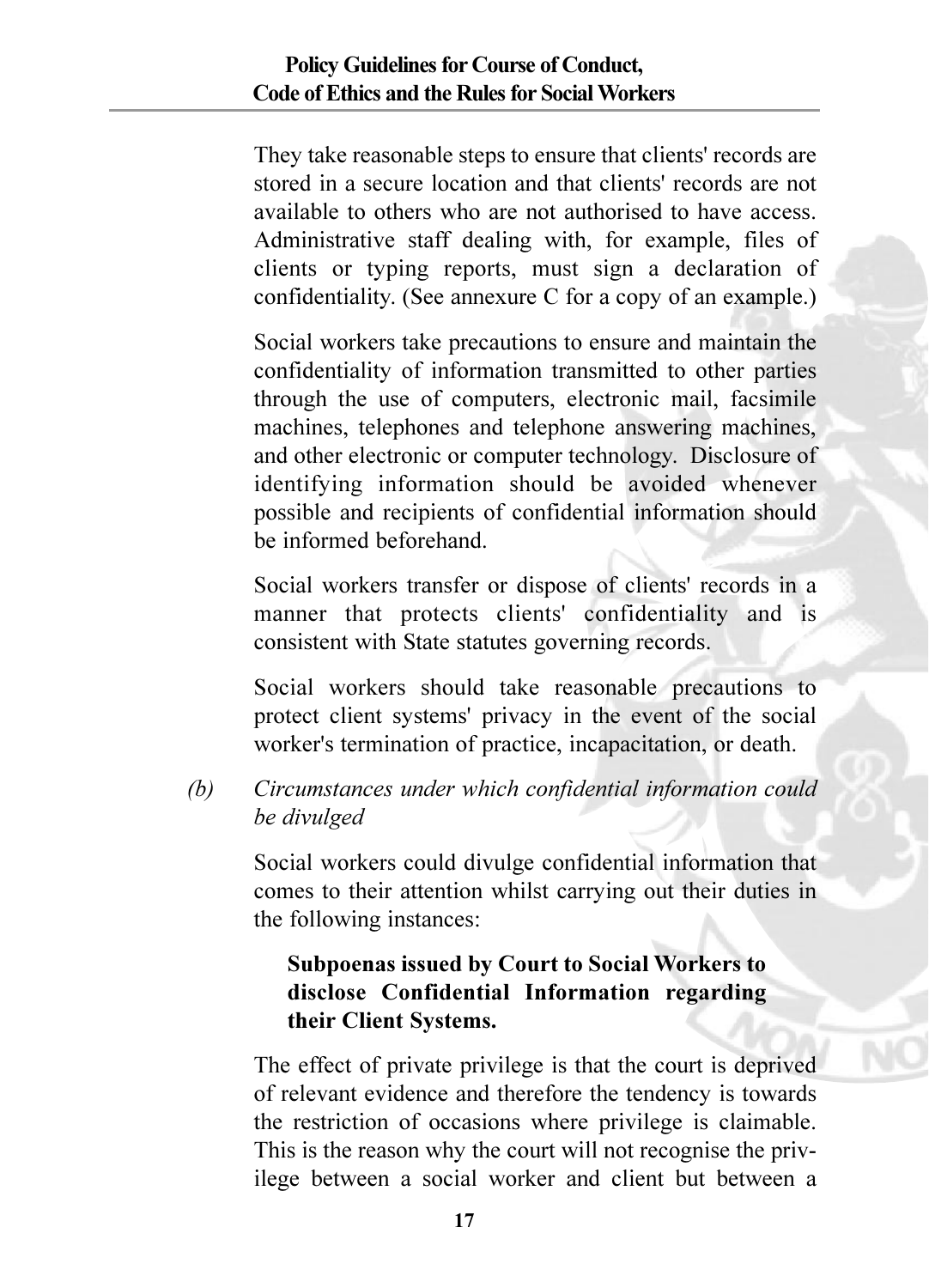They take reasonable steps to ensure that clients' records are stored in a secure location and that clients' records are not available to others who are not authorised to have access. Administrative staff dealing with, for example, files of clients or typing reports, must sign a declaration of confidentiality. (See annexure C for a copy of an example.)

Social workers take precautions to ensure and maintain the confidentiality of information transmitted to other parties through the use of computers, electronic mail, facsimile machines, telephones and telephone answering machines, and other electronic or computer technology. Disclosure of identifying information should be avoided whenever possible and recipients of confidential information should be informed beforehand.

Social workers transfer or dispose of clients' records in a manner that protects clients' confidentiality and is consistent with State statutes governing records.

Social workers should take reasonable precautions to protect client systems' privacy in the event of the social worker's termination of practice, incapacitation, or death.

*(b) Circumstances under which confidential information could be divulged*

Social workers could divulge confidential information that comes to their attention whilst carrying out their duties in the following instances:

**Subpoenas issued by Court to Social Workers to disclose Confidential Information regarding their Client Systems.**

The effect of private privilege is that the court is deprived of relevant evidence and therefore the tendency is towards the restriction of occasions where privilege is claimable. This is the reason why the court will not recognise the privilege between a social worker and client but between a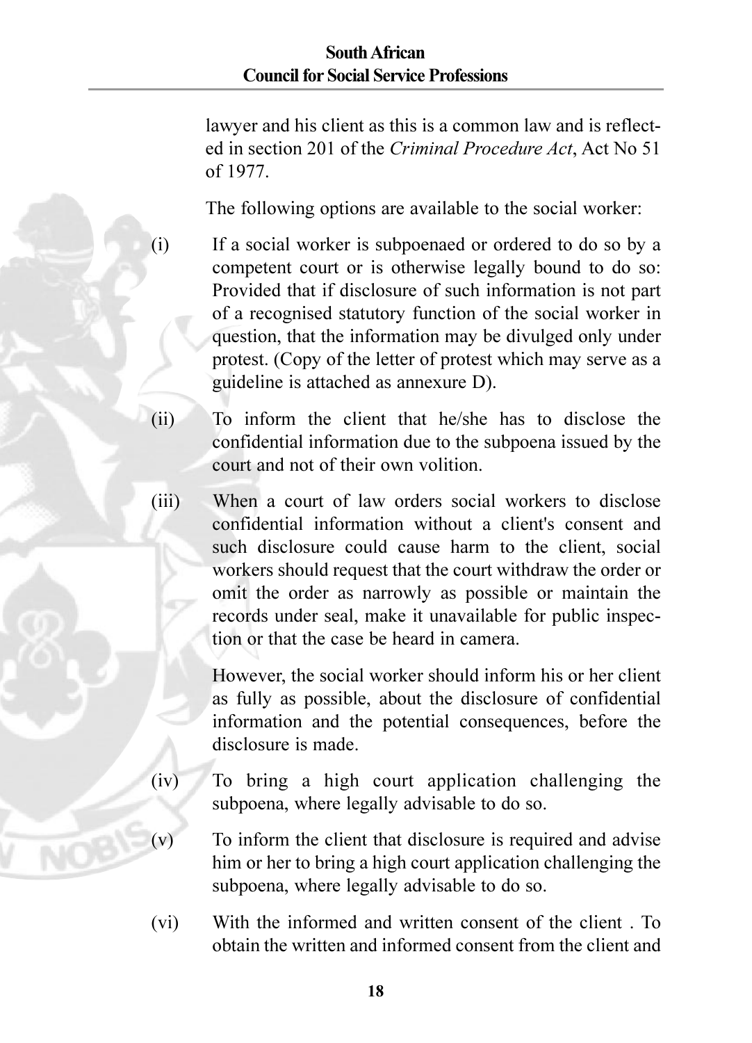lawyer and his client as this is a common law and is reflected in section 201 of the *Criminal Procedure Act*, Act No 51 of 1977.

The following options are available to the social worker:

(i) If a social worker is subpoenaed or ordered to do so by a competent court or is otherwise legally bound to do so: Provided that if disclosure of such information is not part of a recognised statutory function of the social worker in question, that the information may be divulged only under protest. (Copy of the letter of protest which may serve as a guideline is attached as annexure D).

(ii) To inform the client that he/she has to disclose the confidential information due to the subpoena issued by the court and not of their own volition.

(iii) When a court of law orders social workers to disclose confidential information without a client's consent and such disclosure could cause harm to the client, social workers should request that the court withdraw the order or omit the order as narrowly as possible or maintain the records under seal, make it unavailable for public inspection or that the case be heard in camera.

However, the social worker should inform his or her client as fully as possible, about the disclosure of confidential information and the potential consequences, before the disclosure is made.

(iv) To bring a high court application challenging the subpoena, where legally advisable to do so.

(v) To inform the client that disclosure is required and advise him or her to bring a high court application challenging the subpoena, where legally advisable to do so.

(vi) With the informed and written consent of the client . To obtain the written and informed consent from the client and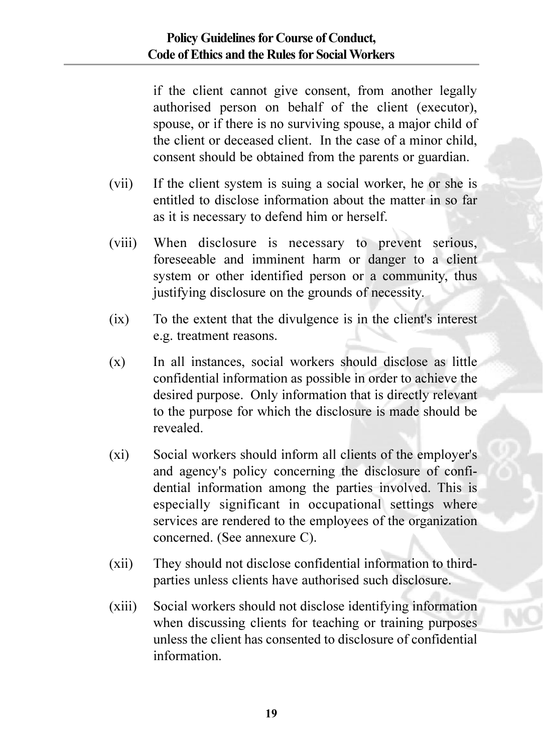if the client cannot give consent, from another legally authorised person on behalf of the client (executor), spouse, or if there is no surviving spouse, a major child of the client or deceased client. In the case of a minor child, consent should be obtained from the parents or guardian.

(vii) If the client system is suing a social worker, he or she is entitled to disclose information about the matter in so far as it is necessary to defend him or herself.

(viii) When disclosure is necessary to prevent serious, foreseeable and imminent harm or danger to a client system or other identified person or a community, thus justifying disclosure on the grounds of necessity.

(ix) To the extent that the divulgence is in the client's interest e.g. treatment reasons.

(x) In all instances, social workers should disclose as little confidential information as possible in order to achieve the desired purpose. Only information that is directly relevant to the purpose for which the disclosure is made should be revealed.

(xi) Social workers should inform all clients of the employer's and agency's policy concerning the disclosure of confidential information among the parties involved. This is especially significant in occupational settings where services are rendered to the employees of the organization concerned. (See annexure C).

(xii) They should not disclose confidential information to third-parties unless clients have authorised such disclosure.

(xiii) Social workers should not disclose identifying information when discussing clients for teaching or training purposes unless the client has consented to disclosure of confidential information.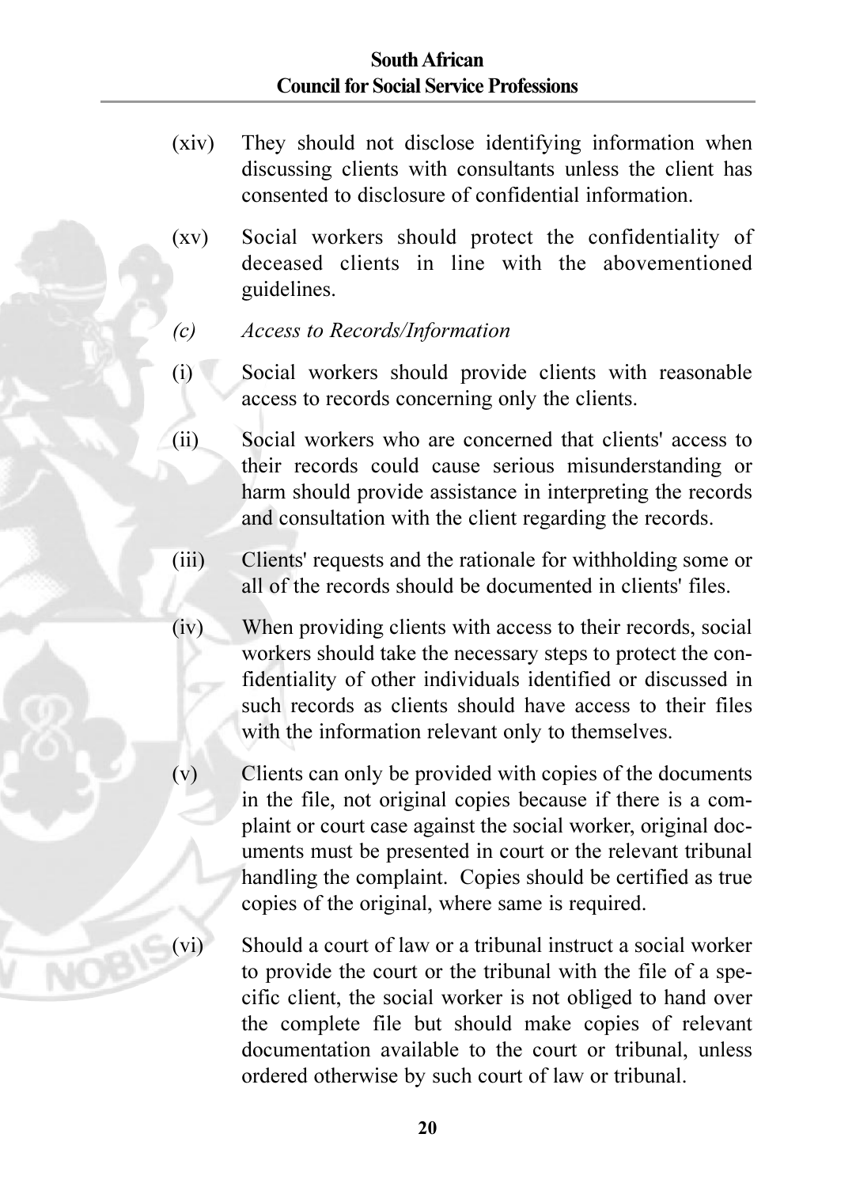(xiv) They should not disclose identifying information when discussing clients with consultants unless the client has consented to disclosure of confidential information.

(xv) Social workers should protect the confidentiality of deceased clients in line with the abovementioned guidelines.

*(c) Access to Records/Information*

(i) Social workers should provide clients with reasonable access to records concerning only the clients.

(ii) Social workers who are concerned that clients' access to their records could cause serious misunderstanding or harm should provide assistance in interpreting the records and consultation with the client regarding the records.

(iii) Clients' requests and the rationale for withholding some or all of the records should be documented in clients' files.

(iv) When providing clients with access to their records, social workers should take the necessary steps to protect the confidentiality of other individuals identified or discussed in such records as clients should have access to their files with the information relevant only to themselves.

(v) Clients can only be provided with copies of the documents in the file, not original copies because if there is a complaint or court case against the social worker, original documents must be presented in court or the relevant tribunal handling the complaint. Copies should be certified as true copies of the original, where same is required.

(vi) Should a court of law or a tribunal instruct a social worker to provide the court or the tribunal with the file of a specific client, the social worker is not obliged to hand over the complete file but should make copies of relevant documentation available to the court or tribunal, unless ordered otherwise by such court of law or tribunal.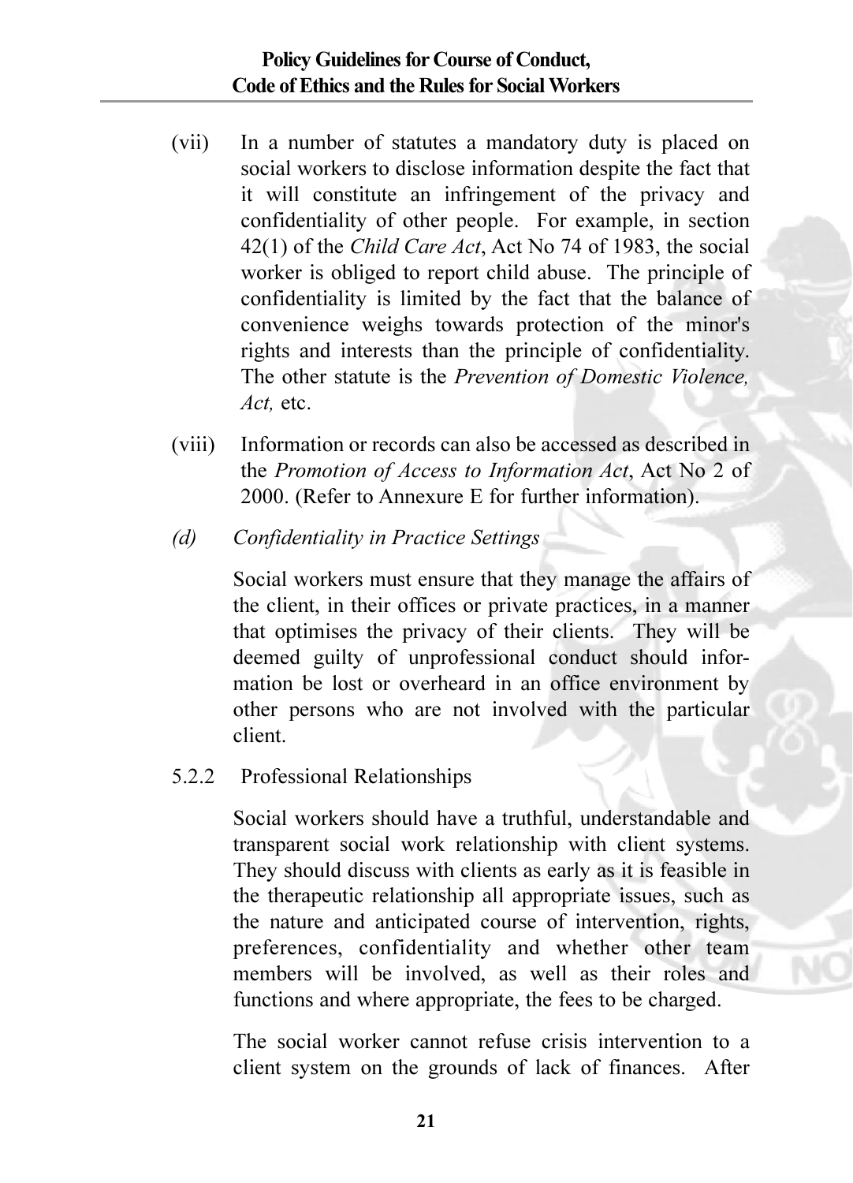(vii) In a number of statutes a mandatory duty is placed on social workers to disclose information despite the fact that it will constitute an infringement of the privacy and confidentiality of other people. For example, in section 42(1) of the *Child Care Act*, Act No 74 of 1983, the social worker is obliged to report child abuse. The principle of confidentiality is limited by the fact that the balance of convenience weighs towards protection of the minor's rights and interests than the principle of confidentiality. The other statute is the *Prevention of Domestic Violence, Act,* etc.

(viii) Information or records can also be accessed as described in the *Promotion of Access to Information Act*, Act No 2 of 2000. (Refer to Annexure E for further information).

*(d) Confidentiality in Practice Settings*

Social workers must ensure that they manage the affairs of the client, in their offices or private practices, in a manner that optimises the privacy of their clients. They will be deemed guilty of unprofessional conduct should information be lost or overheard in an office environment by other persons who are not involved with the particular client.

5.2.2 Professional Relationships

Social workers should have a truthful, understandable and transparent social work relationship with client systems. They should discuss with clients as early as it is feasible in the therapeutic relationship all appropriate issues, such as the nature and anticipated course of intervention, rights, preferences, confidentiality and whether other team members will be involved, as well as their roles and functions and where appropriate, the fees to be charged.

The social worker cannot refuse crisis intervention to a client system on the grounds of lack of finances. After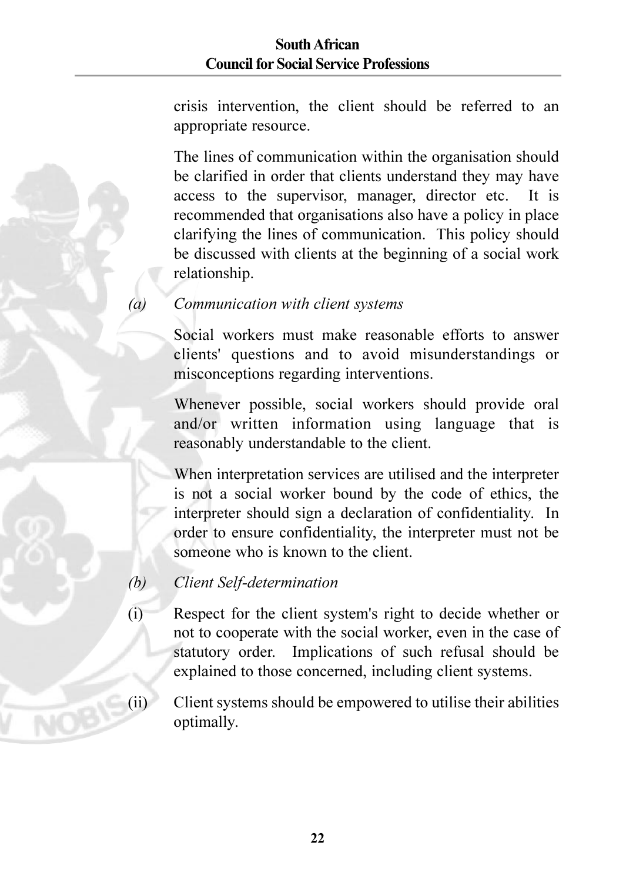crisis intervention, the client should be referred to an appropriate resource.

The lines of communication within the organisation should be clarified in order that clients understand they may have access to the supervisor, manager, director etc. It is recommended that organisations also have a policy in place clarifying the lines of communication. This policy should be discussed with clients at the beginning of a social work relationship.

*(a) Communication with client systems*

Social workers must make reasonable efforts to answer clients' questions and to avoid misunderstandings or misconceptions regarding interventions.

Whenever possible, social workers should provide oral and/or written information using language that is reasonably understandable to the client.

When interpretation services are utilised and the interpreter is not a social worker bound by the code of ethics, the interpreter should sign a declaration of confidentiality. In order to ensure confidentiality, the interpreter must not be someone who is known to the client.

*(b) Client Self-determination*

(i) Respect for the client system's right to decide whether or not to cooperate with the social worker, even in the case of statutory order. Implications of such refusal should be explained to those concerned, including client systems.

(ii) Client systems should be empowered to utilise their abilities optimally.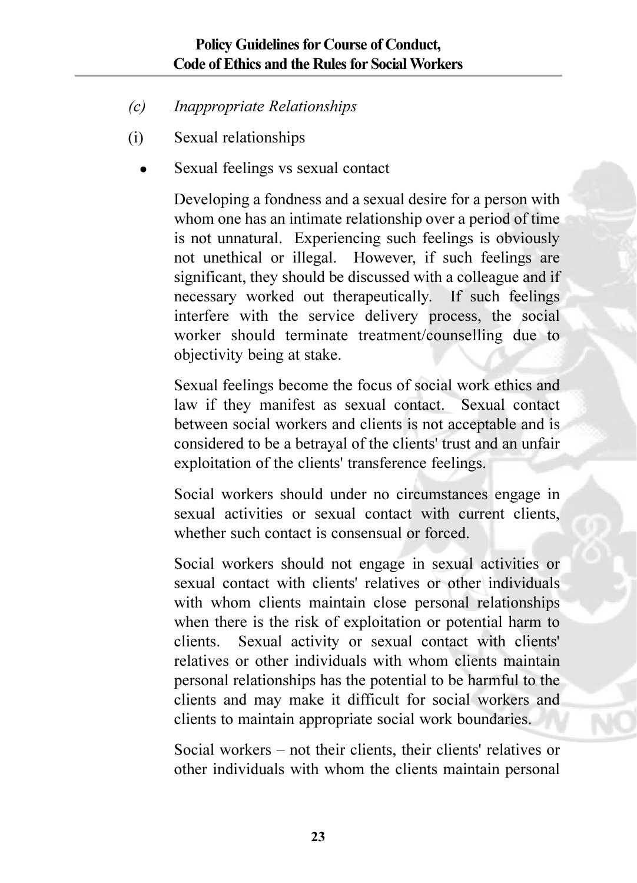*(c) Inappropriate Relationships*

(i) Sexual relationships

- Sexual feelings vs sexual contact

  Developing a fondness and a sexual desire for a person with whom one has an intimate relationship over a period of time is not unnatural. Experiencing such feelings is obviously not unethical or illegal. However, if such feelings are significant, they should be discussed with a colleague and if necessary worked out therapeutically. If such feelings interfere with the service delivery process, the social worker should terminate treatment/counselling due to objectivity being at stake.

  Sexual feelings become the focus of social work ethics and law if they manifest as sexual contact. Sexual contact between social workers and clients is not acceptable and is considered to be a betrayal of the clients' trust and an unfair exploitation of the clients' transference feelings.

  Social workers should under no circumstances engage in sexual activities or sexual contact with current clients, whether such contact is consensual or forced.

  Social workers should not engage in sexual activities or sexual contact with clients' relatives or other individuals with whom clients maintain close personal relationships when there is the risk of exploitation or potential harm to clients. Sexual activity or sexual contact with clients' relatives or other individuals with whom clients maintain personal relationships has the potential to be harmful to the clients and may make it difficult for social workers and clients to maintain appropriate social work boundaries.

  Social workers – not their clients, their clients' relatives or other individuals with whom the clients maintain personal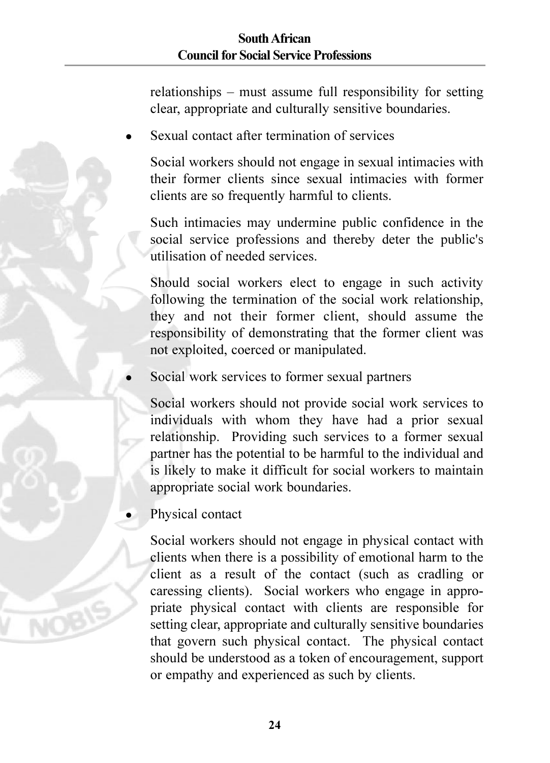relationships – must assume full responsibility for setting clear, appropriate and culturally sensitive boundaries.

- Sexual contact after termination of services

  Social workers should not engage in sexual intimacies with their former clients since sexual intimacies with former clients are so frequently harmful to clients.

  Such intimacies may undermine public confidence in the social service professions and thereby deter the public's utilisation of needed services.

  Should social workers elect to engage in such activity following the termination of the social work relationship, they and not their former client, should assume the responsibility of demonstrating that the former client was not exploited, coerced or manipulated.

- Social work services to former sexual partners

  Social workers should not provide social work services to individuals with whom they have had a prior sexual relationship. Providing such services to a former sexual partner has the potential to be harmful to the individual and is likely to make it difficult for social workers to maintain appropriate social work boundaries.

- Physical contact

  Social workers should not engage in physical contact with clients when there is a possibility of emotional harm to the client as a result of the contact (such as cradling or caressing clients). Social workers who engage in appropriate physical contact with clients are responsible for setting clear, appropriate and culturally sensitive boundaries that govern such physical contact. The physical contact should be understood as a token of encouragement, support or empathy and experienced as such by clients.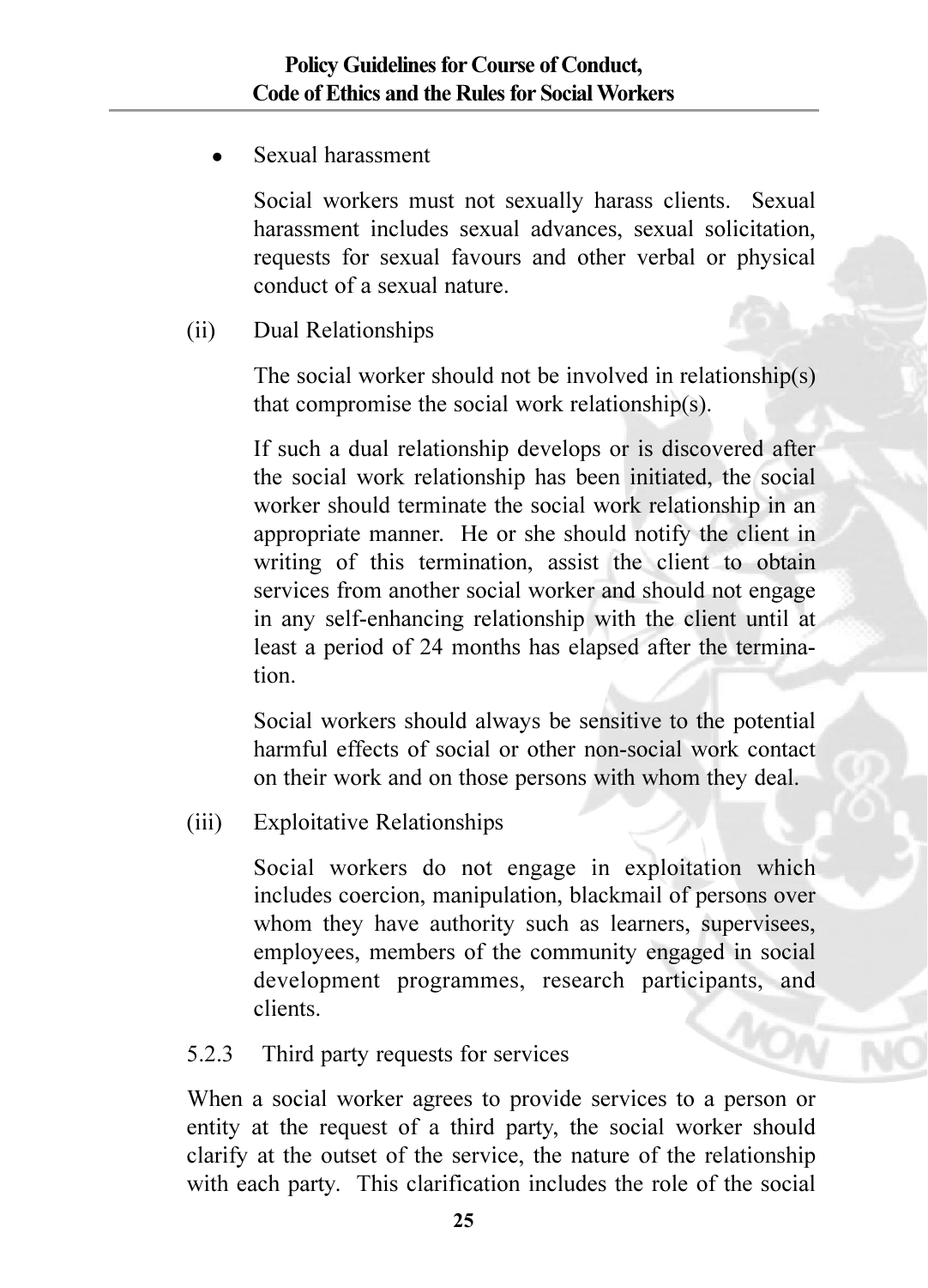- Sexual harassment

  Social workers must not sexually harass clients. Sexual harassment includes sexual advances, sexual solicitation, requests for sexual favours and other verbal or physical conduct of a sexual nature.

(ii) Dual Relationships

The social worker should not be involved in relationship(s) that compromise the social work relationship(s).

If such a dual relationship develops or is discovered after the social work relationship has been initiated, the social worker should terminate the social work relationship in an appropriate manner. He or she should notify the client in writing of this termination, assist the client to obtain services from another social worker and should not engage in any self-enhancing relationship with the client until at least a period of 24 months has elapsed after the termination.

Social workers should always be sensitive to the potential harmful effects of social or other non-social work contact on their work and on those persons with whom they deal.

(iii) Exploitative Relationships

Social workers do not engage in exploitation which includes coercion, manipulation, blackmail of persons over whom they have authority such as learners, supervisees, employees, members of the community engaged in social development programmes, research participants, and clients.

5.2.3 Third party requests for services

When a social worker agrees to provide services to a person or entity at the request of a third party, the social worker should clarify at the outset of the service, the nature of the relationship with each party. This clarification includes the role of the social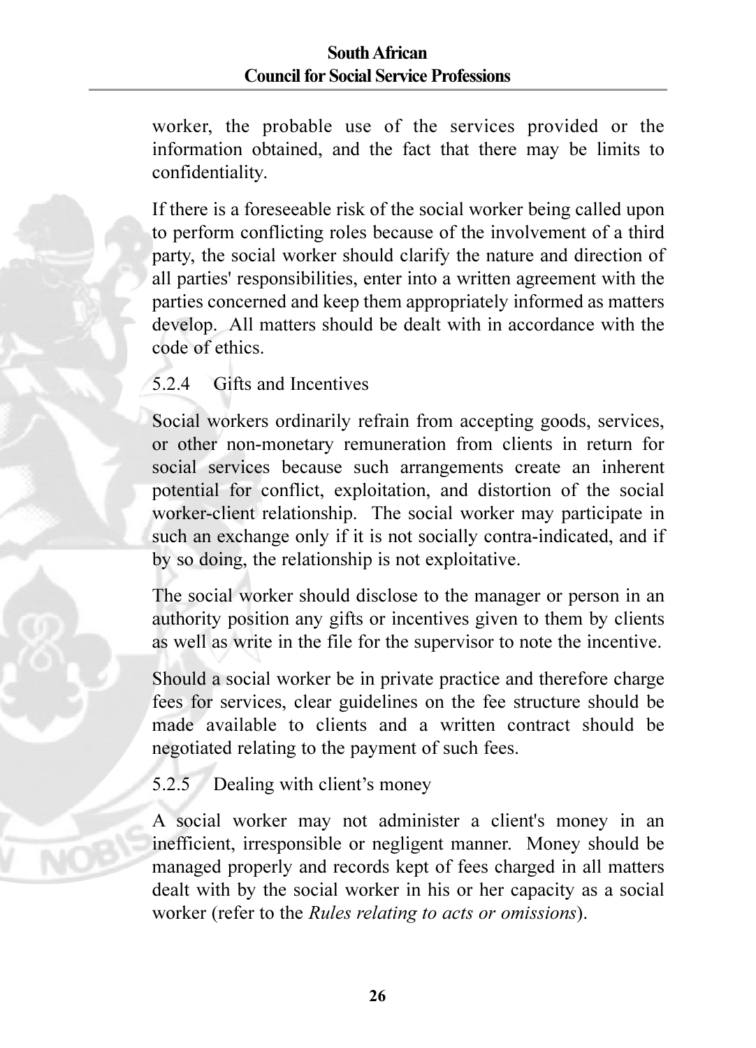worker, the probable use of the services provided or the information obtained, and the fact that there may be limits to confidentiality.

If there is a foreseeable risk of the social worker being called upon to perform conflicting roles because of the involvement of a third party, the social worker should clarify the nature and direction of all parties' responsibilities, enter into a written agreement with the parties concerned and keep them appropriately informed as matters develop. All matters should be dealt with in accordance with the code of ethics.

5.2.4 Gifts and Incentives

Social workers ordinarily refrain from accepting goods, services, or other non-monetary remuneration from clients in return for social services because such arrangements create an inherent potential for conflict, exploitation, and distortion of the social worker-client relationship. The social worker may participate in such an exchange only if it is not socially contra-indicated, and if by so doing, the relationship is not exploitative.

The social worker should disclose to the manager or person in an authority position any gifts or incentives given to them by clients as well as write in the file for the supervisor to note the incentive.

Should a social worker be in private practice and therefore charge fees for services, clear guidelines on the fee structure should be made available to clients and a written contract should be negotiated relating to the payment of such fees.

5.2.5 Dealing with client's money

A social worker may not administer a client's money in an inefficient, irresponsible or negligent manner. Money should be managed properly and records kept of fees charged in all matters dealt with by the social worker in his or her capacity as a social worker (refer to the *Rules relating to acts or omissions*).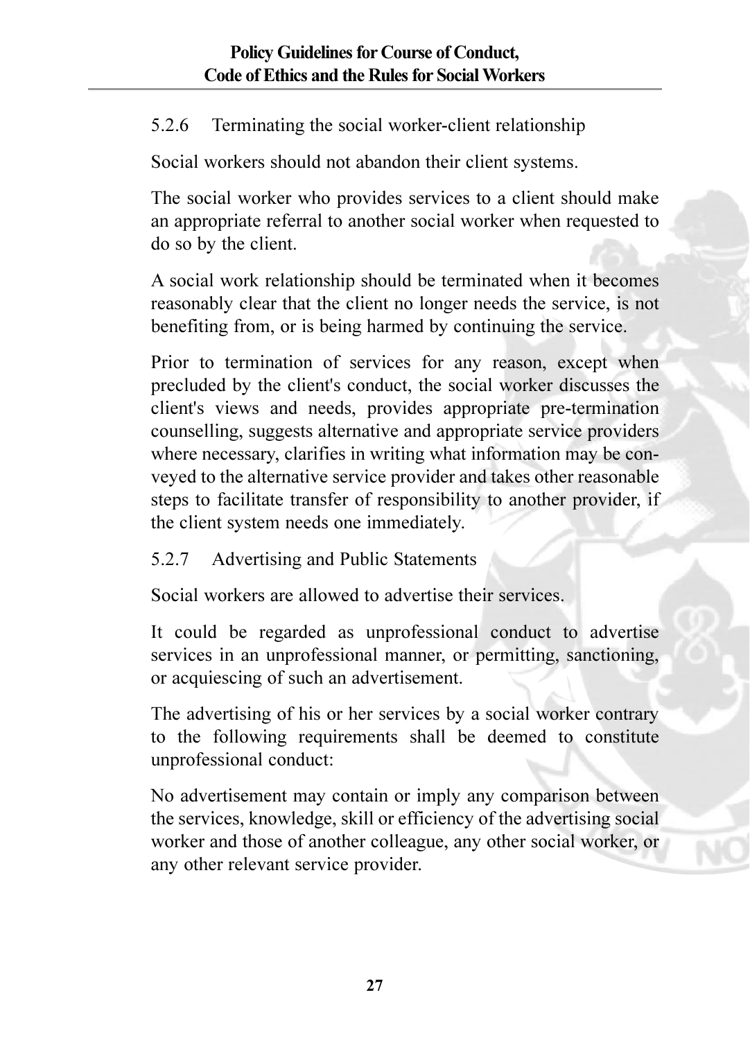### 5.2.6 Terminating the social worker-client relationship

Social workers should not abandon their client systems.

The social worker who provides services to a client should make an appropriate referral to another social worker when requested to do so by the client.

A social work relationship should be terminated when it becomes reasonably clear that the client no longer needs the service, is not benefiting from, or is being harmed by continuing the service.

Prior to termination of services for any reason, except when precluded by the client's conduct, the social worker discusses the client's views and needs, provides appropriate pre-termination counselling, suggests alternative and appropriate service providers where necessary, clarifies in writing what information may be conveyed to the alternative service provider and takes other reasonable steps to facilitate transfer of responsibility to another provider, if the client system needs one immediately.

### 5.2.7 Advertising and Public Statements

Social workers are allowed to advertise their services.

It could be regarded as unprofessional conduct to advertise services in an unprofessional manner, or permitting, sanctioning, or acquiescing of such an advertisement.

The advertising of his or her services by a social worker contrary to the following requirements shall be deemed to constitute unprofessional conduct:

No advertisement may contain or imply any comparison between the services, knowledge, skill or efficiency of the advertising social worker and those of another colleague, any other social worker, or any other relevant service provider.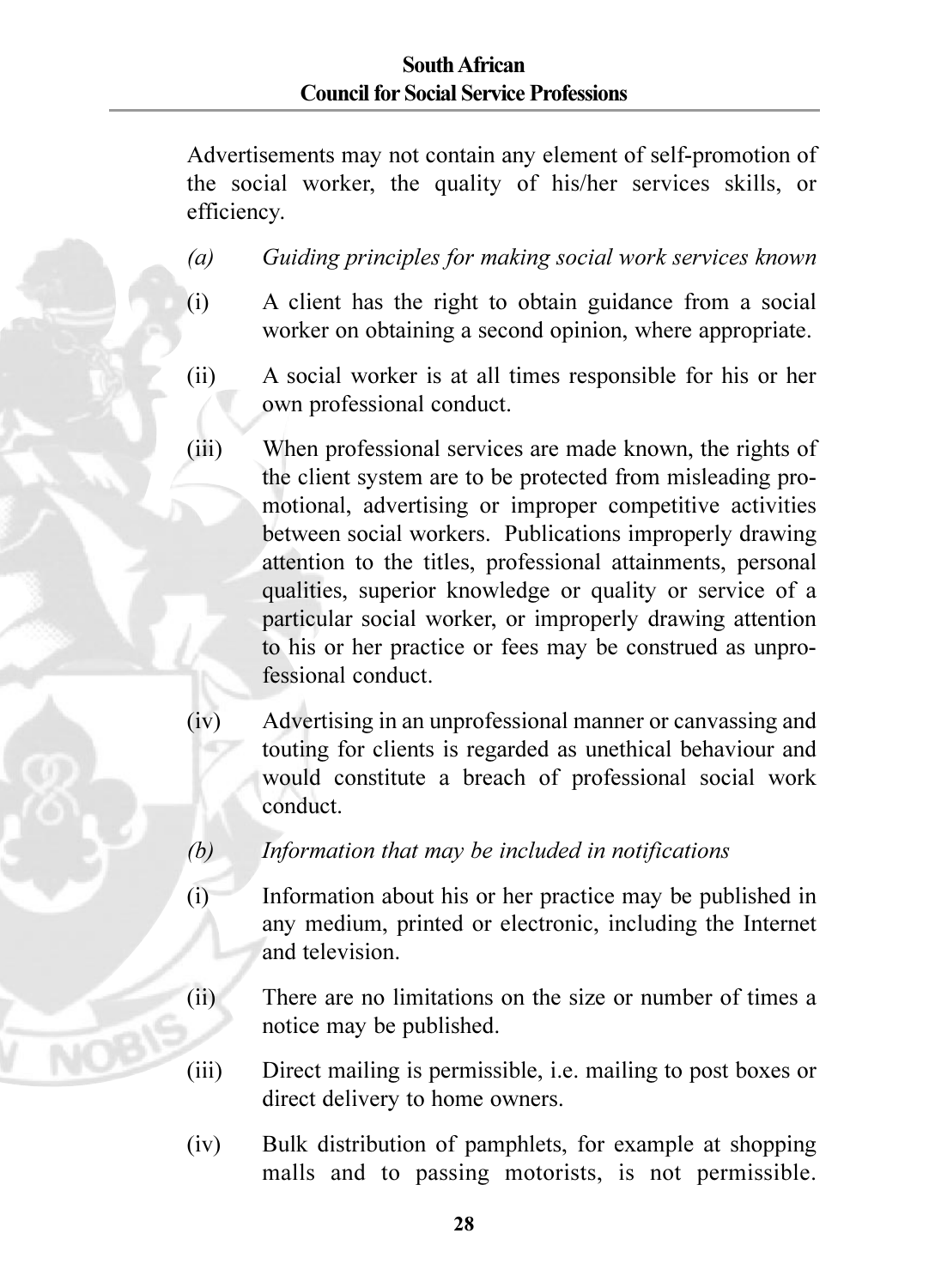Advertisements may not contain any element of self-promotion of the social worker, the quality of his/her services skills, or efficiency.

*(a) Guiding principles for making social work services known*

(i) A client has the right to obtain guidance from a social worker on obtaining a second opinion, where appropriate.

(ii) A social worker is at all times responsible for his or her own professional conduct.

(iii) When professional services are made known, the rights of the client system are to be protected from misleading promotional, advertising or improper competitive activities between social workers. Publications improperly drawing attention to the titles, professional attainments, personal qualities, superior knowledge or quality or service of a particular social worker, or improperly drawing attention to his or her practice or fees may be construed as unprofessional conduct.

(iv) Advertising in an unprofessional manner or canvassing and touting for clients is regarded as unethical behaviour and would constitute a breach of professional social work conduct.

*(b) Information that may be included in notifications*

(i) Information about his or her practice may be published in any medium, printed or electronic, including the Internet and television.

(ii) There are no limitations on the size or number of times a notice may be published.

(iii) Direct mailing is permissible, i.e. mailing to post boxes or direct delivery to home owners.

(iv) Bulk distribution of pamphlets, for example at shopping malls and to passing motorists, is not permissible.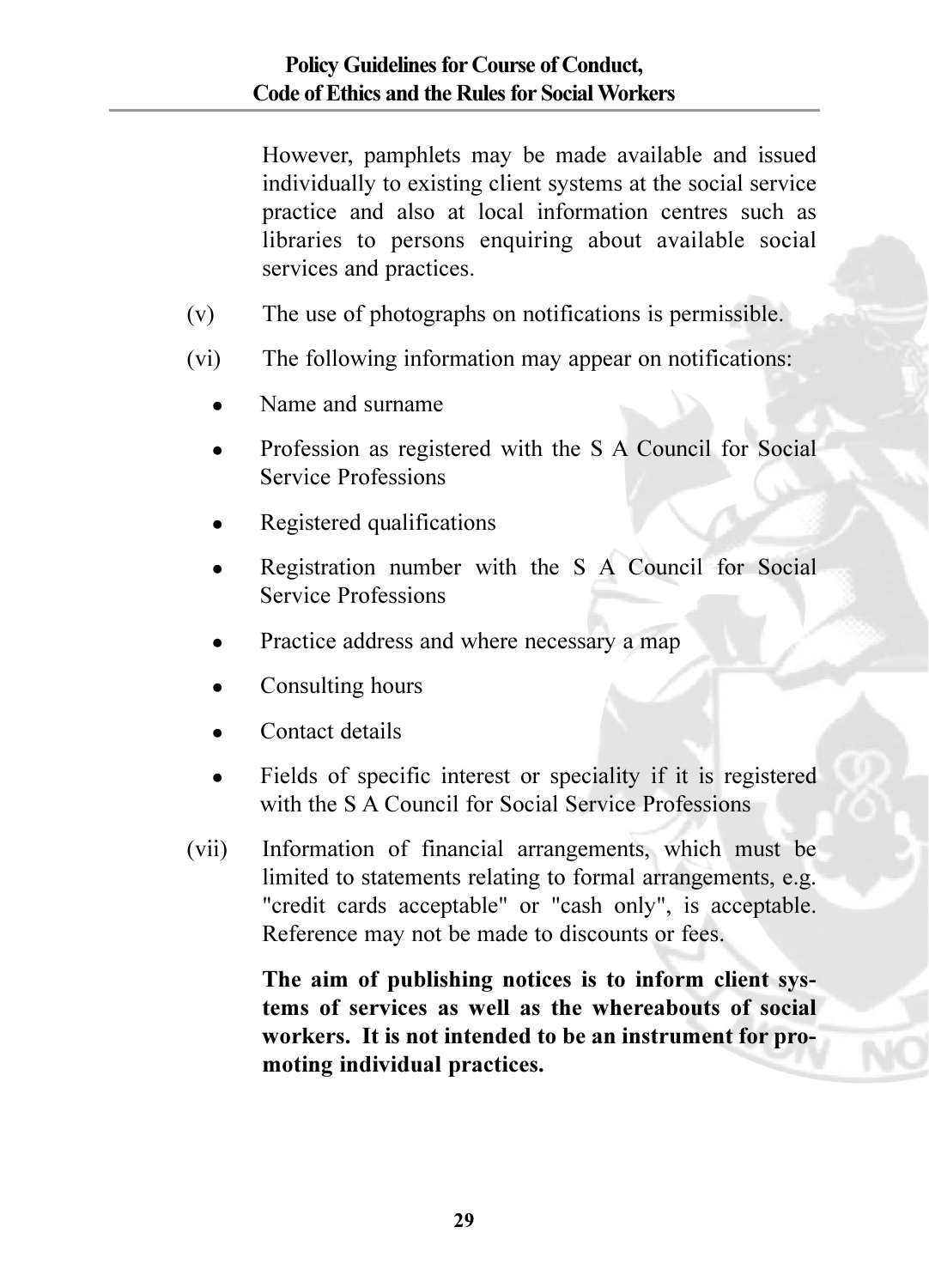However, pamphlets may be made available and issued individually to existing client systems at the social service practice and also at local information centres such as libraries to persons enquiring about available social services and practices.

(v) The use of photographs on notifications is permissible.

(vi) The following information may appear on notifications:

- Name and surname
- Profession as registered with the S A Council for Social Service Professions
- Registered qualifications
- Registration number with the S A Council for Social Service Professions
- Practice address and where necessary a map
- Consulting hours
- Contact details
- Fields of specific interest or speciality if it is registered with the S A Council for Social Service Professions

(vii) Information of financial arrangements, which must be limited to statements relating to formal arrangements, e.g. "credit cards acceptable" or "cash only", is acceptable. Reference may not be made to discounts or fees.

**The aim of publishing notices is to inform client systems of services as well as the whereabouts of social workers. It is not intended to be an instrument for promoting individual practices.**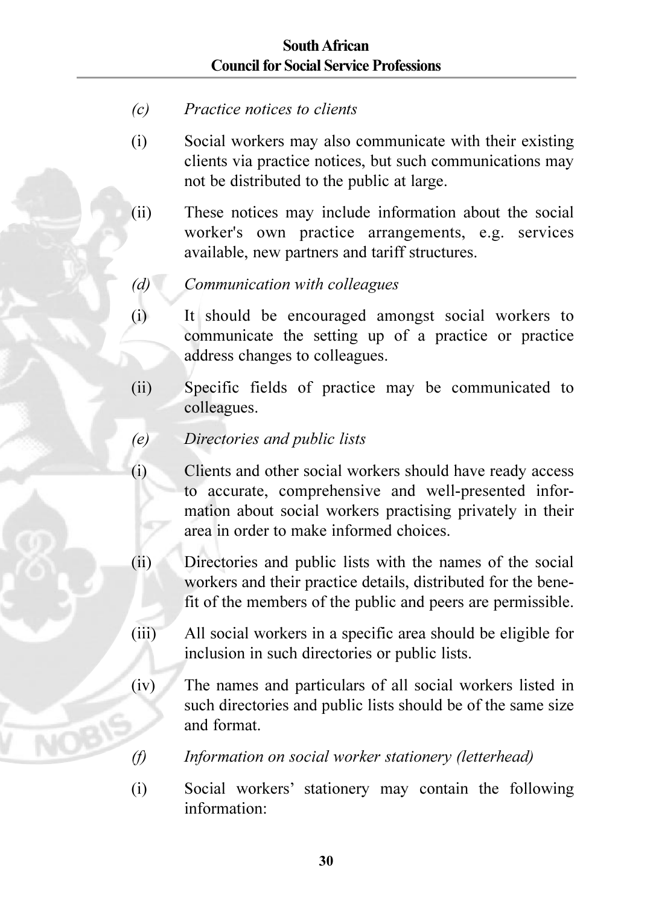*(c) Practice notices to clients*

(i) Social workers may also communicate with their existing clients via practice notices, but such communications may not be distributed to the public at large.

(ii) These notices may include information about the social worker's own practice arrangements, e.g. services available, new partners and tariff structures.

*(d) Communication with colleagues*

(i) It should be encouraged amongst social workers to communicate the setting up of a practice or practice address changes to colleagues.

(ii) Specific fields of practice may be communicated to colleagues.

*(e) Directories and public lists*

(i) Clients and other social workers should have ready access to accurate, comprehensive and well-presented information about social workers practising privately in their area in order to make informed choices.

(ii) Directories and public lists with the names of the social workers and their practice details, distributed for the benefit of the members of the public and peers are permissible.

(iii) All social workers in a specific area should be eligible for inclusion in such directories or public lists.

(iv) The names and particulars of all social workers listed in such directories and public lists should be of the same size and format.

*(f) Information on social worker stationery (letterhead)*

(i) Social workers' stationery may contain the following information: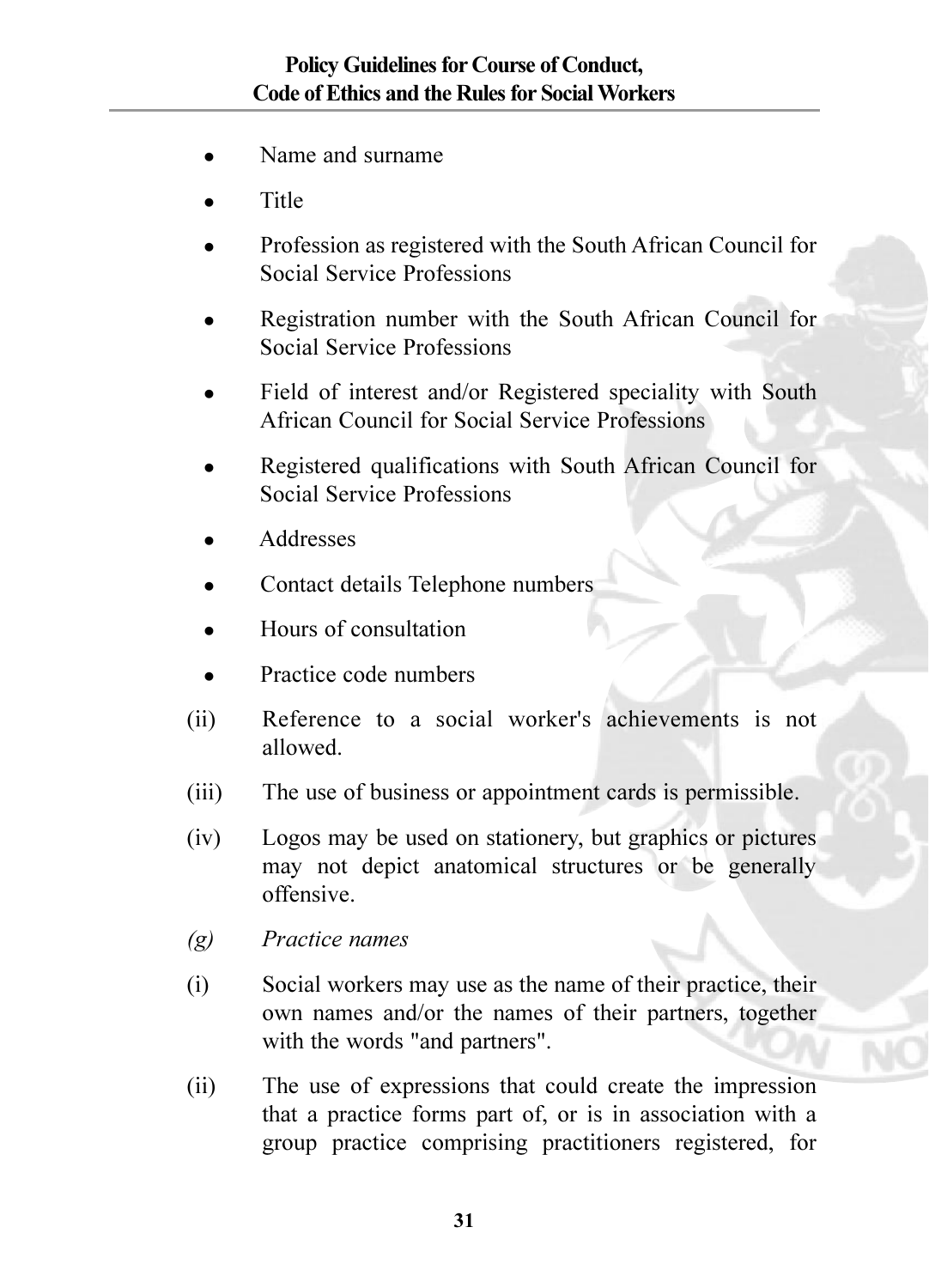- Name and surname
- Title
- Profession as registered with the South African Council for Social Service Professions
- Registration number with the South African Council for Social Service Professions
- Field of interest and/or Registered speciality with South African Council for Social Service Professions
- Registered qualifications with South African Council for Social Service Professions
- Addresses
- Contact details Telephone numbers
- Hours of consultation
- Practice code numbers

(ii) Reference to a social worker's achievements is not allowed.

(iii) The use of business or appointment cards is permissible.

(iv) Logos may be used on stationery, but graphics or pictures may not depict anatomical structures or be generally offensive.

*(g) Practice names*

(i) Social workers may use as the name of their practice, their own names and/or the names of their partners, together with the words "and partners".

(ii) The use of expressions that could create the impression that a practice forms part of, or is in association with a group practice comprising practitioners registered, for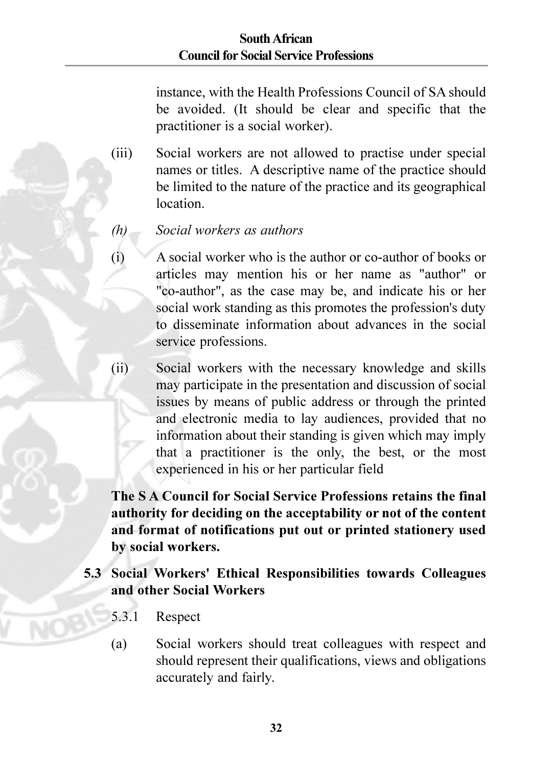instance, with the Health Professions Council of SA should be avoided. (It should be clear and specific that the practitioner is a social worker).

(iii) Social workers are not allowed to practise under special names or titles. A descriptive name of the practice should be limited to the nature of the practice and its geographical location.

*(h) Social workers as authors*

(i) A social worker who is the author or co-author of books or articles may mention his or her name as "author" or "co-author", as the case may be, and indicate his or her social work standing as this promotes the profession's duty to disseminate information about advances in the social service professions.

(ii) Social workers with the necessary knowledge and skills may participate in the presentation and discussion of social issues by means of public address or through the printed and electronic media to lay audiences, provided that no information about their standing is given which may imply that a practitioner is the only, the best, or the most experienced in his or her particular field

**The S A Council for Social Service Professions retains the final authority for deciding on the acceptability or not of the content and format of notifications put out or printed stationery used by social workers.**

### 5.3 Social Workers' Ethical Responsibilities towards Colleagues and other Social Workers

5.3.1 Respect

(a) Social workers should treat colleagues with respect and should represent their qualifications, views and obligations accurately and fairly.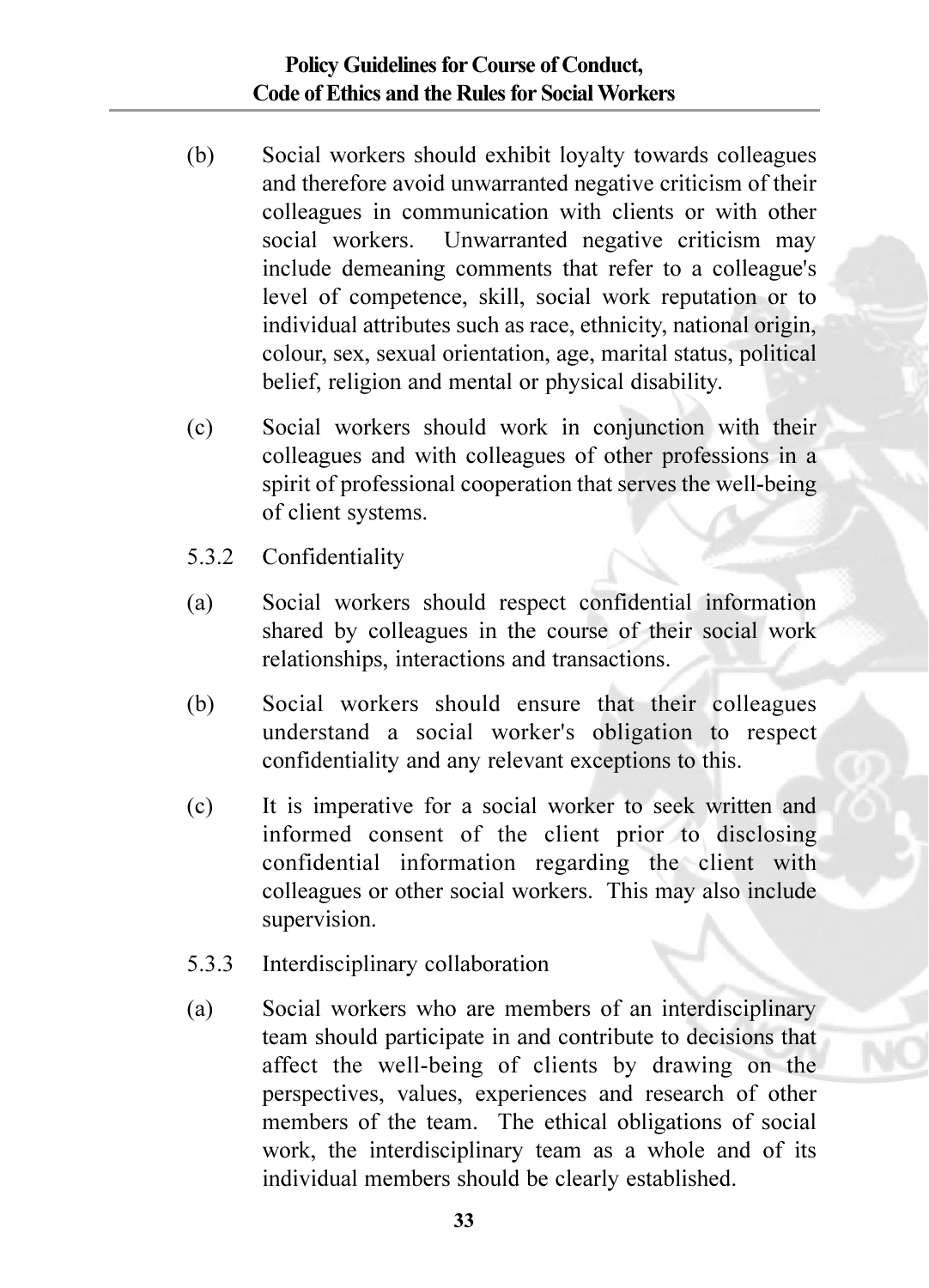(b) Social workers should exhibit loyalty towards colleagues and therefore avoid unwarranted negative criticism of their colleagues in communication with clients or with other social workers. Unwarranted negative criticism may include demeaning comments that refer to a colleague's level of competence, skill, social work reputation or to individual attributes such as race, ethnicity, national origin, colour, sex, sexual orientation, age, marital status, political belief, religion and mental or physical disability.

(c) Social workers should work in conjunction with their colleagues and with colleagues of other professions in a spirit of professional cooperation that serves the well-being of client systems.

5.3.2 Confidentiality

(a) Social workers should respect confidential information shared by colleagues in the course of their social work relationships, interactions and transactions.

(b) Social workers should ensure that their colleagues understand a social worker's obligation to respect confidentiality and any relevant exceptions to this.

(c) It is imperative for a social worker to seek written and informed consent of the client prior to disclosing confidential information regarding the client with colleagues or other social workers. This may also include supervision.

5.3.3 Interdisciplinary collaboration

(a) Social workers who are members of an interdisciplinary team should participate in and contribute to decisions that affect the well-being of clients by drawing on the perspectives, values, experiences and research of other members of the team. The ethical obligations of social work, the interdisciplinary team as a whole and of its individual members should be clearly established.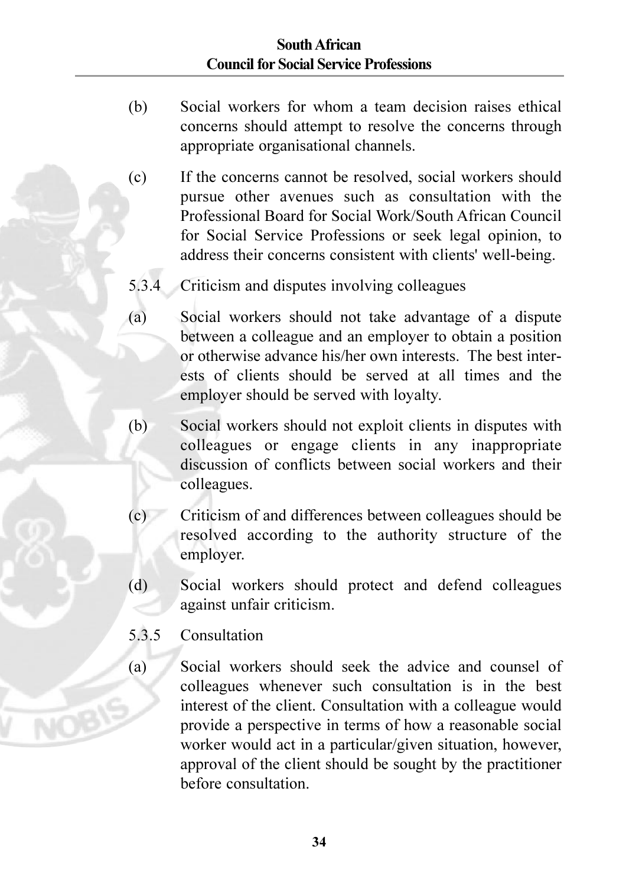(b) Social workers for whom a team decision raises ethical concerns should attempt to resolve the concerns through appropriate organisational channels.

(c) If the concerns cannot be resolved, social workers should pursue other avenues such as consultation with the Professional Board for Social Work/South African Council for Social Service Professions or seek legal opinion, to address their concerns consistent with clients' well-being.

5.3.4 Criticism and disputes involving colleagues

(a) Social workers should not take advantage of a dispute between a colleague and an employer to obtain a position or otherwise advance his/her own interests. The best interests of clients should be served at all times and the employer should be served with loyalty.

(b) Social workers should not exploit clients in disputes with colleagues or engage clients in any inappropriate discussion of conflicts between social workers and their colleagues.

(c) Criticism of and differences between colleagues should be resolved according to the authority structure of the employer.

(d) Social workers should protect and defend colleagues against unfair criticism.

5.3.5 Consultation

(a) Social workers should seek the advice and counsel of colleagues whenever such consultation is in the best interest of the client. Consultation with a colleague would provide a perspective in terms of how a reasonable social worker would act in a particular/given situation, however, approval of the client should be sought by the practitioner before consultation.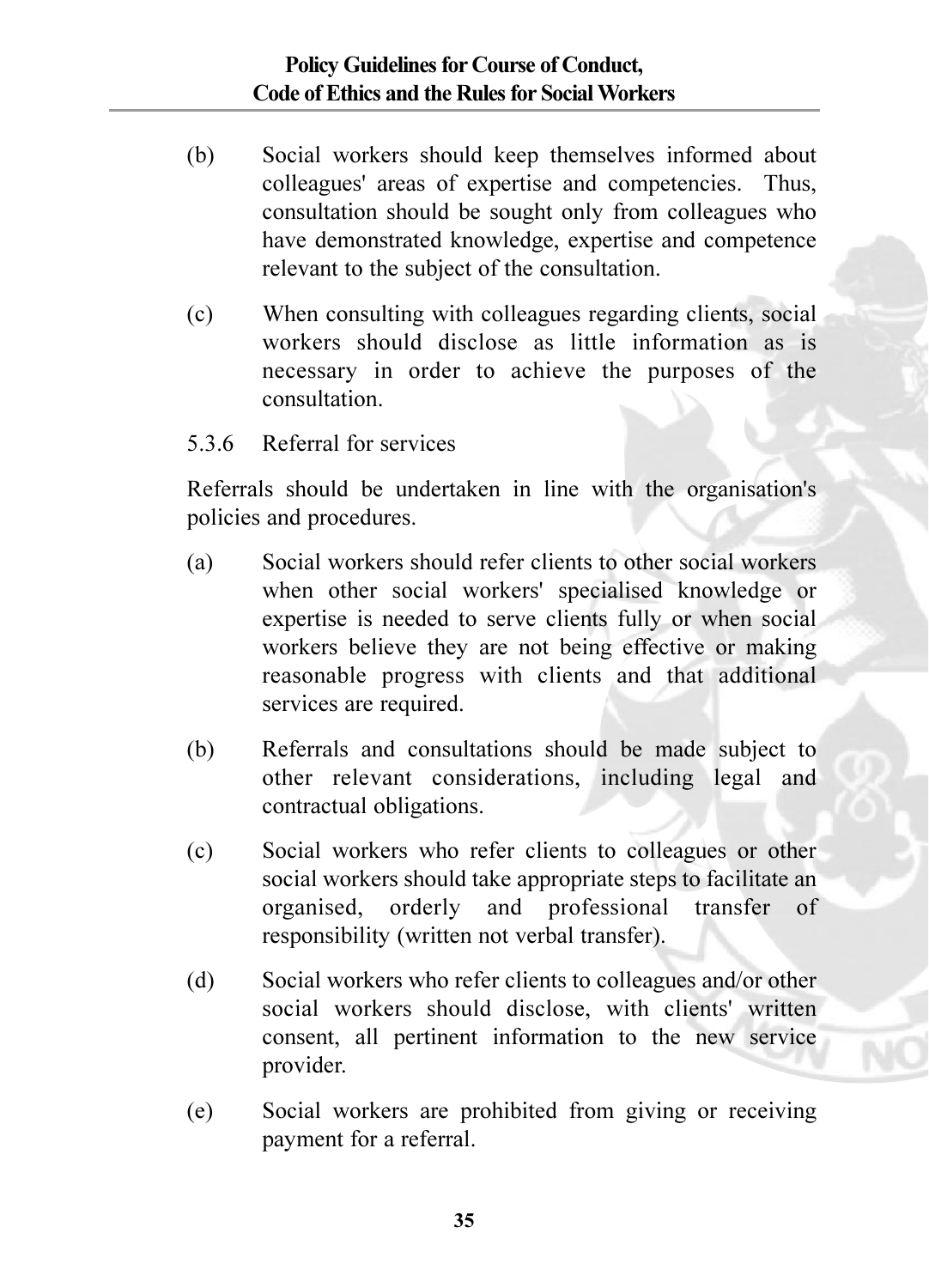(b) Social workers should keep themselves informed about colleagues' areas of expertise and competencies. Thus, consultation should be sought only from colleagues who have demonstrated knowledge, expertise and competence relevant to the subject of the consultation.

(c) When consulting with colleagues regarding clients, social workers should disclose as little information as is necessary in order to achieve the purposes of the consultation.

5.3.6 Referral for services

Referrals should be undertaken in line with the organisation's policies and procedures.

(a) Social workers should refer clients to other social workers when other social workers' specialised knowledge or expertise is needed to serve clients fully or when social workers believe they are not being effective or making reasonable progress with clients and that additional services are required.

(b) Referrals and consultations should be made subject to other relevant considerations, including legal and contractual obligations.

(c) Social workers who refer clients to colleagues or other social workers should take appropriate steps to facilitate an organised, orderly and professional transfer of responsibility (written not verbal transfer).

(d) Social workers who refer clients to colleagues and/or other social workers should disclose, with clients' written consent, all pertinent information to the new service provider.

(e) Social workers are prohibited from giving or receiving payment for a referral.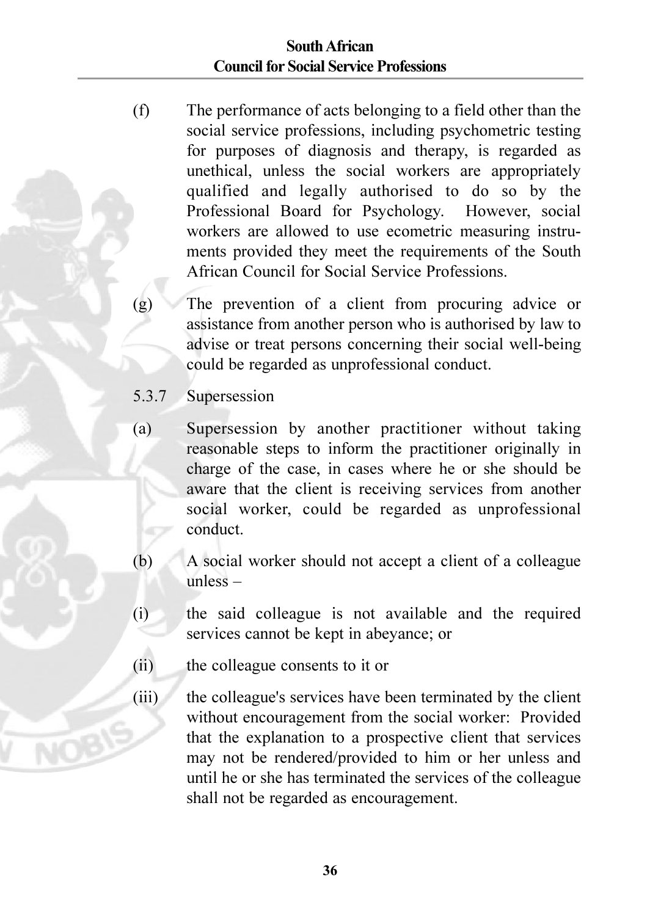(f) The performance of acts belonging to a field other than the social service professions, including psychometric testing for purposes of diagnosis and therapy, is regarded as unethical, unless the social workers are appropriately qualified and legally authorised to do so by the Professional Board for Psychology. However, social workers are allowed to use ecometric measuring instruments provided they meet the requirements of the South African Council for Social Service Professions.

(g) The prevention of a client from procuring advice or assistance from another person who is authorised by law to advise or treat persons concerning their social well-being could be regarded as unprofessional conduct.

5.3.7 Supersession

(a) Supersession by another practitioner without taking reasonable steps to inform the practitioner originally in charge of the case, in cases where he or she should be aware that the client is receiving services from another social worker, could be regarded as unprofessional conduct.

(b) A social worker should not accept a client of a colleague unless –

(i) the said colleague is not available and the required services cannot be kept in abeyance; or

(ii) the colleague consents to it or

(iii) the colleague's services have been terminated by the client without encouragement from the social worker: Provided that the explanation to a prospective client that services may not be rendered/provided to him or her unless and until he or she has terminated the services of the colleague shall not be regarded as encouragement.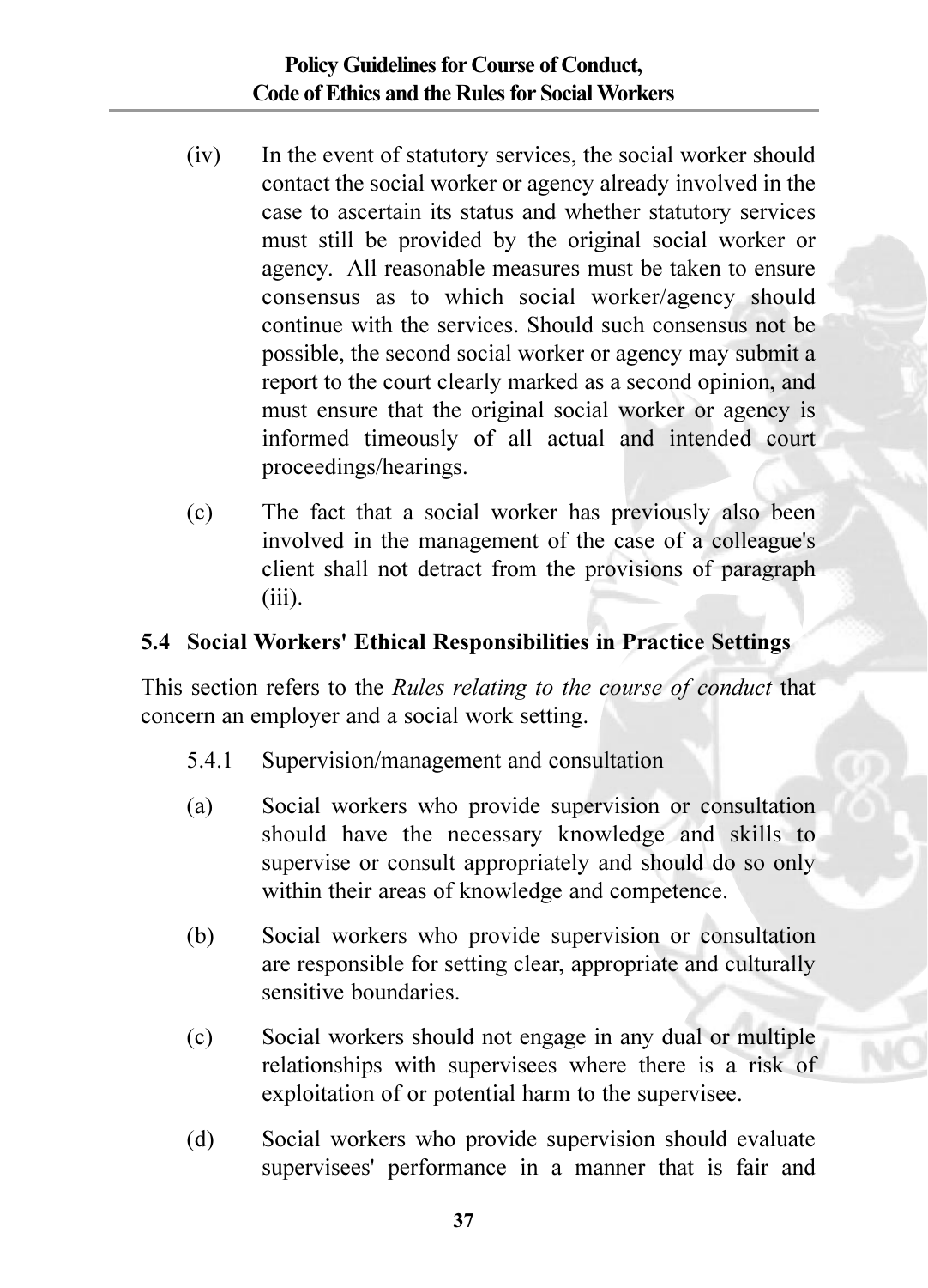(iv) In the event of statutory services, the social worker should contact the social worker or agency already involved in the case to ascertain its status and whether statutory services must still be provided by the original social worker or agency. All reasonable measures must be taken to ensure consensus as to which social worker/agency should continue with the services. Should such consensus not be possible, the second social worker or agency may submit a report to the court clearly marked as a second opinion, and must ensure that the original social worker or agency is informed timeously of all actual and intended court proceedings/hearings.

(c) The fact that a social worker has previously also been involved in the management of the case of a colleague's client shall not detract from the provisions of paragraph (iii).

## 5.4 Social Workers' Ethical Responsibilities in Practice Settings

This section refers to the *Rules relating to the course of conduct* that concern an employer and a social work setting.

5.4.1 Supervision/management and consultation

(a) Social workers who provide supervision or consultation should have the necessary knowledge and skills to supervise or consult appropriately and should do so only within their areas of knowledge and competence.

(b) Social workers who provide supervision or consultation are responsible for setting clear, appropriate and culturally sensitive boundaries.

(c) Social workers should not engage in any dual or multiple relationships with supervisees where there is a risk of exploitation of or potential harm to the supervisee.

(d) Social workers who provide supervision should evaluate supervisees' performance in a manner that is fair and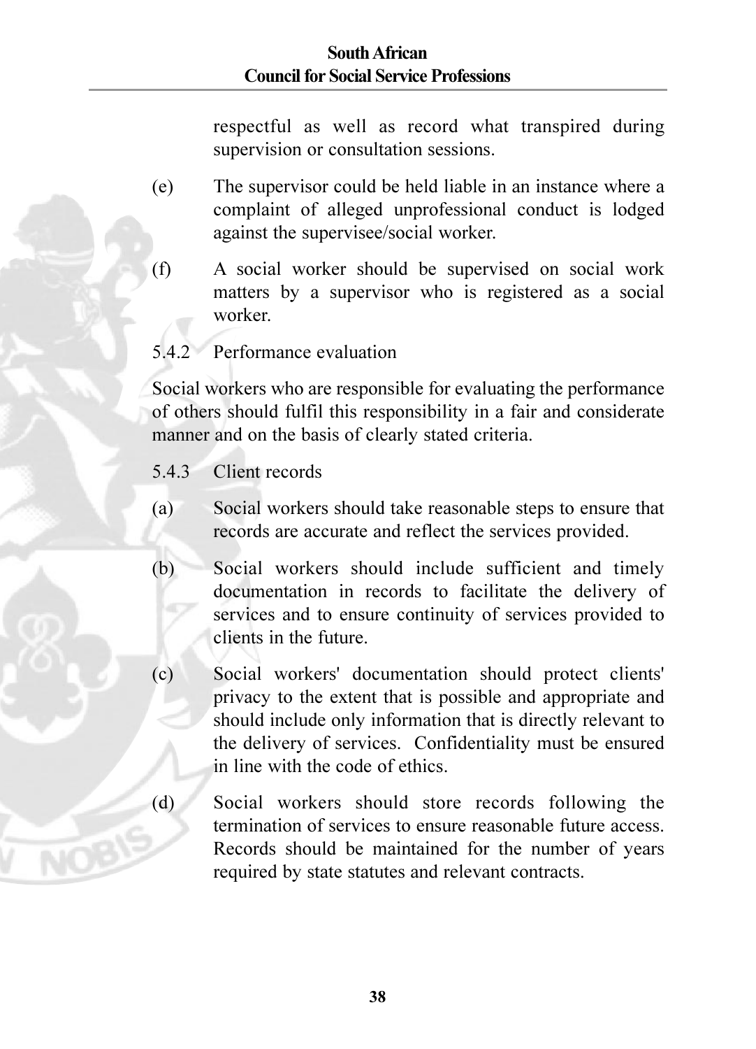respectful as well as record what transpired during supervision or consultation sessions.

(e) The supervisor could be held liable in an instance where a complaint of alleged unprofessional conduct is lodged against the supervisee/social worker.

(f) A social worker should be supervised on social work matters by a supervisor who is registered as a social worker.

5.4.2 Performance evaluation

Social workers who are responsible for evaluating the performance of others should fulfil this responsibility in a fair and considerate manner and on the basis of clearly stated criteria.

5.4.3 Client records

(a) Social workers should take reasonable steps to ensure that records are accurate and reflect the services provided.

(b) Social workers should include sufficient and timely documentation in records to facilitate the delivery of services and to ensure continuity of services provided to clients in the future.

(c) Social workers' documentation should protect clients' privacy to the extent that is possible and appropriate and should include only information that is directly relevant to the delivery of services. Confidentiality must be ensured in line with the code of ethics.

(d) Social workers should store records following the termination of services to ensure reasonable future access. Records should be maintained for the number of years required by state statutes and relevant contracts.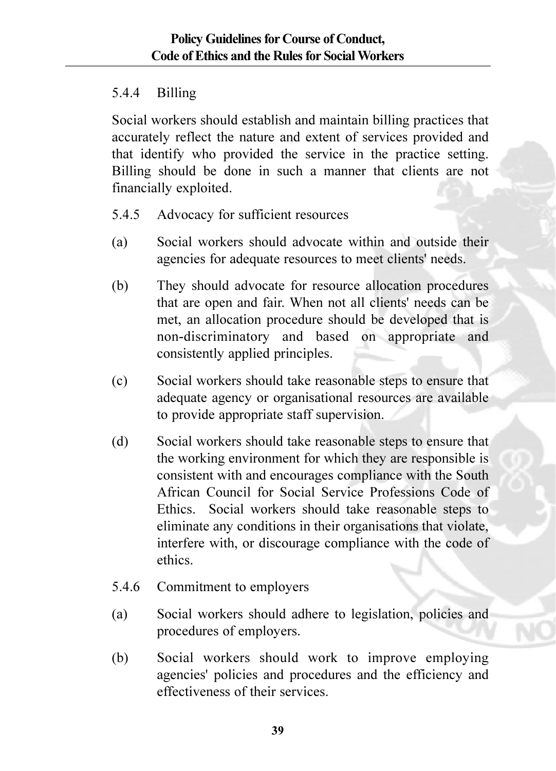5.4.4 Billing

Social workers should establish and maintain billing practices that accurately reflect the nature and extent of services provided and that identify who provided the service in the practice setting. Billing should be done in such a manner that clients are not financially exploited.

5.4.5 Advocacy for sufficient resources

(a) Social workers should advocate within and outside their agencies for adequate resources to meet clients' needs.

(b) They should advocate for resource allocation procedures that are open and fair. When not all clients' needs can be met, an allocation procedure should be developed that is non-discriminatory and based on appropriate and consistently applied principles.

(c) Social workers should take reasonable steps to ensure that adequate agency or organisational resources are available to provide appropriate staff supervision.

(d) Social workers should take reasonable steps to ensure that the working environment for which they are responsible is consistent with and encourages compliance with the South African Council for Social Service Professions Code of Ethics. Social workers should take reasonable steps to eliminate any conditions in their organisations that violate, interfere with, or discourage compliance with the code of ethics.

5.4.6 Commitment to employers

(a) Social workers should adhere to legislation, policies and procedures of employers.

(b) Social workers should work to improve employing agencies' policies and procedures and the efficiency and effectiveness of their services.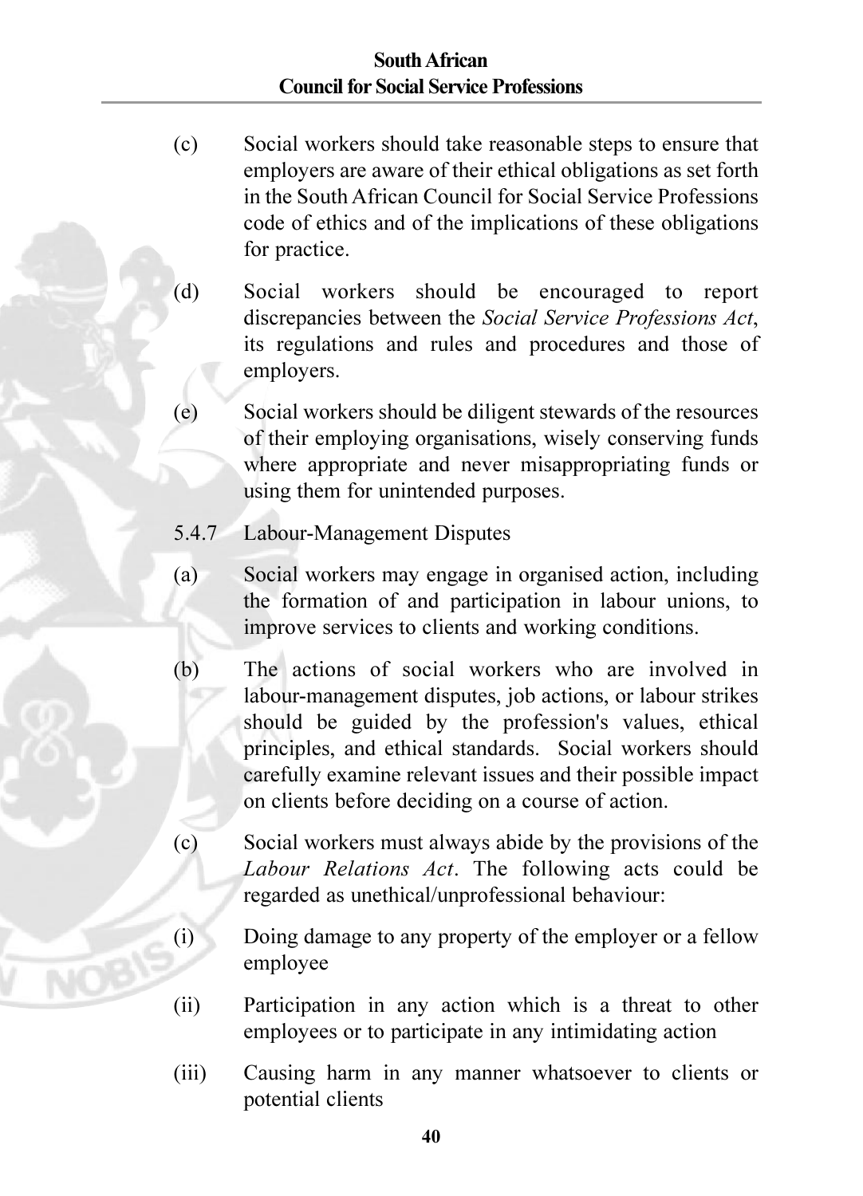(c) Social workers should take reasonable steps to ensure that employers are aware of their ethical obligations as set forth in the South African Council for Social Service Professions code of ethics and of the implications of these obligations for practice.

(d) Social workers should be encouraged to report discrepancies between the *Social Service Professions Act*, its regulations and rules and procedures and those of employers.

(e) Social workers should be diligent stewards of the resources of their employing organisations, wisely conserving funds where appropriate and never misappropriating funds or using them for unintended purposes.

5.4.7 Labour-Management Disputes

(a) Social workers may engage in organised action, including the formation of and participation in labour unions, to improve services to clients and working conditions.

(b) The actions of social workers who are involved in labour-management disputes, job actions, or labour strikes should be guided by the profession's values, ethical principles, and ethical standards. Social workers should carefully examine relevant issues and their possible impact on clients before deciding on a course of action.

(c) Social workers must always abide by the provisions of the *Labour Relations Act*. The following acts could be regarded as unethical/unprofessional behaviour:

(i) Doing damage to any property of the employer or a fellow employee

(ii) Participation in any action which is a threat to other employees or to participate in any intimidating action

(iii) Causing harm in any manner whatsoever to clients or potential clients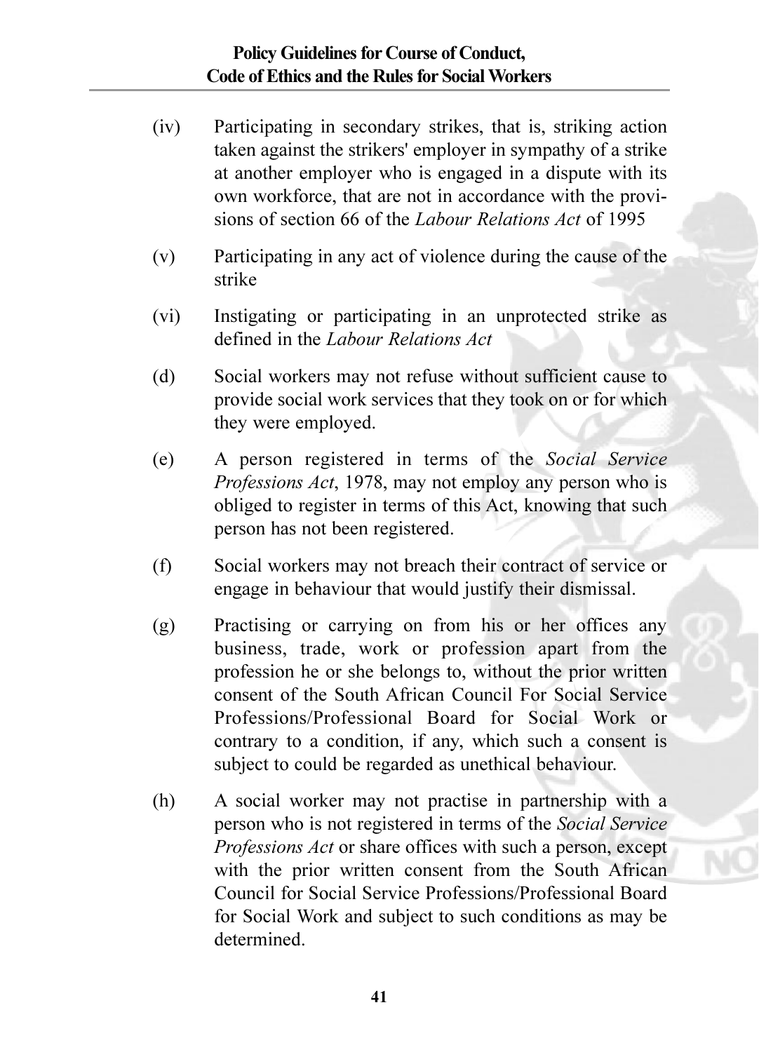(iv) Participating in secondary strikes, that is, striking action taken against the strikers' employer in sympathy of a strike at another employer who is engaged in a dispute with its own workforce, that are not in accordance with the provisions of section 66 of the *Labour Relations Act* of 1995

(v) Participating in any act of violence during the cause of the strike

(vi) Instigating or participating in an unprotected strike as defined in the *Labour Relations Act*

(d) Social workers may not refuse without sufficient cause to provide social work services that they took on or for which they were employed.

(e) A person registered in terms of the *Social Service Professions Act*, 1978, may not employ any person who is obliged to register in terms of this Act, knowing that such person has not been registered.

(f) Social workers may not breach their contract of service or engage in behaviour that would justify their dismissal.

(g) Practising or carrying on from his or her offices any business, trade, work or profession apart from the profession he or she belongs to, without the prior written consent of the South African Council For Social Service Professions/Professional Board for Social Work or contrary to a condition, if any, which such a consent is subject to could be regarded as unethical behaviour.

(h) A social worker may not practise in partnership with a person who is not registered in terms of the *Social Service Professions Act* or share offices with such a person, except with the prior written consent from the South African Council for Social Service Professions/Professional Board for Social Work and subject to such conditions as may be determined.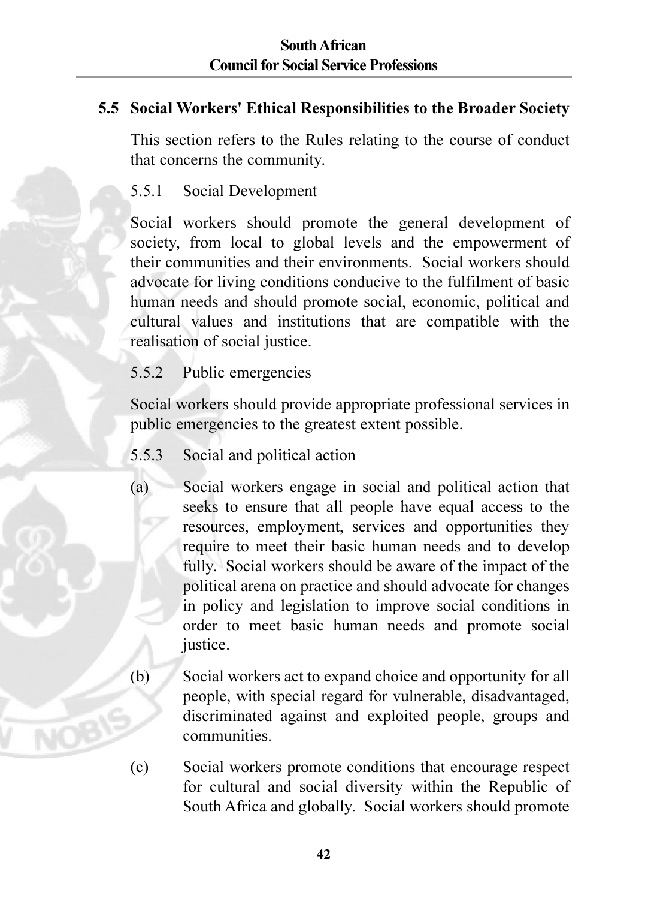## 5.5 Social Workers' Ethical Responsibilities to the Broader Society

This section refers to the Rules relating to the course of conduct that concerns the community.

5.5.1 Social Development

Social workers should promote the general development of society, from local to global levels and the empowerment of their communities and their environments. Social workers should advocate for living conditions conducive to the fulfilment of basic human needs and should promote social, economic, political and cultural values and institutions that are compatible with the realisation of social justice.

5.5.2 Public emergencies

Social workers should provide appropriate professional services in public emergencies to the greatest extent possible.

5.5.3 Social and political action

(a) Social workers engage in social and political action that seeks to ensure that all people have equal access to the resources, employment, services and opportunities they require to meet their basic human needs and to develop fully. Social workers should be aware of the impact of the political arena on practice and should advocate for changes in policy and legislation to improve social conditions in order to meet basic human needs and promote social justice.

(b) Social workers act to expand choice and opportunity for all people, with special regard for vulnerable, disadvantaged, discriminated against and exploited people, groups and communities.

(c) Social workers promote conditions that encourage respect for cultural and social diversity within the Republic of South Africa and globally. Social workers should promote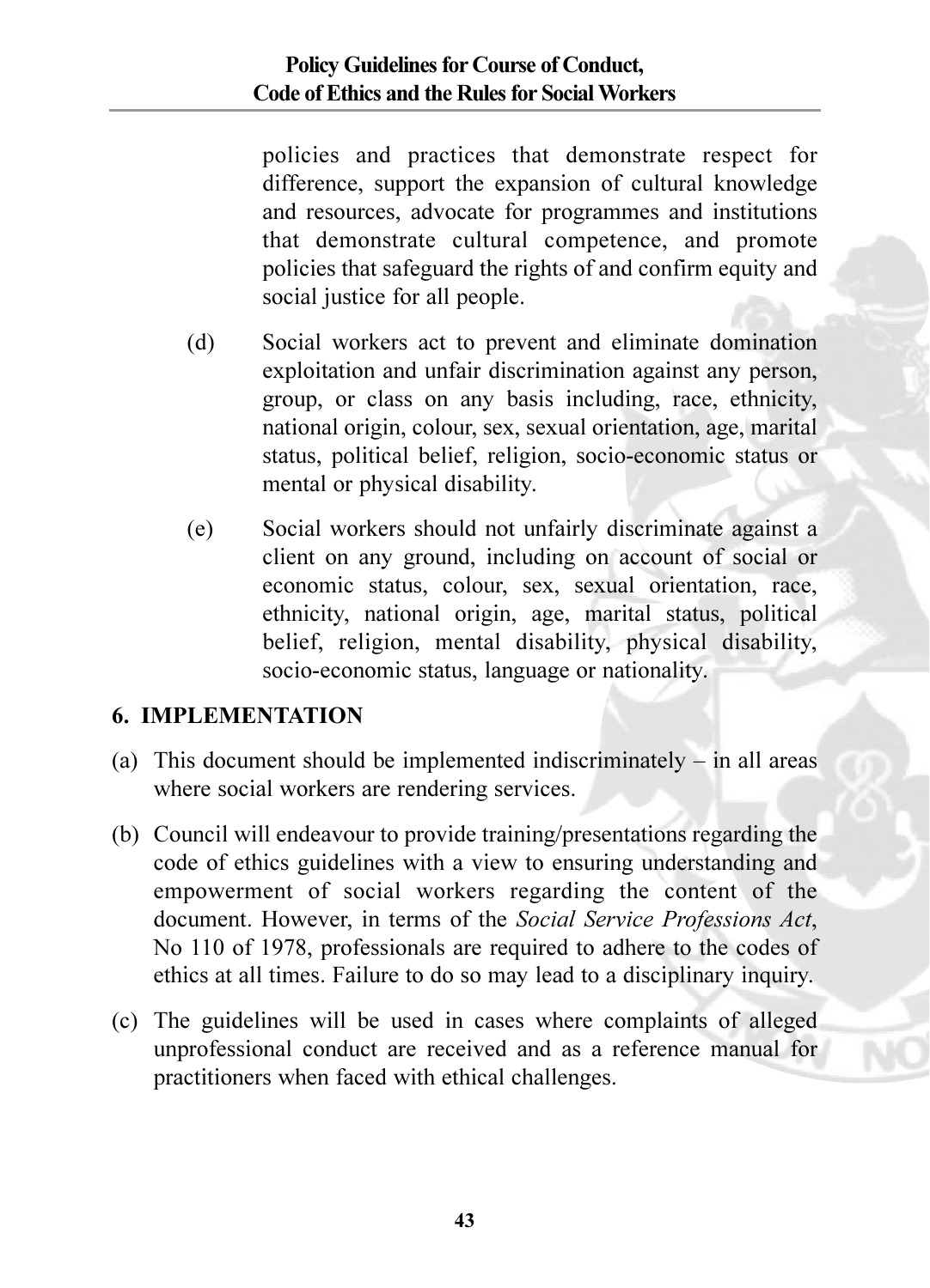policies and practices that demonstrate respect for difference, support the expansion of cultural knowledge and resources, advocate for programmes and institutions that demonstrate cultural competence, and promote policies that safeguard the rights of and confirm equity and social justice for all people.

(d) Social workers act to prevent and eliminate domination exploitation and unfair discrimination against any person, group, or class on any basis including, race, ethnicity, national origin, colour, sex, sexual orientation, age, marital status, political belief, religion, socio-economic status or mental or physical disability.

(e) Social workers should not unfairly discriminate against a client on any ground, including on account of social or economic status, colour, sex, sexual orientation, race, ethnicity, national origin, age, marital status, political belief, religion, mental disability, physical disability, socio-economic status, language or nationality.

## 6. IMPLEMENTATION

(a) This document should be implemented indiscriminately – in all areas where social workers are rendering services.

(b) Council will endeavour to provide training/presentations regarding the code of ethics guidelines with a view to ensuring understanding and empowerment of social workers regarding the content of the document. However, in terms of the *Social Service Professions Act*, No 110 of 1978, professionals are required to adhere to the codes of ethics at all times. Failure to do so may lead to a disciplinary inquiry.

(c) The guidelines will be used in cases where complaints of alleged unprofessional conduct are received and as a reference manual for practitioners when faced with ethical challenges.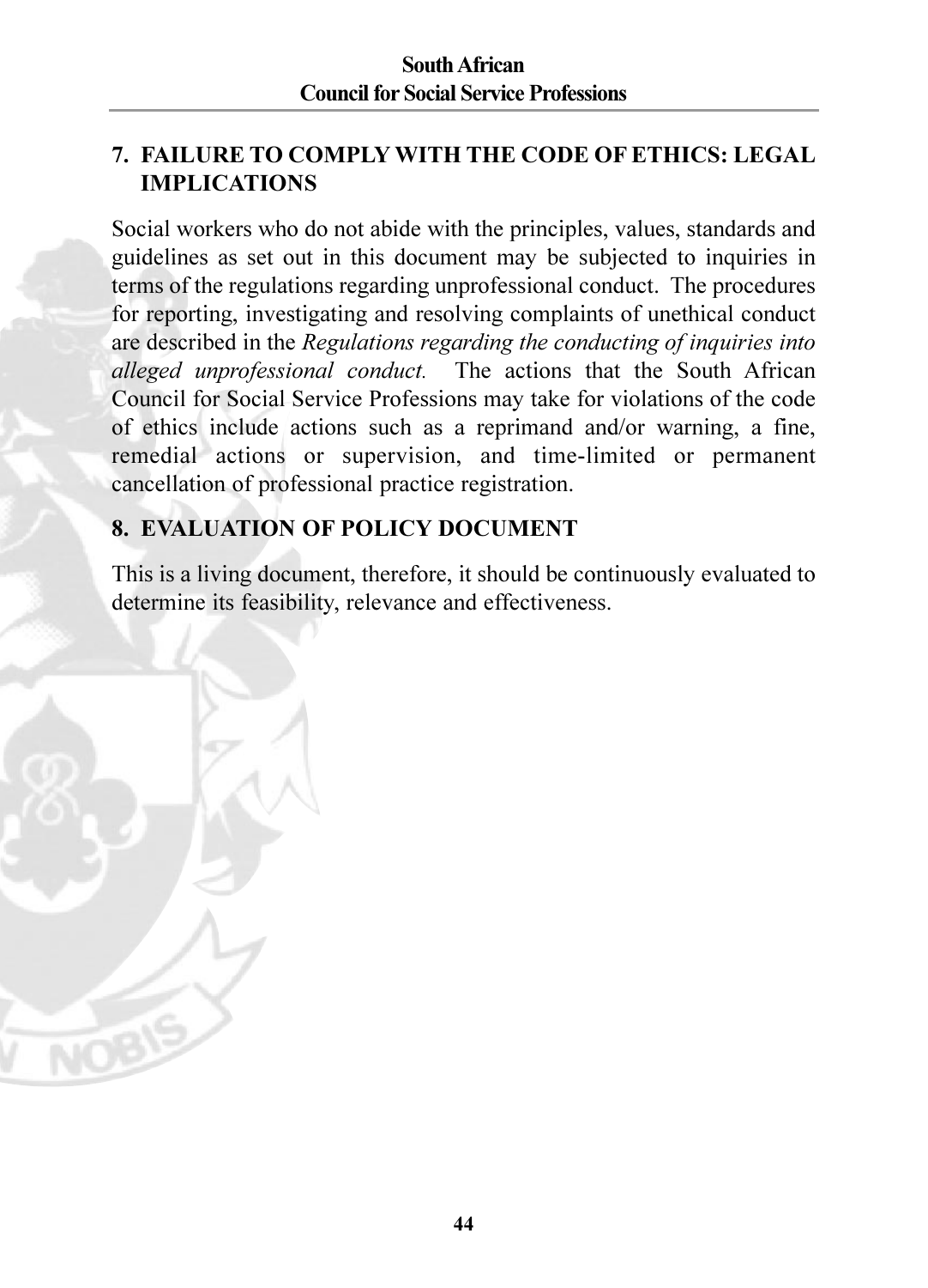## 7. FAILURE TO COMPLY WITH THE CODE OF ETHICS: LEGAL IMPLICATIONS

Social workers who do not abide with the principles, values, standards and guidelines as set out in this document may be subjected to inquiries in terms of the regulations regarding unprofessional conduct. The procedures for reporting, investigating and resolving complaints of unethical conduct are described in the *Regulations regarding the conducting of inquiries into alleged unprofessional conduct.* The actions that the South African Council for Social Service Professions may take for violations of the code of ethics include actions such as a reprimand and/or warning, a fine, remedial actions or supervision, and time-limited or permanent cancellation of professional practice registration.

## 8. EVALUATION OF POLICY DOCUMENT

This is a living document, therefore, it should be continuously evaluated to determine its feasibility, relevance and effectiveness.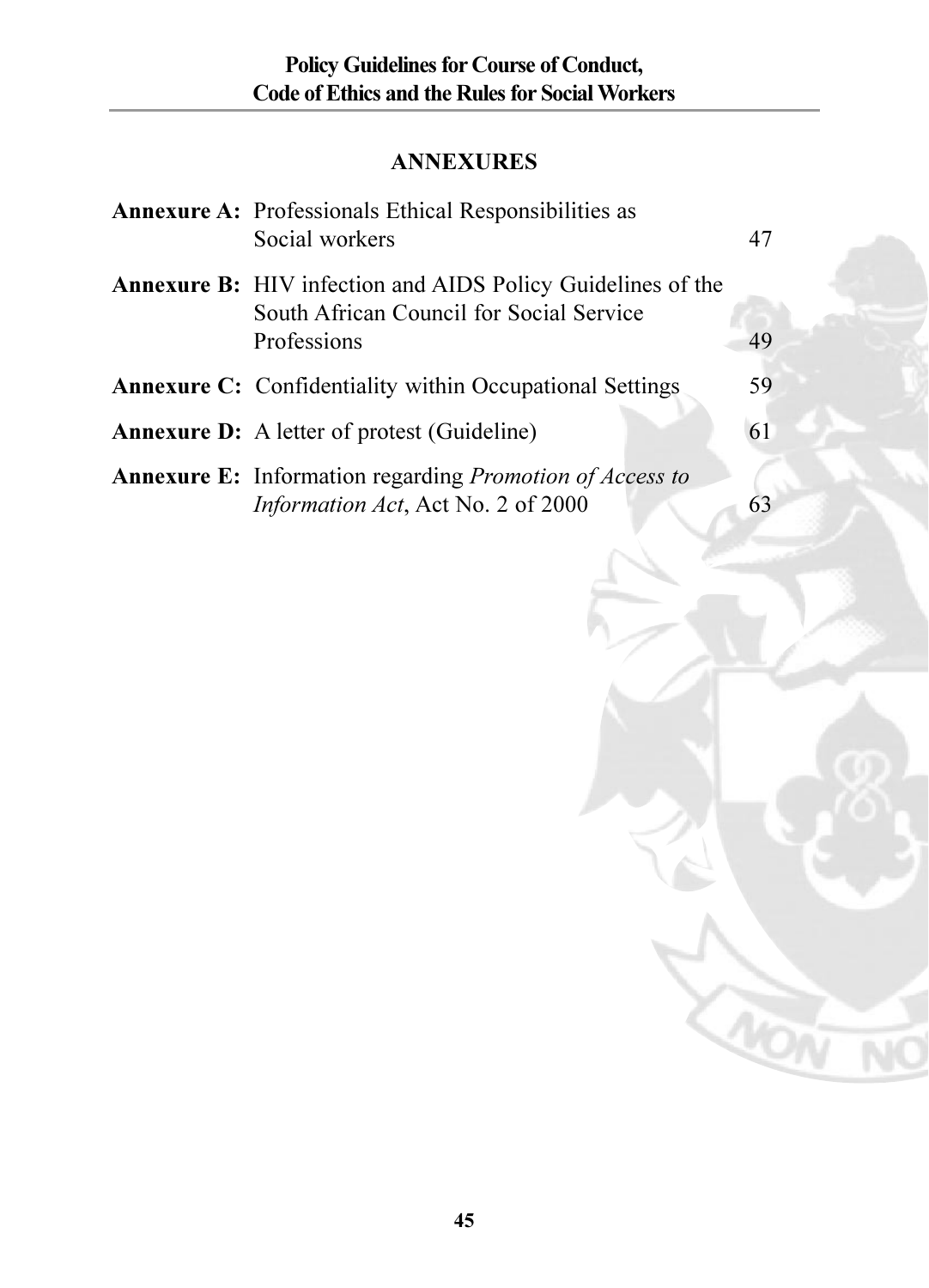## ANNEXURES

| | | |
|---|---|---|
| **Annexure A:** | Professionals Ethical Responsibilities as Social workers | 47 |
| **Annexure B:** | HIV infection and AIDS Policy Guidelines of the South African Council for Social Service Professions | 49 |
| **Annexure C:** | Confidentiality within Occupational Settings | 59 |
| **Annexure D:** | A letter of protest (Guideline) | 61 |
| **Annexure E:** | Information regarding *Promotion of Access to Information Act*, Act No. 2 of 2000 | 63 |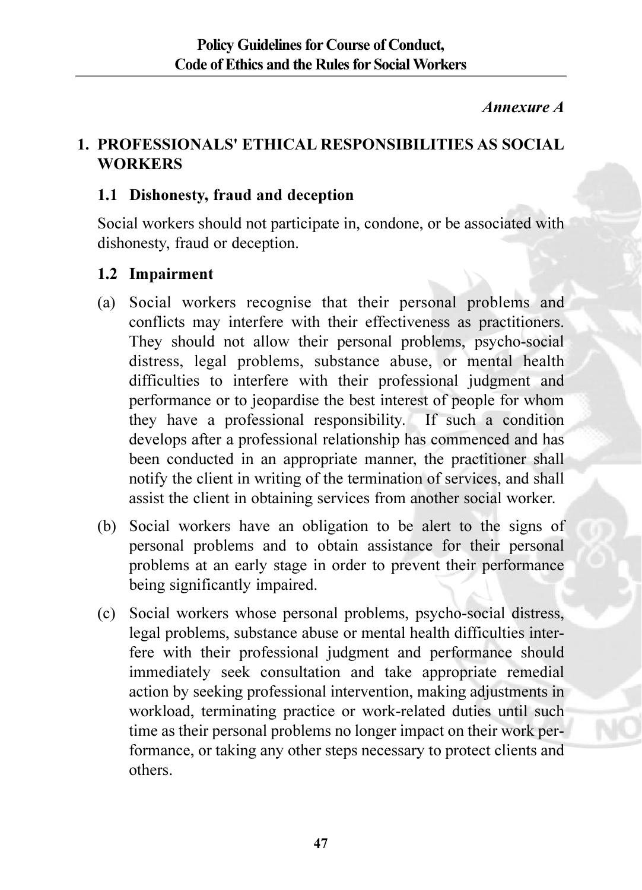*Annexure A*

## 1. PROFESSIONALS' ETHICAL RESPONSIBILITIES AS SOCIAL WORKERS

### 1.1 Dishonesty, fraud and deception

Social workers should not participate in, condone, or be associated with dishonesty, fraud or deception.

### 1.2 Impairment

(a) Social workers recognise that their personal problems and conflicts may interfere with their effectiveness as practitioners. They should not allow their personal problems, psycho-social distress, legal problems, substance abuse, or mental health difficulties to interfere with their professional judgment and performance or to jeopardise the best interest of people for whom they have a professional responsibility. If such a condition develops after a professional relationship has commenced and has been conducted in an appropriate manner, the practitioner shall notify the client in writing of the termination of services, and shall assist the client in obtaining services from another social worker.

(b) Social workers have an obligation to be alert to the signs of personal problems and to obtain assistance for their personal problems at an early stage in order to prevent their performance being significantly impaired.

(c) Social workers whose personal problems, psycho-social distress, legal problems, substance abuse or mental health difficulties interfere with their professional judgment and performance should immediately seek consultation and take appropriate remedial action by seeking professional intervention, making adjustments in workload, terminating practice or work-related duties until such time as their personal problems no longer impact on their work performance, or taking any other steps necessary to protect clients and others.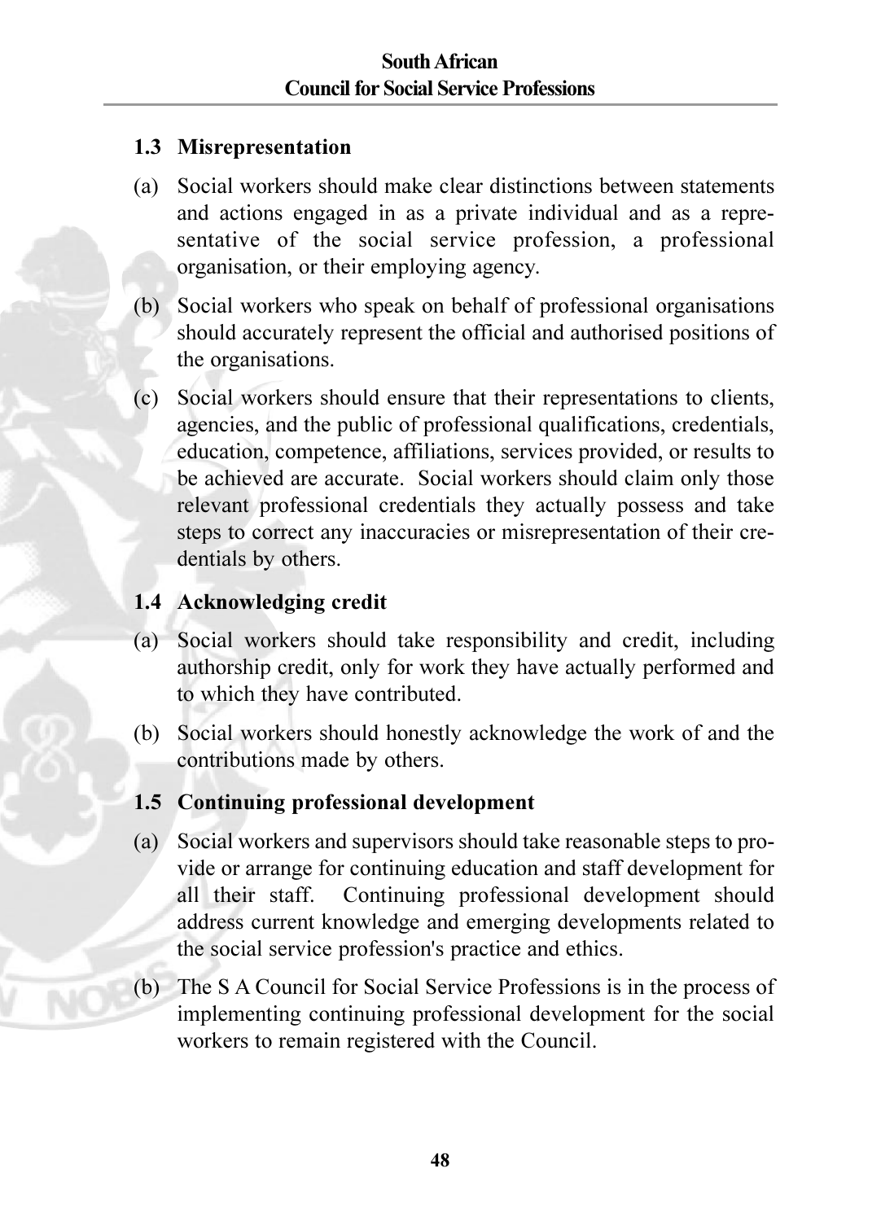### 1.3 Misrepresentation

(a) Social workers should make clear distinctions between statements and actions engaged in as a private individual and as a representative of the social service profession, a professional organisation, or their employing agency.

(b) Social workers who speak on behalf of professional organisations should accurately represent the official and authorised positions of the organisations.

(c) Social workers should ensure that their representations to clients, agencies, and the public of professional qualifications, credentials, education, competence, affiliations, services provided, or results to be achieved are accurate. Social workers should claim only those relevant professional credentials they actually possess and take steps to correct any inaccuracies or misrepresentation of their credentials by others.

### 1.4 Acknowledging credit

(a) Social workers should take responsibility and credit, including authorship credit, only for work they have actually performed and to which they have contributed.

(b) Social workers should honestly acknowledge the work of and the contributions made by others.

### 1.5 Continuing professional development

(a) Social workers and supervisors should take reasonable steps to provide or arrange for continuing education and staff development for all their staff. Continuing professional development should address current knowledge and emerging developments related to the social service profession's practice and ethics.

(b) The S A Council for Social Service Professions is in the process of implementing continuing professional development for the social workers to remain registered with the Council.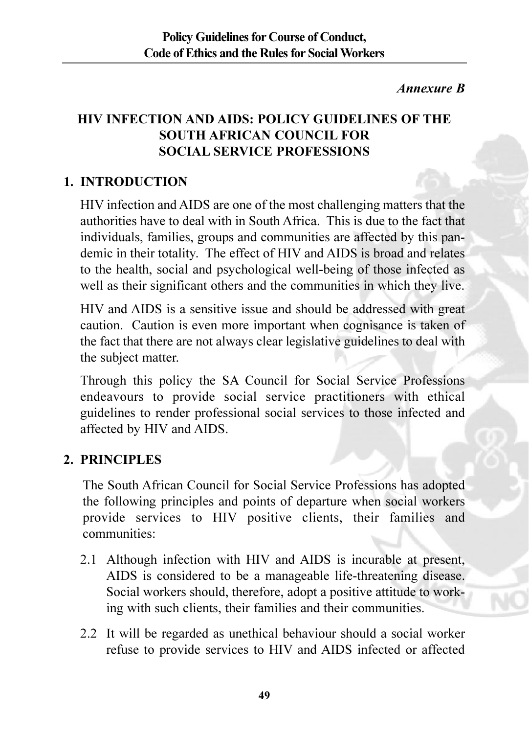*Annexure B*

# HIV INFECTION AND AIDS: POLICY GUIDELINES OF THE SOUTH AFRICAN COUNCIL FOR SOCIAL SERVICE PROFESSIONS

## 1. INTRODUCTION

HIV infection and AIDS are one of the most challenging matters that the authorities have to deal with in South Africa. This is due to the fact that individuals, families, groups and communities are affected by this pandemic in their totality. The effect of HIV and AIDS is broad and relates to the health, social and psychological well-being of those infected as well as their significant others and the communities in which they live.

HIV and AIDS is a sensitive issue and should be addressed with great caution. Caution is even more important when cognisance is taken of the fact that there are not always clear legislative guidelines to deal with the subject matter.

Through this policy the SA Council for Social Service Professions endeavours to provide social service practitioners with ethical guidelines to render professional social services to those infected and affected by HIV and AIDS.

## 2. PRINCIPLES

The South African Council for Social Service Professions has adopted the following principles and points of departure when social workers provide services to HIV positive clients, their families and communities:

2.1 Although infection with HIV and AIDS is incurable at present, AIDS is considered to be a manageable life-threatening disease. Social workers should, therefore, adopt a positive attitude to working with such clients, their families and their communities.

2.2 It will be regarded as unethical behaviour should a social worker refuse to provide services to HIV and AIDS infected or affected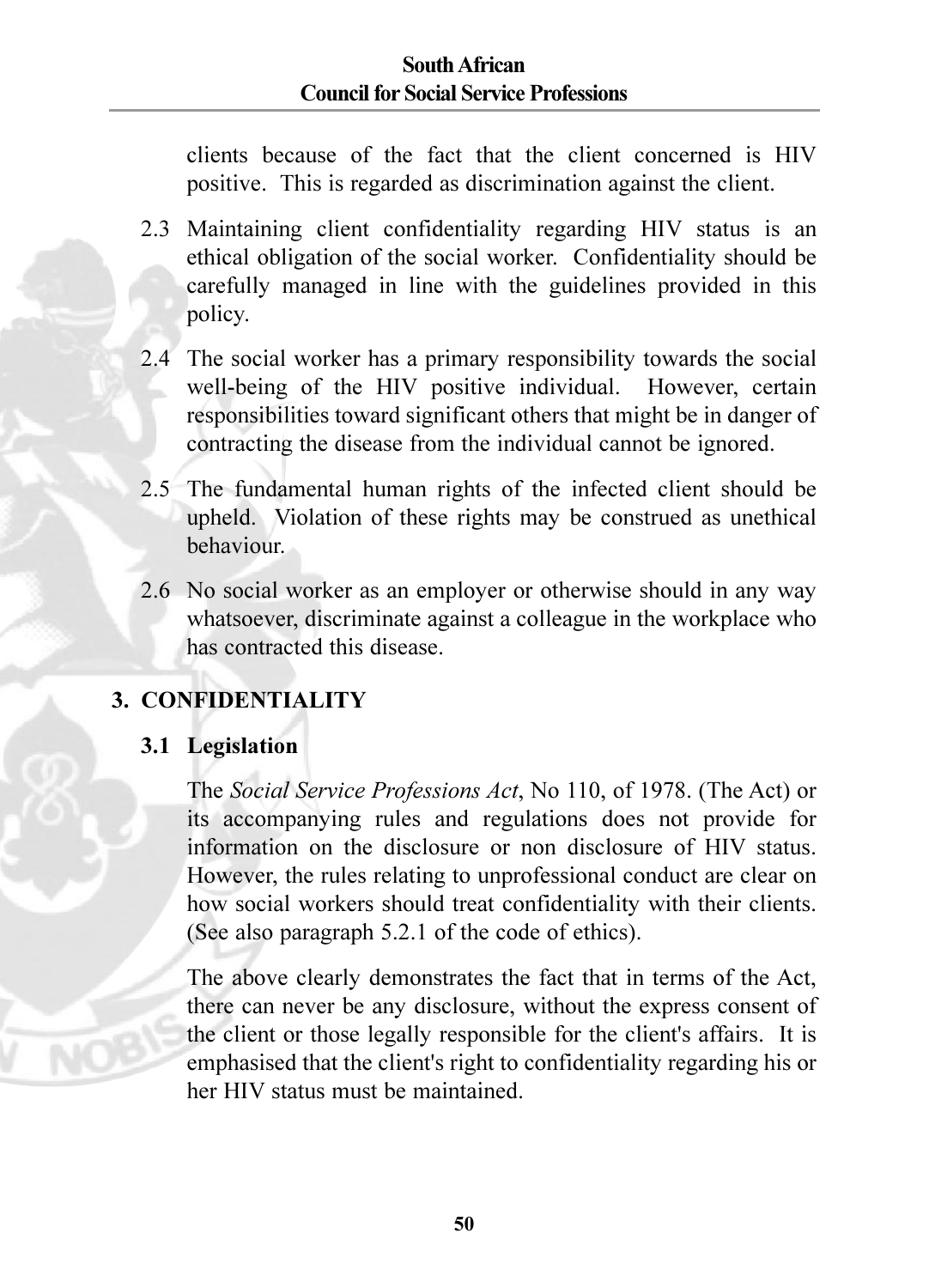clients because of the fact that the client concerned is HIV positive. This is regarded as discrimination against the client.

2.3 Maintaining client confidentiality regarding HIV status is an ethical obligation of the social worker. Confidentiality should be carefully managed in line with the guidelines provided in this policy.

2.4 The social worker has a primary responsibility towards the social well-being of the HIV positive individual. However, certain responsibilities toward significant others that might be in danger of contracting the disease from the individual cannot be ignored.

2.5 The fundamental human rights of the infected client should be upheld. Violation of these rights may be construed as unethical behaviour.

2.6 No social worker as an employer or otherwise should in any way whatsoever, discriminate against a colleague in the workplace who has contracted this disease.

## 3. CONFIDENTIALITY

### 3.1 Legislation

The *Social Service Professions Act*, No 110, of 1978. (The Act) or its accompanying rules and regulations does not provide for information on the disclosure or non disclosure of HIV status. However, the rules relating to unprofessional conduct are clear on how social workers should treat confidentiality with their clients. (See also paragraph 5.2.1 of the code of ethics).

The above clearly demonstrates the fact that in terms of the Act, there can never be any disclosure, without the express consent of the client or those legally responsible for the client's affairs. It is emphasised that the client's right to confidentiality regarding his or her HIV status must be maintained.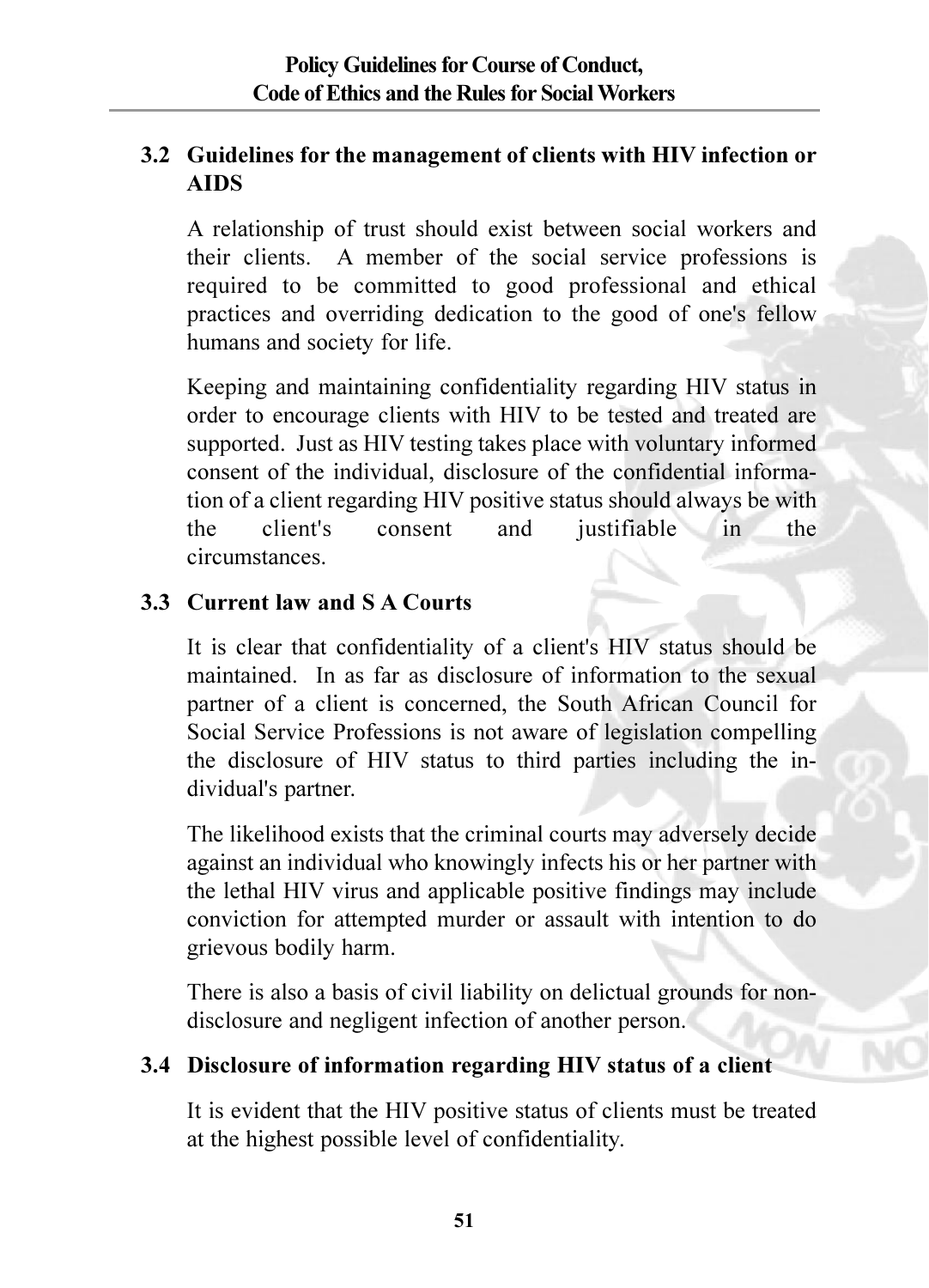## 3.2 Guidelines for the management of clients with HIV infection or AIDS

A relationship of trust should exist between social workers and their clients. A member of the social service professions is required to be committed to good professional and ethical practices and overriding dedication to the good of one's fellow humans and society for life.

Keeping and maintaining confidentiality regarding HIV status in order to encourage clients with HIV to be tested and treated are supported. Just as HIV testing takes place with voluntary informed consent of the individual, disclosure of the confidential information of a client regarding HIV positive status should always be with the client's consent and justifiable in the circumstances.

## 3.3 Current law and S A Courts

It is clear that confidentiality of a client's HIV status should be maintained. In as far as disclosure of information to the sexual partner of a client is concerned, the South African Council for Social Service Professions is not aware of legislation compelling the disclosure of HIV status to third parties including the individual's partner.

The likelihood exists that the criminal courts may adversely decide against an individual who knowingly infects his or her partner with the lethal HIV virus and applicable positive findings may include conviction for attempted murder or assault with intention to do grievous bodily harm.

There is also a basis of civil liability on delictual grounds for non-disclosure and negligent infection of another person.

## 3.4 Disclosure of information regarding HIV status of a client

It is evident that the HIV positive status of clients must be treated at the highest possible level of confidentiality.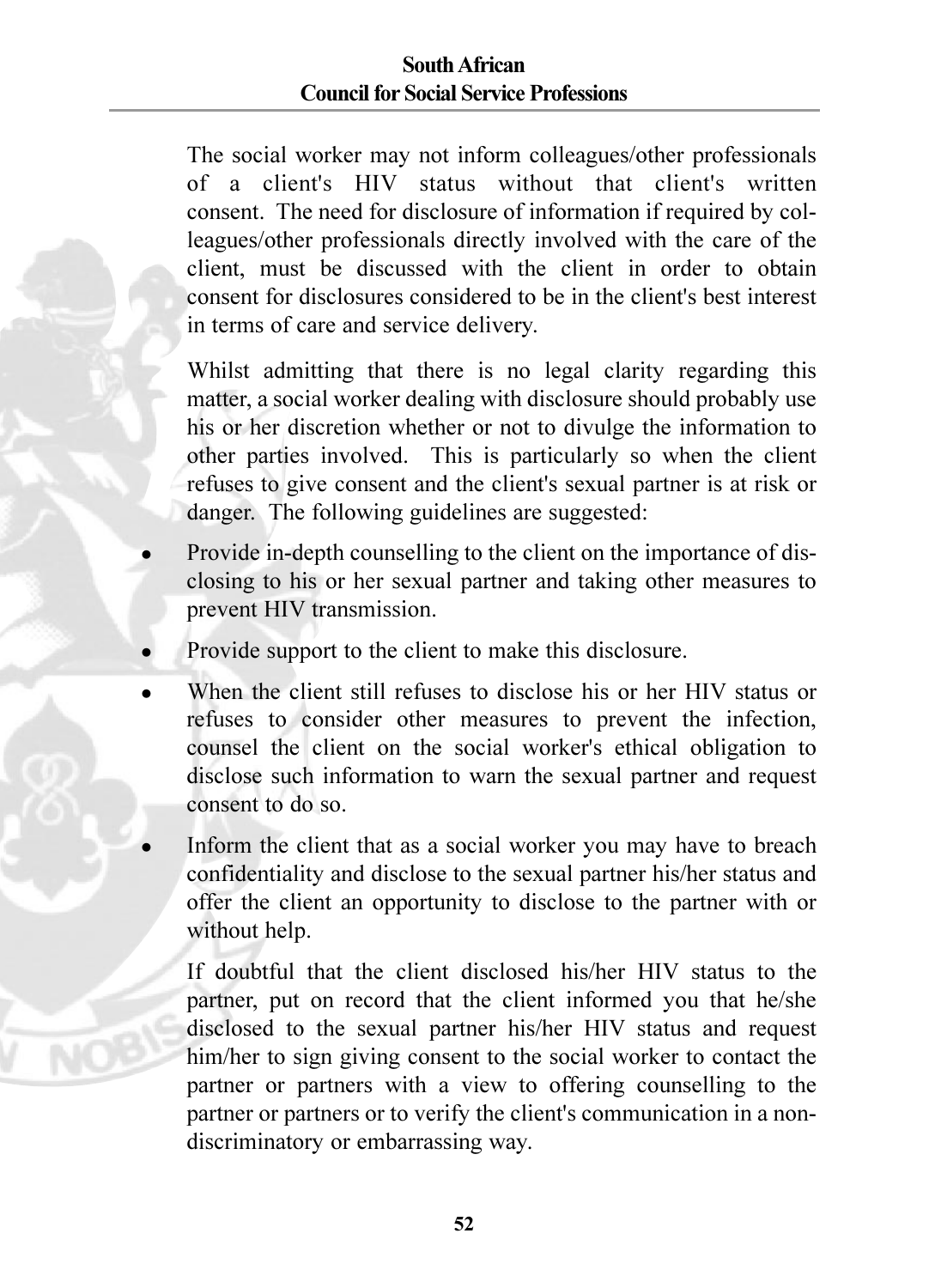The social worker may not inform colleagues/other professionals of a client's HIV status without that client's written consent. The need for disclosure of information if required by colleagues/other professionals directly involved with the care of the client, must be discussed with the client in order to obtain consent for disclosures considered to be in the client's best interest in terms of care and service delivery.

Whilst admitting that there is no legal clarity regarding this matter, a social worker dealing with disclosure should probably use his or her discretion whether or not to divulge the information to other parties involved. This is particularly so when the client refuses to give consent and the client's sexual partner is at risk or danger. The following guidelines are suggested:

- Provide in-depth counselling to the client on the importance of disclosing to his or her sexual partner and taking other measures to prevent HIV transmission.
- Provide support to the client to make this disclosure.
- When the client still refuses to disclose his or her HIV status or refuses to consider other measures to prevent the infection, counsel the client on the social worker's ethical obligation to disclose such information to warn the sexual partner and request consent to do so.
- Inform the client that as a social worker you may have to breach confidentiality and disclose to the sexual partner his/her status and offer the client an opportunity to disclose to the partner with or without help.

If doubtful that the client disclosed his/her HIV status to the partner, put on record that the client informed you that he/she disclosed to the sexual partner his/her HIV status and request him/her to sign giving consent to the social worker to contact the partner or partners with a view to offering counselling to the partner or partners or to verify the client's communication in a non-discriminatory or embarrassing way.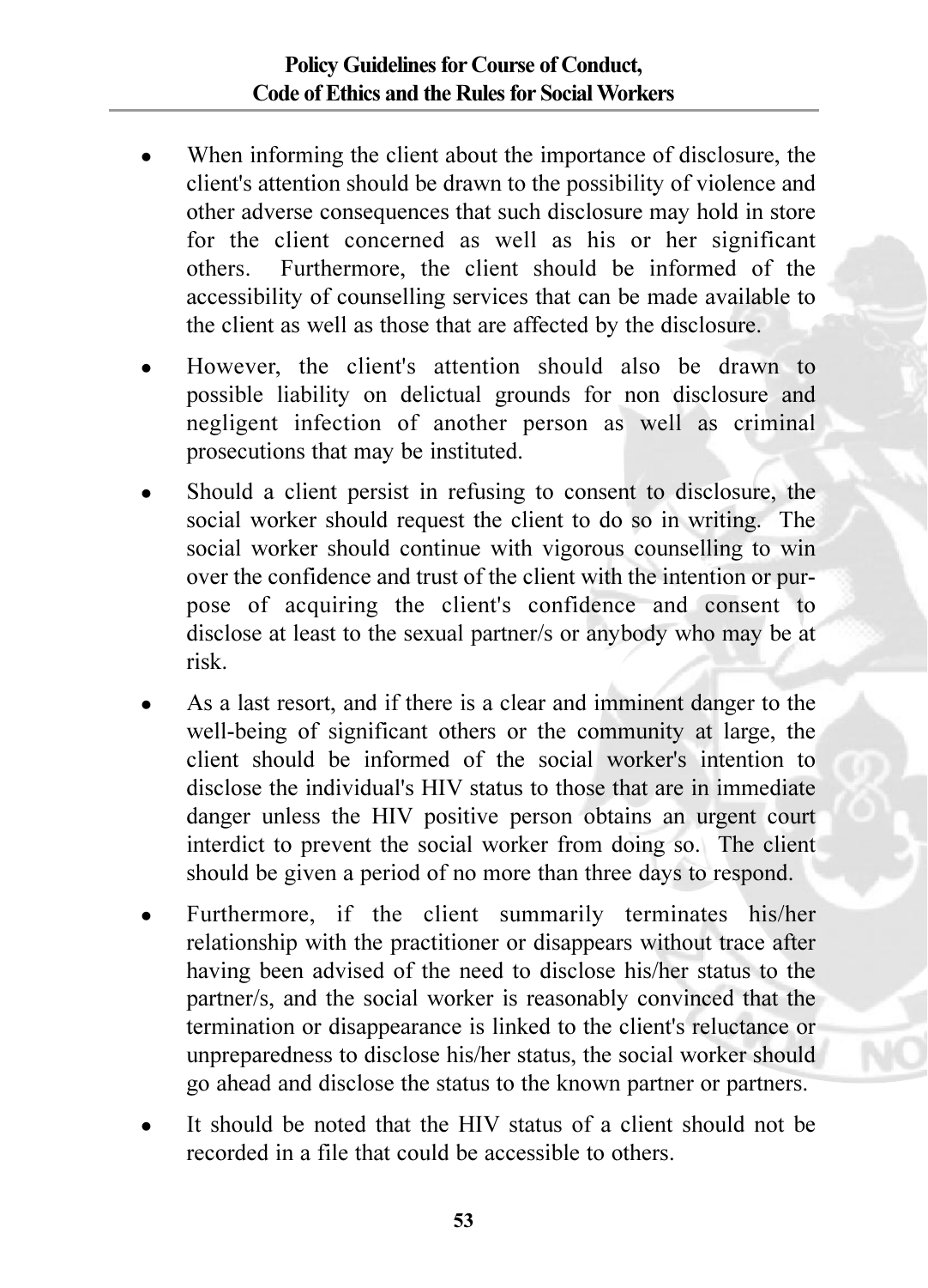- When informing the client about the importance of disclosure, the client's attention should be drawn to the possibility of violence and other adverse consequences that such disclosure may hold in store for the client concerned as well as his or her significant others. Furthermore, the client should be informed of the accessibility of counselling services that can be made available to the client as well as those that are affected by the disclosure.
- However, the client's attention should also be drawn to possible liability on delictual grounds for non disclosure and negligent infection of another person as well as criminal prosecutions that may be instituted.
- Should a client persist in refusing to consent to disclosure, the social worker should request the client to do so in writing. The social worker should continue with vigorous counselling to win over the confidence and trust of the client with the intention or purpose of acquiring the client's confidence and consent to disclose at least to the sexual partner/s or anybody who may be at risk.
- As a last resort, and if there is a clear and imminent danger to the well-being of significant others or the community at large, the client should be informed of the social worker's intention to disclose the individual's HIV status to those that are in immediate danger unless the HIV positive person obtains an urgent court interdict to prevent the social worker from doing so. The client should be given a period of no more than three days to respond.
- Furthermore, if the client summarily terminates his/her relationship with the practitioner or disappears without trace after having been advised of the need to disclose his/her status to the partner/s, and the social worker is reasonably convinced that the termination or disappearance is linked to the client's reluctance or unpreparedness to disclose his/her status, the social worker should go ahead and disclose the status to the known partner or partners.
- It should be noted that the HIV status of a client should not be recorded in a file that could be accessible to others.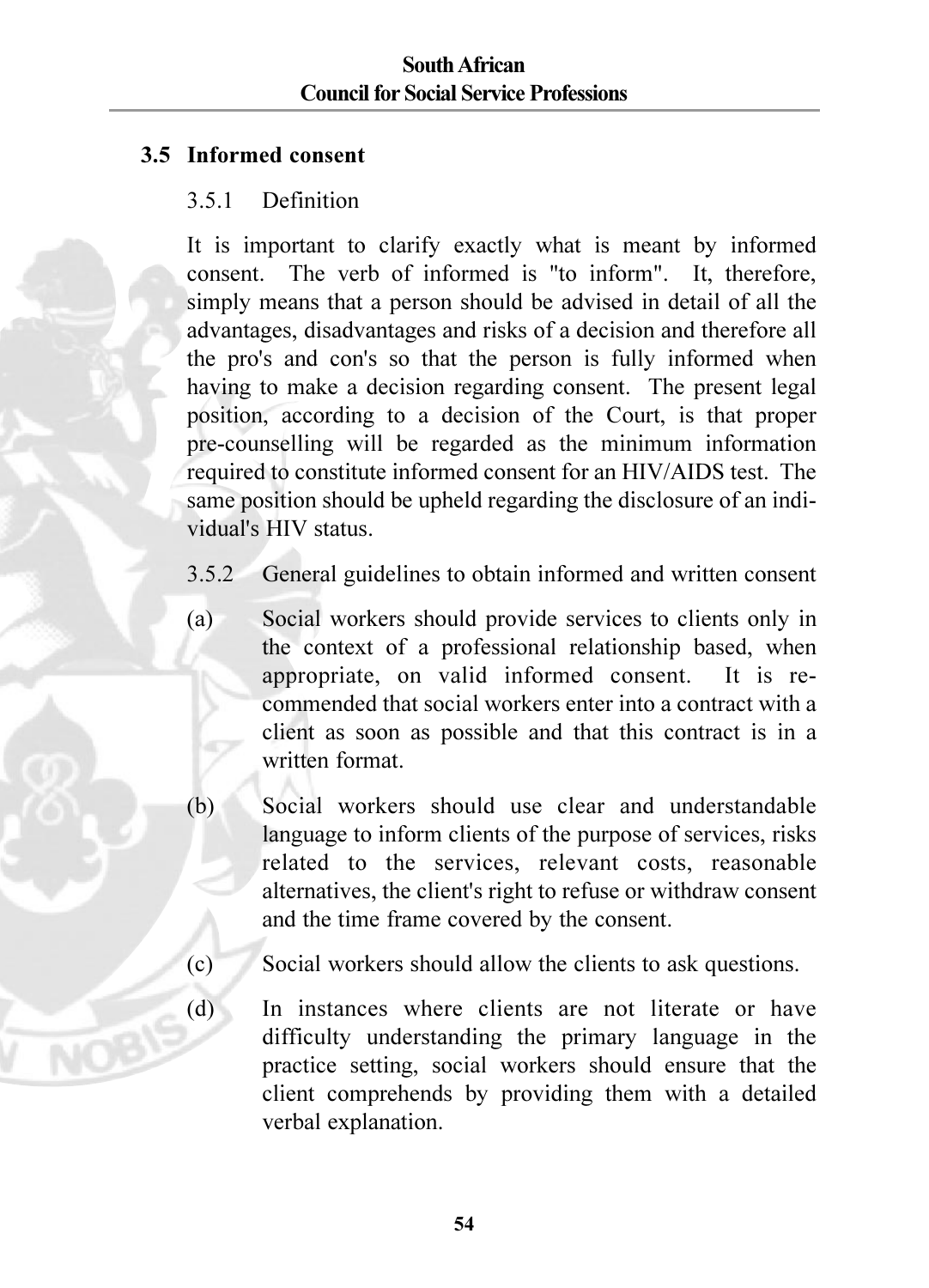### 3.5 Informed consent

#### 3.5.1 Definition

It is important to clarify exactly what is meant by informed consent. The verb of informed is "to inform". It, therefore, simply means that a person should be advised in detail of all the advantages, disadvantages and risks of a decision and therefore all the pro's and con's so that the person is fully informed when having to make a decision regarding consent. The present legal position, according to a decision of the Court, is that proper pre-counselling will be regarded as the minimum information required to constitute informed consent for an HIV/AIDS test. The same position should be upheld regarding the disclosure of an individual's HIV status.

#### 3.5.2 General guidelines to obtain informed and written consent

(a) Social workers should provide services to clients only in the context of a professional relationship based, when appropriate, on valid informed consent. It is recommended that social workers enter into a contract with a client as soon as possible and that this contract is in a written format.

(b) Social workers should use clear and understandable language to inform clients of the purpose of services, risks related to the services, relevant costs, reasonable alternatives, the client's right to refuse or withdraw consent and the time frame covered by the consent.

(c) Social workers should allow the clients to ask questions.

(d) In instances where clients are not literate or have difficulty understanding the primary language in the practice setting, social workers should ensure that the client comprehends by providing them with a detailed verbal explanation.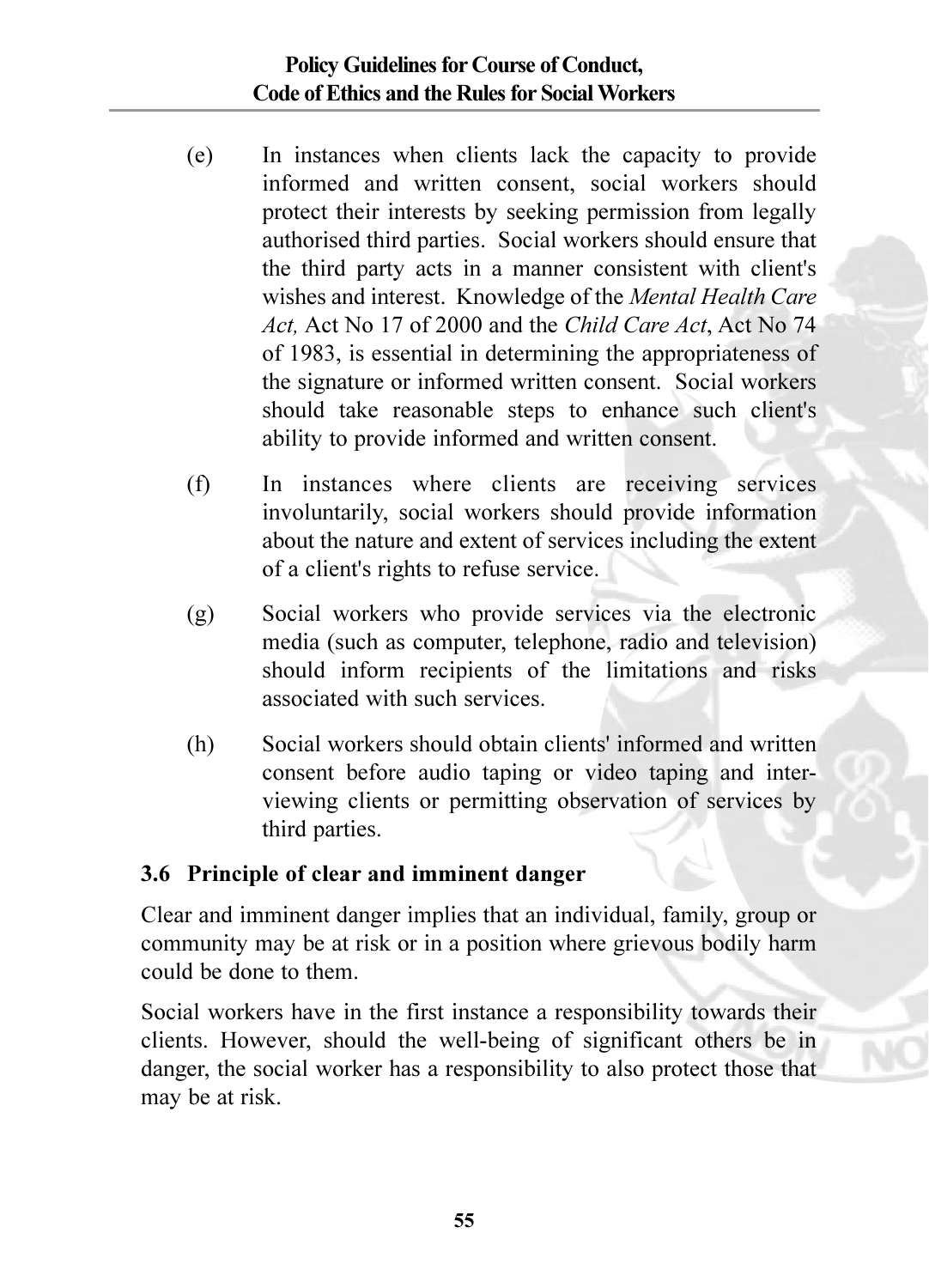(e) In instances when clients lack the capacity to provide informed and written consent, social workers should protect their interests by seeking permission from legally authorised third parties. Social workers should ensure that the third party acts in a manner consistent with client's wishes and interest. Knowledge of the *Mental Health Care Act,* Act No 17 of 2000 and the *Child Care Act*, Act No 74 of 1983, is essential in determining the appropriateness of the signature or informed written consent. Social workers should take reasonable steps to enhance such client's ability to provide informed and written consent.

(f) In instances where clients are receiving services involuntarily, social workers should provide information about the nature and extent of services including the extent of a client's rights to refuse service.

(g) Social workers who provide services via the electronic media (such as computer, telephone, radio and television) should inform recipients of the limitations and risks associated with such services.

(h) Social workers should obtain clients' informed and written consent before audio taping or video taping and interviewing clients or permitting observation of services by third parties.

### 3.6 Principle of clear and imminent danger

Clear and imminent danger implies that an individual, family, group or community may be at risk or in a position where grievous bodily harm could be done to them.

Social workers have in the first instance a responsibility towards their clients. However, should the well-being of significant others be in danger, the social worker has a responsibility to also protect those that may be at risk.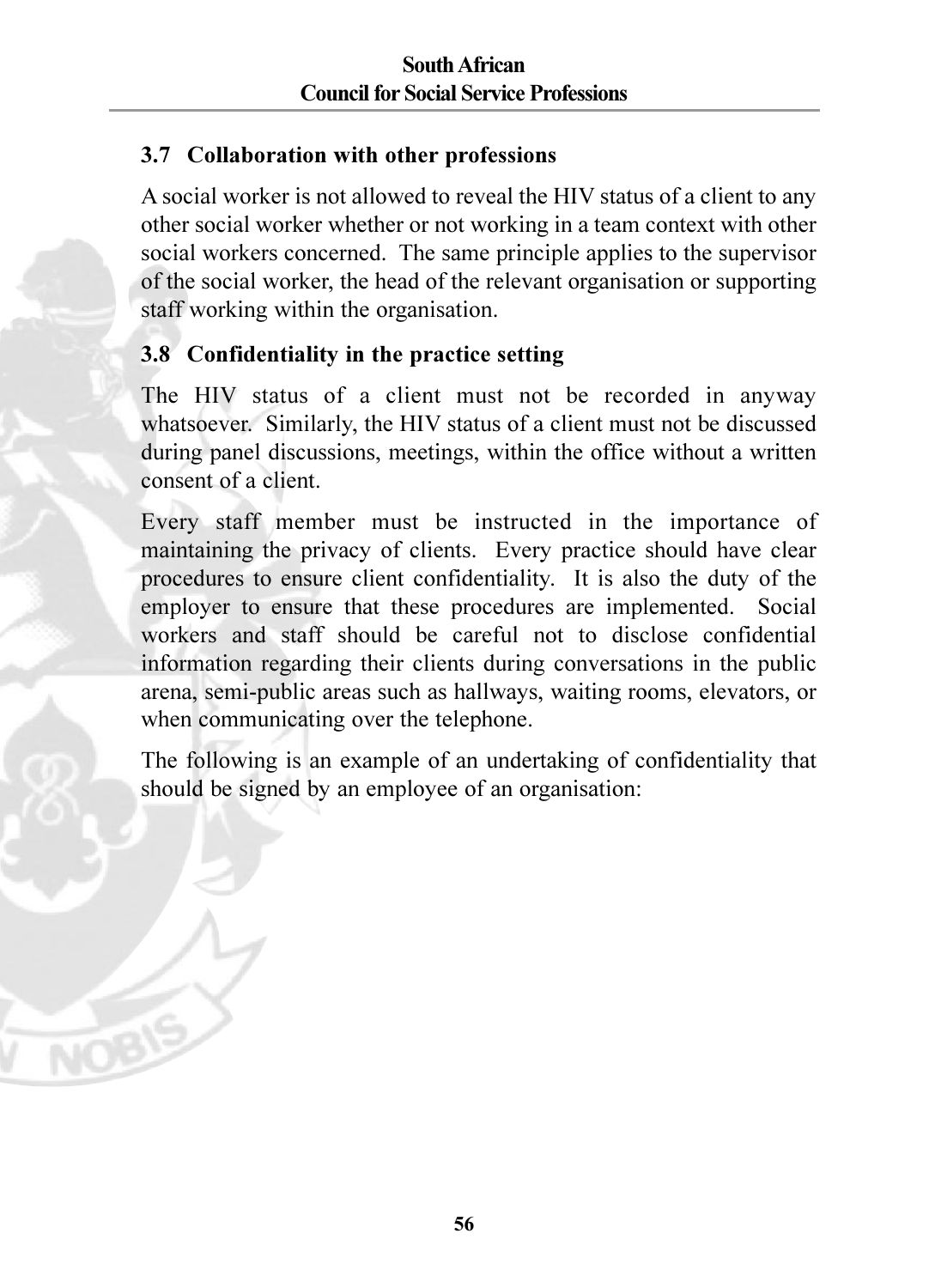### 3.7 Collaboration with other professions

A social worker is not allowed to reveal the HIV status of a client to any other social worker whether or not working in a team context with other social workers concerned. The same principle applies to the supervisor of the social worker, the head of the relevant organisation or supporting staff working within the organisation.

### 3.8 Confidentiality in the practice setting

The HIV status of a client must not be recorded in anyway whatsoever. Similarly, the HIV status of a client must not be discussed during panel discussions, meetings, within the office without a written consent of a client.

Every staff member must be instructed in the importance of maintaining the privacy of clients. Every practice should have clear procedures to ensure client confidentiality. It is also the duty of the employer to ensure that these procedures are implemented. Social workers and staff should be careful not to disclose confidential information regarding their clients during conversations in the public arena, semi-public areas such as hallways, waiting rooms, elevators, or when communicating over the telephone.

The following is an example of an undertaking of confidentiality that should be signed by an employee of an organisation: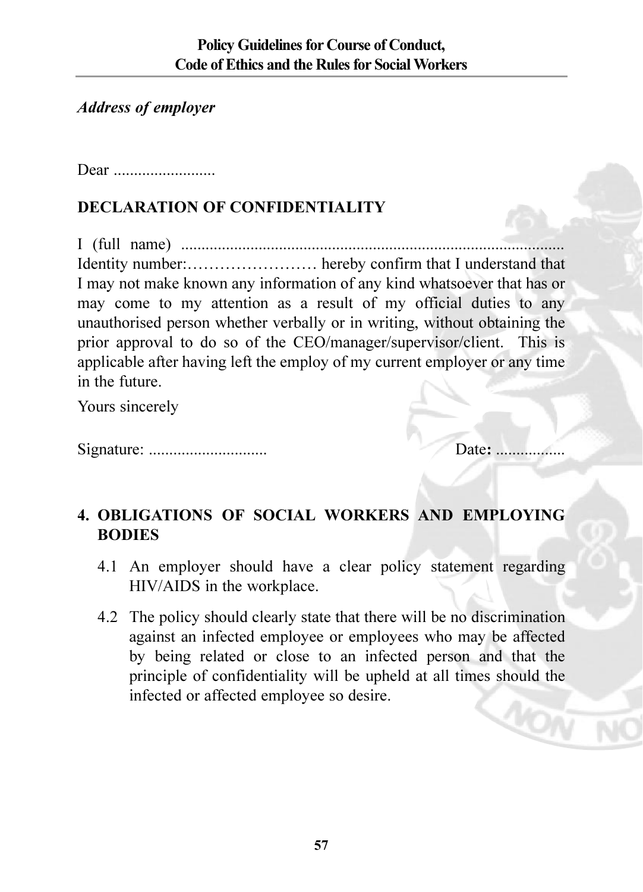*Address of employer*

Dear .........................

**DECLARATION OF CONFIDENTIALITY**

I (full name) .............................................................................................
Identity number:…………………… hereby confirm that I understand that I may not make known any information of any kind whatsoever that has or may come to my attention as a result of my official duties to any unauthorised person whether verbally or in writing, without obtaining the prior approval to do so of the CEO/manager/supervisor/client. This is applicable after having left the employ of my current employer or any time in the future.

Yours sincerely

Signature: ............................ Date**:** .................

## 4. OBLIGATIONS OF SOCIAL WORKERS AND EMPLOYING BODIES

4.1 An employer should have a clear policy statement regarding HIV/AIDS in the workplace.

4.2 The policy should clearly state that there will be no discrimination against an infected employee or employees who may be affected by being related or close to an infected person and that the principle of confidentiality will be upheld at all times should the infected or affected employee so desire.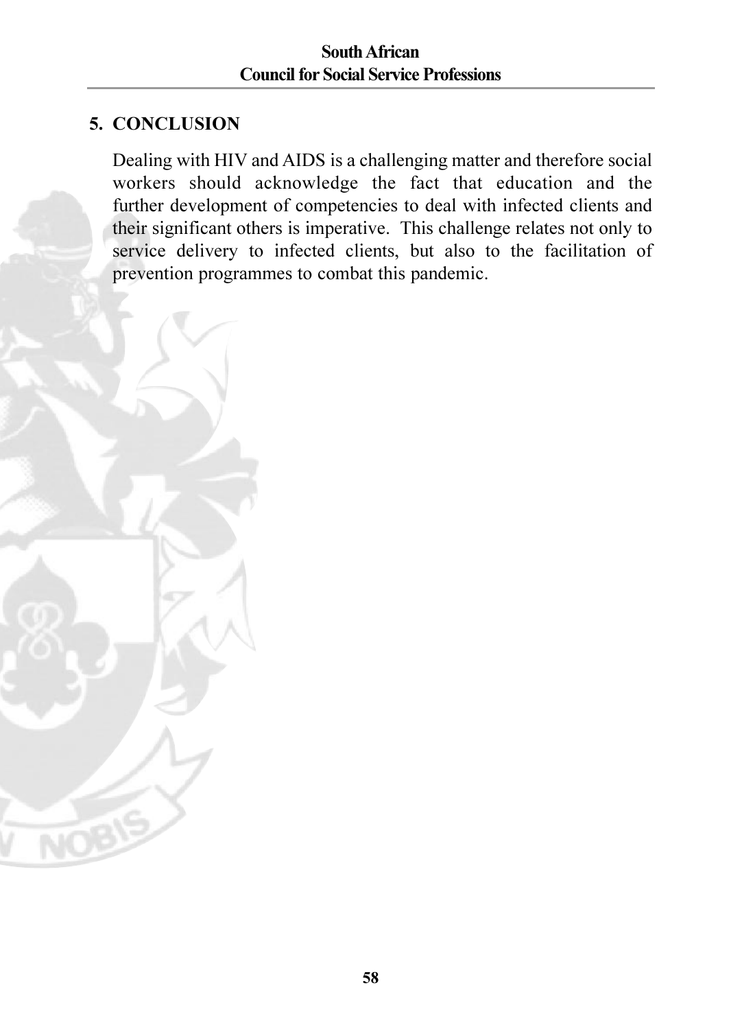## 5. CONCLUSION

Dealing with HIV and AIDS is a challenging matter and therefore social workers should acknowledge the fact that education and the further development of competencies to deal with infected clients and their significant others is imperative. This challenge relates not only to service delivery to infected clients, but also to the facilitation of prevention programmes to combat this pandemic.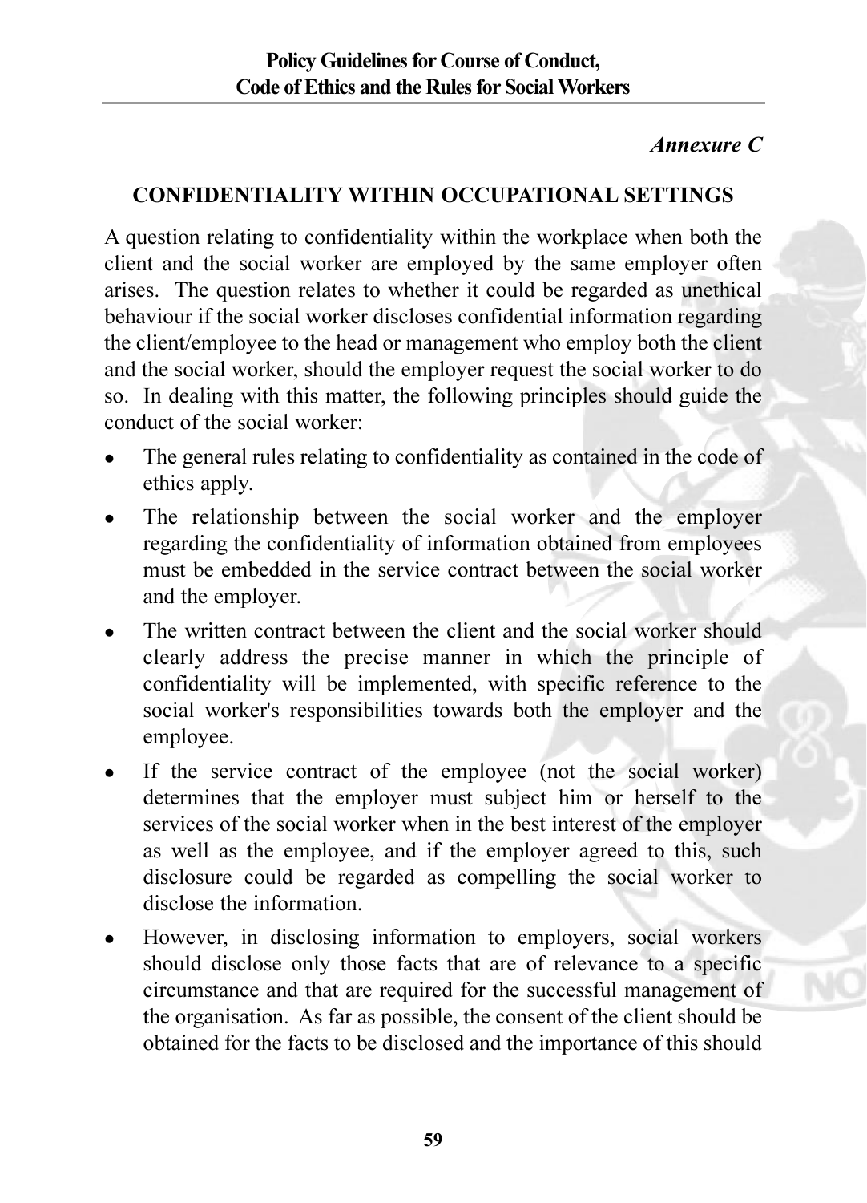*Annexure C*

## CONFIDENTIALITY WITHIN OCCUPATIONAL SETTINGS

A question relating to confidentiality within the workplace when both the client and the social worker are employed by the same employer often arises. The question relates to whether it could be regarded as unethical behaviour if the social worker discloses confidential information regarding the client/employee to the head or management who employ both the client and the social worker, should the employer request the social worker to do so. In dealing with this matter, the following principles should guide the conduct of the social worker:

- The general rules relating to confidentiality as contained in the code of ethics apply.
- The relationship between the social worker and the employer regarding the confidentiality of information obtained from employees must be embedded in the service contract between the social worker and the employer.
- The written contract between the client and the social worker should clearly address the precise manner in which the principle of confidentiality will be implemented, with specific reference to the social worker's responsibilities towards both the employer and the employee.
- If the service contract of the employee (not the social worker) determines that the employer must subject him or herself to the services of the social worker when in the best interest of the employer as well as the employee, and if the employer agreed to this, such disclosure could be regarded as compelling the social worker to disclose the information.
- However, in disclosing information to employers, social workers should disclose only those facts that are of relevance to a specific circumstance and that are required for the successful management of the organisation. As far as possible, the consent of the client should be obtained for the facts to be disclosed and the importance of this should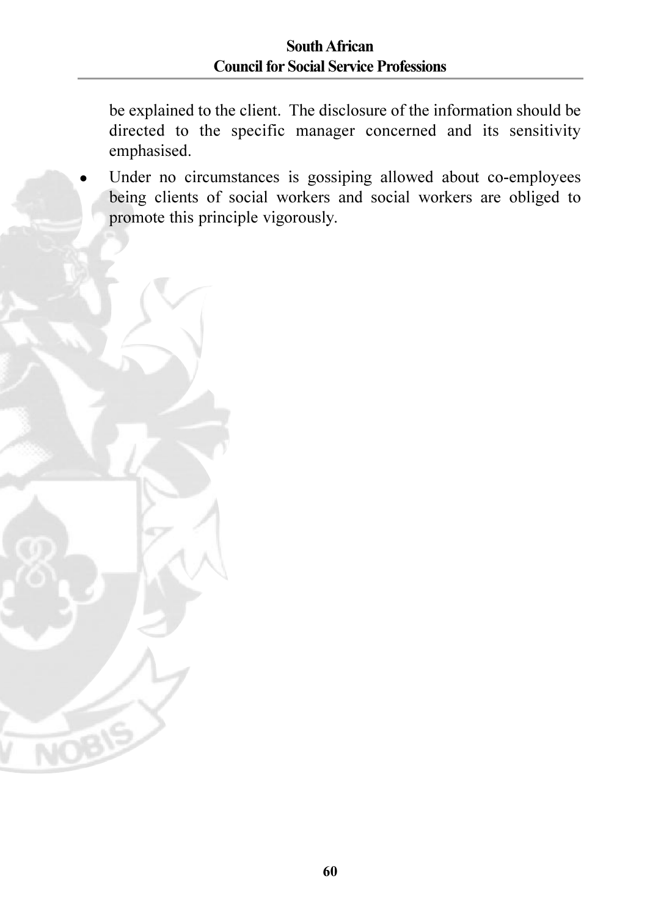be explained to the client. The disclosure of the information should be directed to the specific manager concerned and its sensitivity emphasised.

- Under no circumstances is gossiping allowed about co-employees being clients of social workers and social workers are obliged to promote this principle vigorously.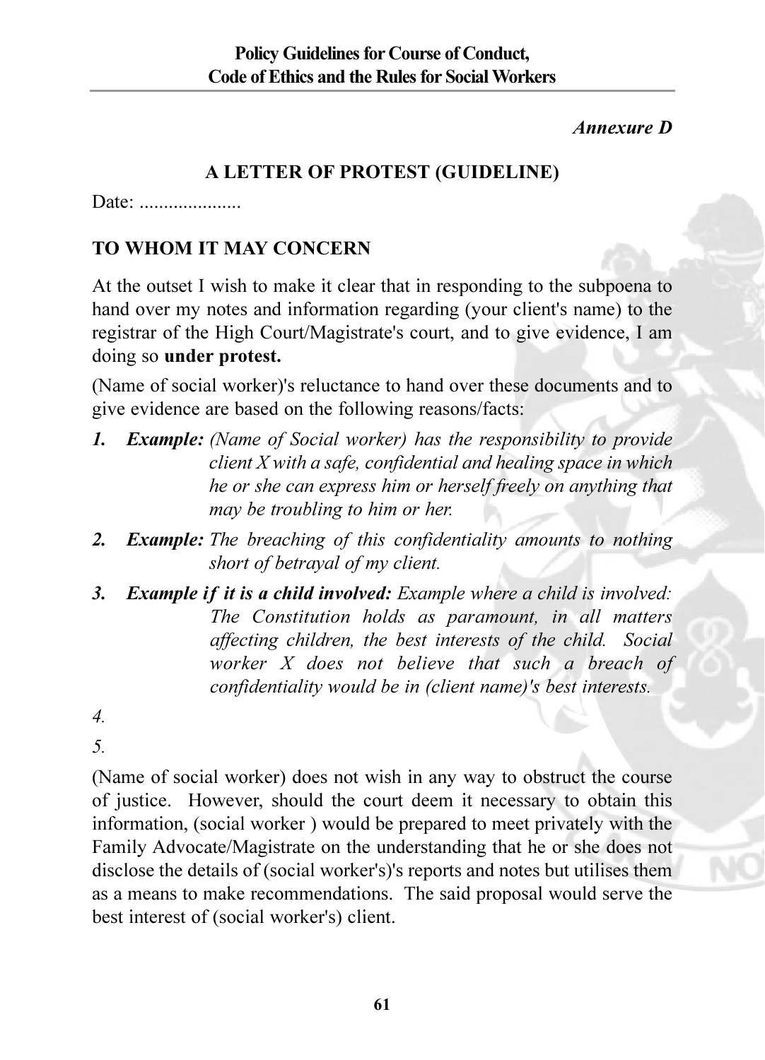*Annexure D*

## A LETTER OF PROTEST (GUIDELINE)

Date: .....................

**TO WHOM IT MAY CONCERN**

At the outset I wish to make it clear that in responding to the subpoena to hand over my notes and information regarding (your client's name) to the registrar of the High Court/Magistrate's court, and to give evidence, I am doing so **under protest.**

(Name of social worker)'s reluctance to hand over these documents and to give evidence are based on the following reasons/facts:

1. ***Example:*** *(Name of Social worker) has the responsibility to provide client X with a safe, confidential and healing space in which he or she can express him or herself freely on anything that may be troubling to him or her.*
2. ***Example:*** *The breaching of this confidentiality amounts to nothing short of betrayal of my client.*
3. ***Example if it is a child involved:*** *Example where a child is involved: The Constitution holds as paramount, in all matters affecting children, the best interests of the child. Social worker X does not believe that such a breach of confidentiality would be in (client name)'s best interests.*
4. 
5. 

(Name of social worker) does not wish in any way to obstruct the course of justice. However, should the court deem it necessary to obtain this information, (social worker ) would be prepared to meet privately with the Family Advocate/Magistrate on the understanding that he or she does not disclose the details of (social worker's)'s reports and notes but utilises them as a means to make recommendations. The said proposal would serve the best interest of (social worker's) client.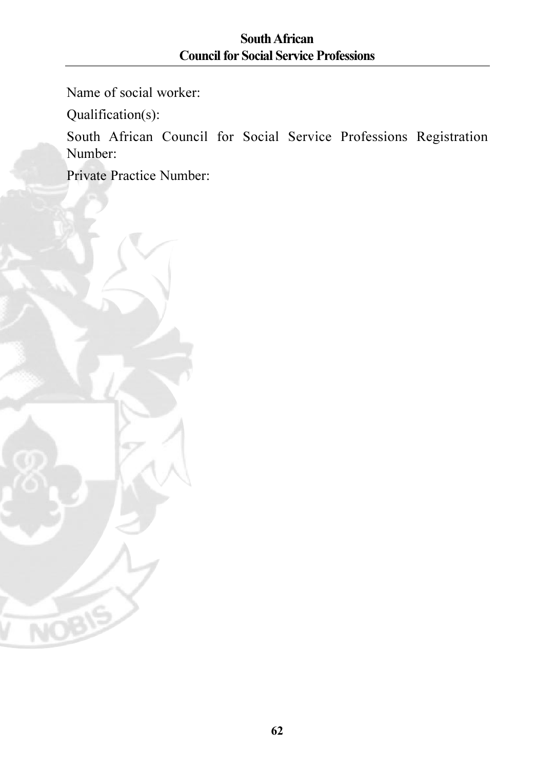Name of social worker:

Qualification(s):

South African Council for Social Service Professions Registration Number:

Private Practice Number: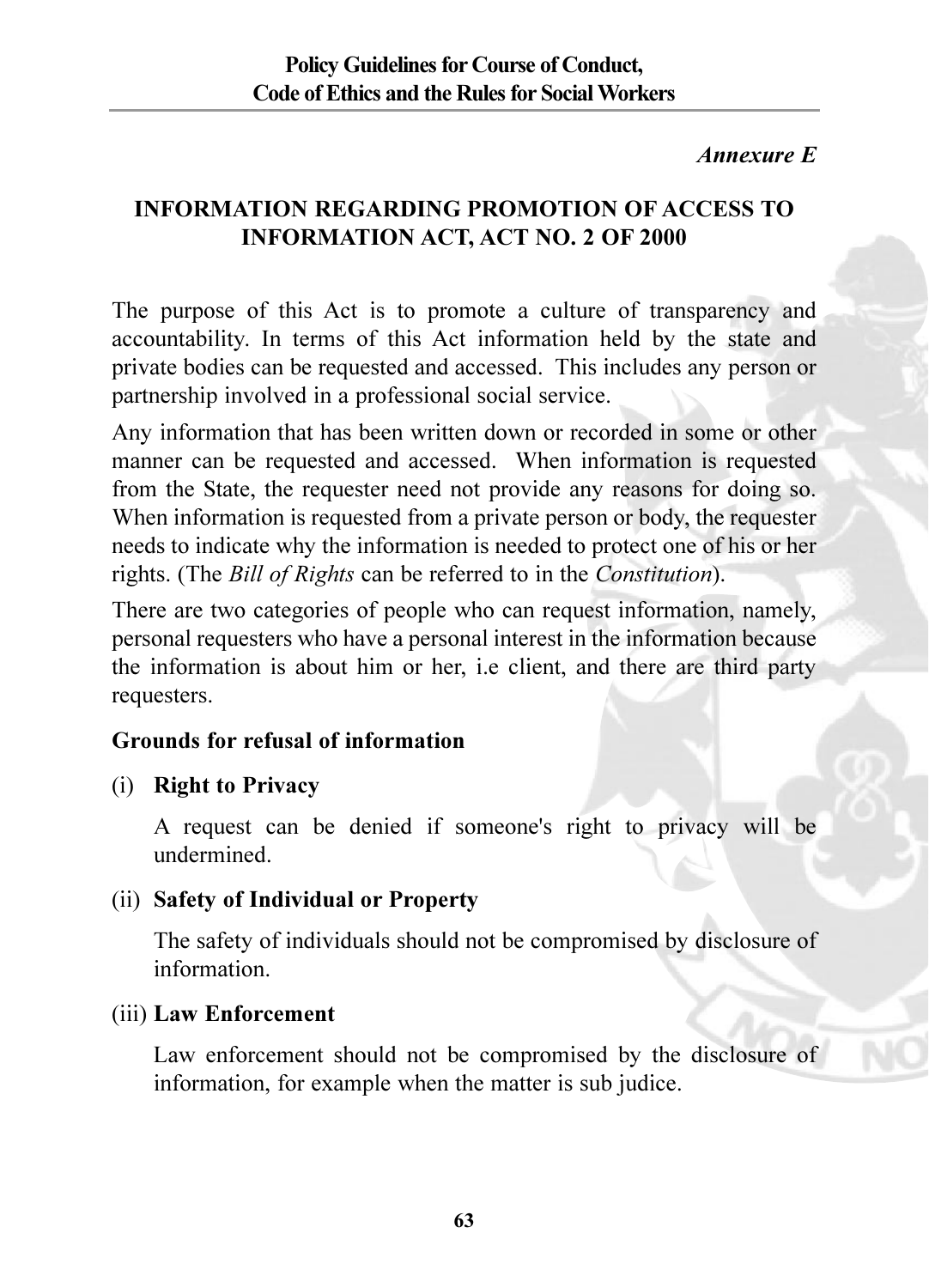*Annexure E*

## INFORMATION REGARDING PROMOTION OF ACCESS TO INFORMATION ACT, ACT NO. 2 OF 2000

The purpose of this Act is to promote a culture of transparency and accountability. In terms of this Act information held by the state and private bodies can be requested and accessed. This includes any person or partnership involved in a professional social service.

Any information that has been written down or recorded in some or other manner can be requested and accessed. When information is requested from the State, the requester need not provide any reasons for doing so. When information is requested from a private person or body, the requester needs to indicate why the information is needed to protect one of his or her rights. (The *Bill of Rights* can be referred to in the *Constitution*).

There are two categories of people who can request information, namely, personal requesters who have a personal interest in the information because the information is about him or her, i.e client, and there are third party requesters.

### Grounds for refusal of information

(i) **Right to Privacy**

A request can be denied if someone's right to privacy will be undermined.

(ii) **Safety of Individual or Property**

The safety of individuals should not be compromised by disclosure of information.

(iii) **Law Enforcement**

Law enforcement should not be compromised by the disclosure of information, for example when the matter is sub judice.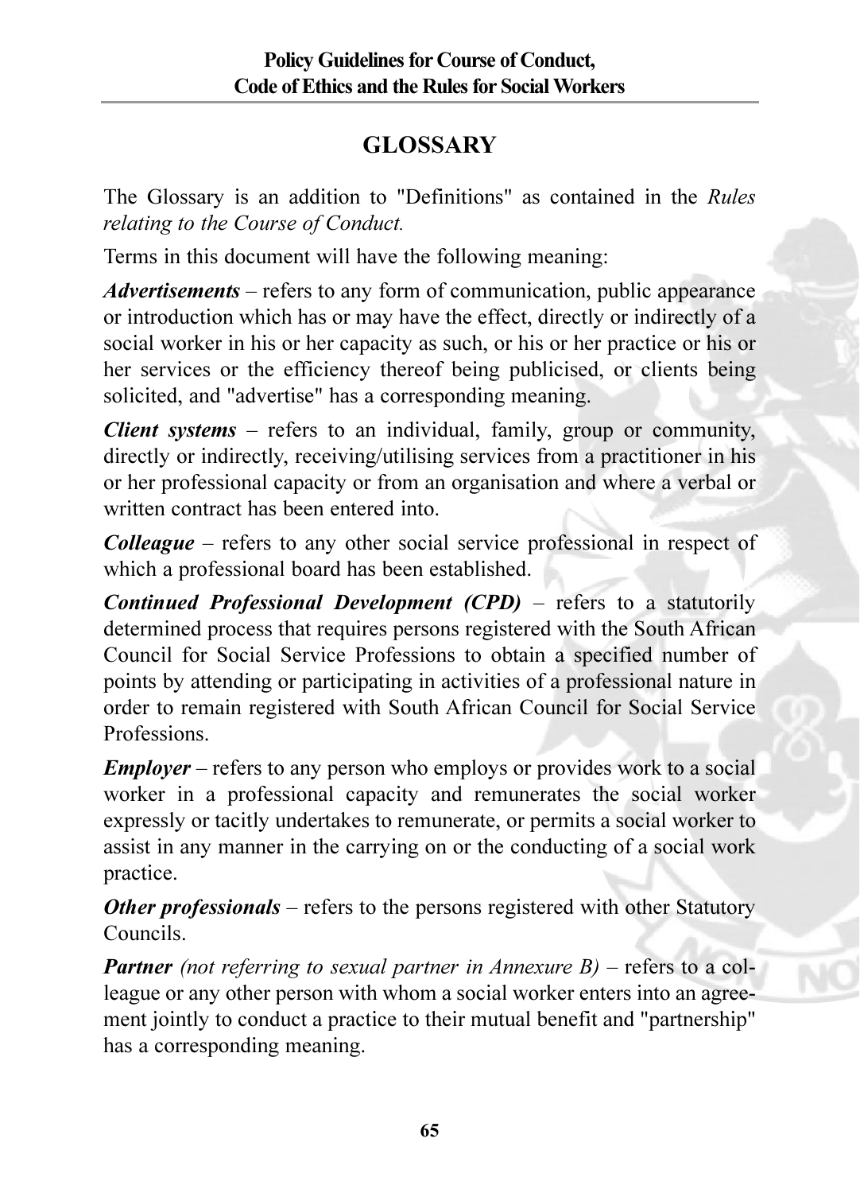# GLOSSARY

The Glossary is an addition to "Definitions" as contained in the *Rules relating to the Course of Conduct.*

Terms in this document will have the following meaning:

***Advertisements*** – refers to any form of communication, public appearance or introduction which has or may have the effect, directly or indirectly of a social worker in his or her capacity as such, or his or her practice or his or her services or the efficiency thereof being publicised, or clients being solicited, and "advertise" has a corresponding meaning.

***Client systems*** – refers to an individual, family, group or community, directly or indirectly, receiving/utilising services from a practitioner in his or her professional capacity or from an organisation and where a verbal or written contract has been entered into.

***Colleague*** – refers to any other social service professional in respect of which a professional board has been established.

***Continued Professional Development (CPD)*** – refers to a statutorily determined process that requires persons registered with the South African Council for Social Service Professions to obtain a specified number of points by attending or participating in activities of a professional nature in order to remain registered with South African Council for Social Service Professions.

***Employer*** – refers to any person who employs or provides work to a social worker in a professional capacity and remunerates the social worker expressly or tacitly undertakes to remunerate, or permits a social worker to assist in any manner in the carrying on or the conducting of a social work practice.

***Other professionals*** – refers to the persons registered with other Statutory Councils.

***Partner*** *(not referring to sexual partner in Annexure B)* – refers to a colleague or any other person with whom a social worker enters into an agreement jointly to conduct a practice to their mutual benefit and "partnership" has a corresponding meaning.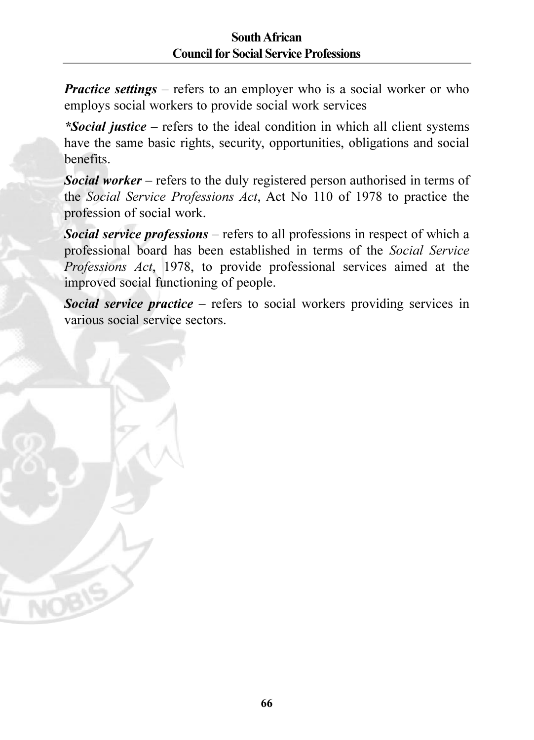***Practice settings*** – refers to an employer who is a social worker or who employs social workers to provide social work services

***\*Social justice*** – refers to the ideal condition in which all client systems have the same basic rights, security, opportunities, obligations and social benefits.

***Social worker*** – refers to the duly registered person authorised in terms of the *Social Service Professions Act*, Act No 110 of 1978 to practice the profession of social work.

***Social service professions*** – refers to all professions in respect of which a professional board has been established in terms of the *Social Service Professions Act*, 1978, to provide professional services aimed at the improved social functioning of people.

***Social service practice*** – refers to social workers providing services in various social service sectors.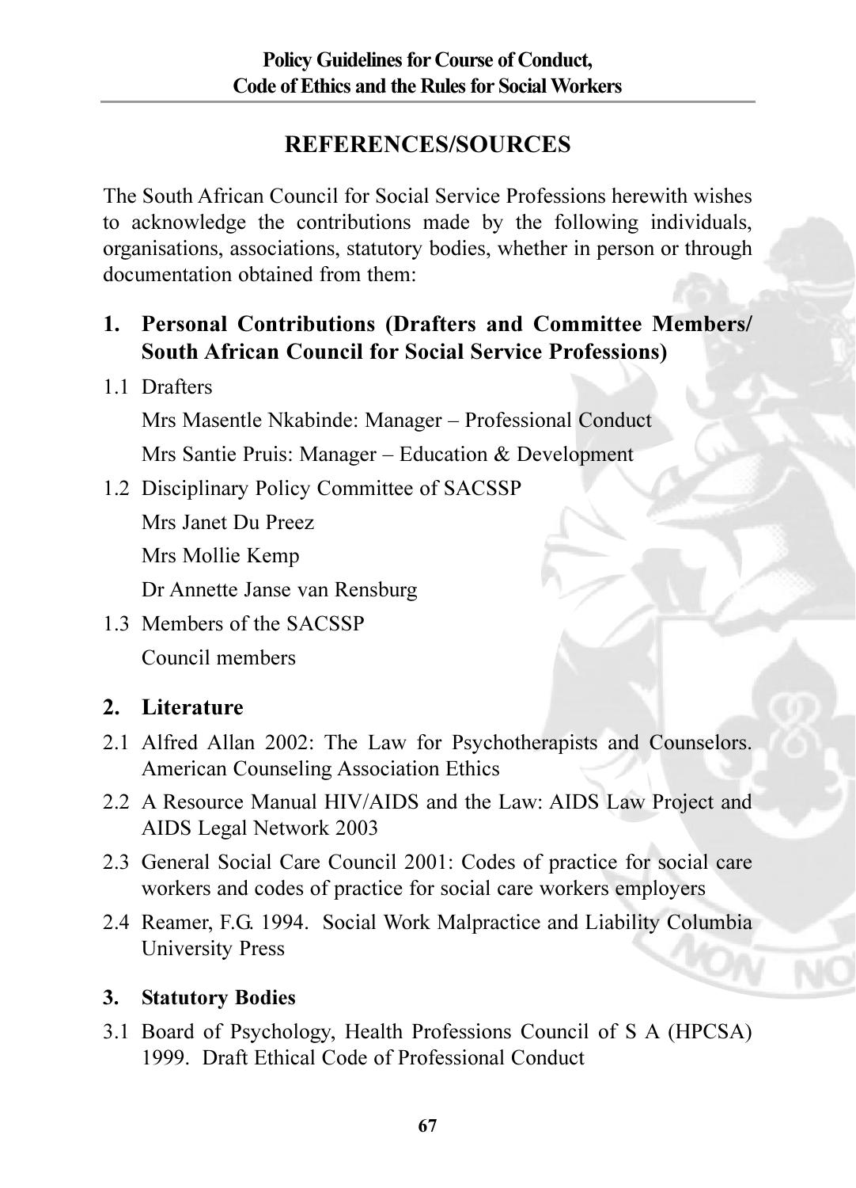## REFERENCES/SOURCES

The South African Council for Social Service Professions herewith wishes to acknowledge the contributions made by the following individuals, organisations, associations, statutory bodies, whether in person or through documentation obtained from them:

### 1. Personal Contributions (Drafters and Committee Members/ South African Council for Social Service Professions)

1.1 Drafters

Mrs Masentle Nkabinde: Manager – Professional Conduct

Mrs Santie Pruis: Manager – Education & Development

1.2 Disciplinary Policy Committee of SACSSP

Mrs Janet Du Preez

Mrs Mollie Kemp

Dr Annette Janse van Rensburg

1.3 Members of the SACSSP

Council members

### 2. Literature

2.1 Alfred Allan 2002: The Law for Psychotherapists and Counselors. American Counseling Association Ethics

2.2 A Resource Manual HIV/AIDS and the Law: AIDS Law Project and AIDS Legal Network 2003

2.3 General Social Care Council 2001: Codes of practice for social care workers and codes of practice for social care workers employers

2.4 Reamer, F.G. 1994. Social Work Malpractice and Liability Columbia University Press

### 3. Statutory Bodies

3.1 Board of Psychology, Health Professions Council of S A (HPCSA) 1999. Draft Ethical Code of Professional Conduct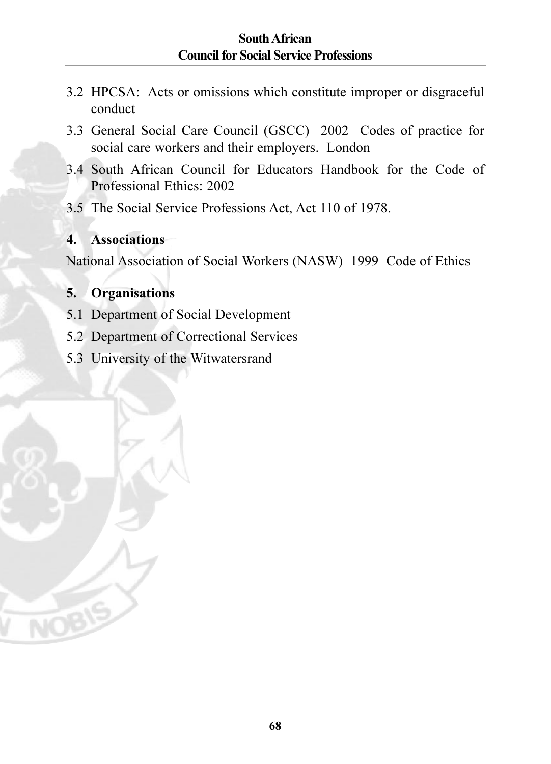3.2 HPCSA: Acts or omissions which constitute improper or disgraceful conduct

3.3 General Social Care Council (GSCC) 2002 Codes of practice for social care workers and their employers. London

3.4 South African Council for Educators Handbook for the Code of Professional Ethics: 2002

3.5 The Social Service Professions Act, Act 110 of 1978.

**4. Associations**

National Association of Social Workers (NASW) 1999 Code of Ethics

**5. Organisations**

5.1 Department of Social Development

5.2 Department of Correctional Services

5.3 University of the Witwatersrand